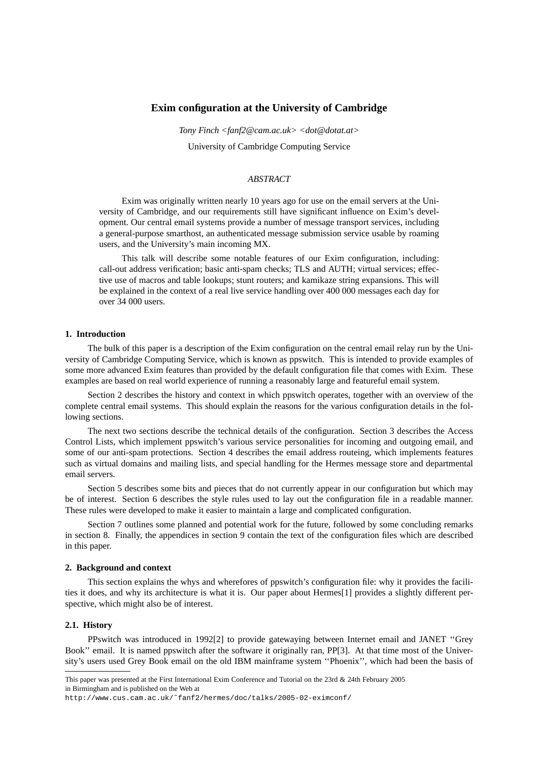# Exim configuration at the University of Cambridge

*Tony Finch <fanf2@cam.ac.uk> <dot@dotat.at>*

University of Cambridge Computing Service

*ABSTRACT*

Exim was originally written nearly 10 years ago for use on the email servers at the University of Cambridge, and our requirements still have significant influence on Exim's development. Our central email systems provide a number of message transport services, including a general-purpose smarthost, an authenticated message submission service usable by roaming users, and the University's main incoming MX.

This talk will describe some notable features of our Exim configuration, including: call-out address verification; basic anti-spam checks; TLS and AUTH; virtual services; effective use of macros and table lookups; stunt routers; and kamikaze string expansions. This will be explained in the context of a real live service handling over 400 000 messages each day for over 34 000 users.

## 1. Introduction

The bulk of this paper is a description of the Exim configuration on the central email relay run by the University of Cambridge Computing Service, which is known as ppswitch. This is intended to provide examples of some more advanced Exim features than provided by the default configuration file that comes with Exim. These examples are based on real world experience of running a reasonably large and featureful email system.

Section 2 describes the history and context in which ppswitch operates, together with an overview of the complete central email systems. This should explain the reasons for the various configuration details in the following sections.

The next two sections describe the technical details of the configuration. Section 3 describes the Access Control Lists, which implement ppswitch's various service personalities for incoming and outgoing email, and some of our anti-spam protections. Section 4 describes the email address routeing, which implements features such as virtual domains and mailing lists, and special handling for the Hermes message store and departmental email servers.

Section 5 describes some bits and pieces that do not currently appear in our configuration but which may be of interest. Section 6 describes the style rules used to lay out the configuration file in a readable manner. These rules were developed to make it easier to maintain a large and complicated configuration.

Section 7 outlines some planned and potential work for the future, followed by some concluding remarks in section 8. Finally, the appendices in section 9 contain the text of the configuration files which are described in this paper.

## 2. Background and context

This section explains the whys and wherefores of ppswitch's configuration file: why it provides the facilities it does, and why its architecture is what it is. Our paper about Hermes[1] provides a slightly different perspective, which might also be of interest.

### 2.1. History

PPswitch was introduced in 1992[2] to provide gatewaying between Internet email and JANET ''Grey Book'' email. It is named ppswitch after the software it originally ran, PP[3]. At that time most of the University's users used Grey Book email on the old IBM mainframe system ''Phoenix'', which had been the basis of

---

This paper was presented at the First International Exim Conference and Tutorial on the 23rd & 24th February 2005 in Birmingham and is published on the Web at
`http://www.cus.cam.ac.uk/~fanf2/hermes/doc/talks/2005-02-eximconf/`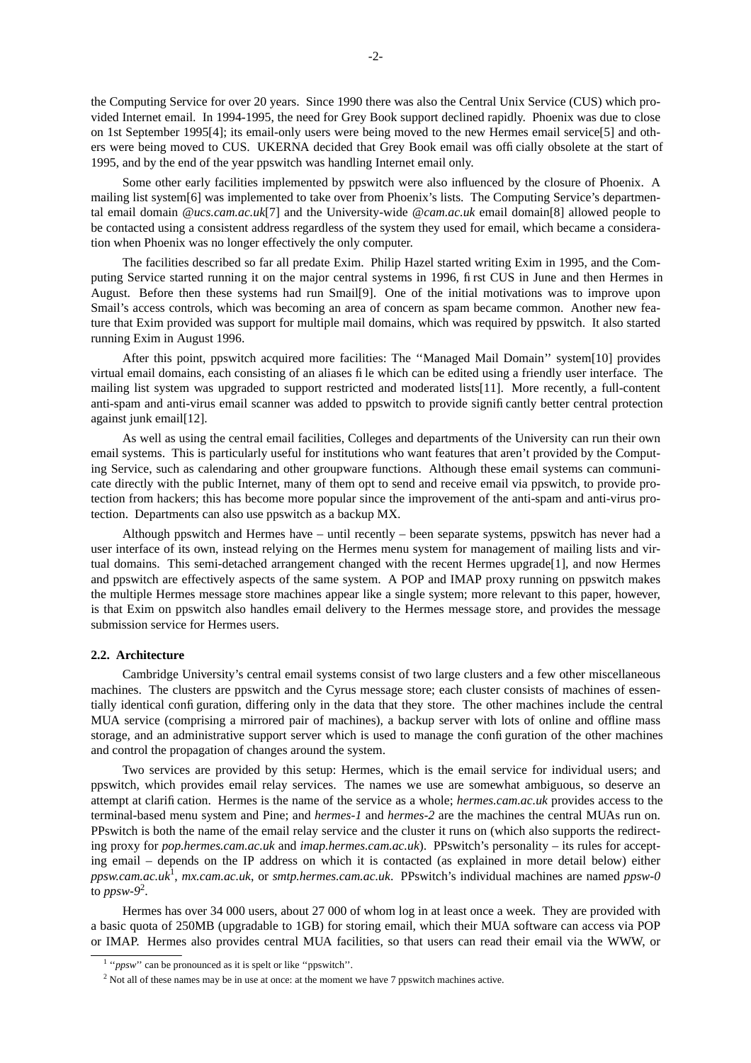the Computing Service for over 20 years. Since 1990 there was also the Central Unix Service (CUS) which provided Internet email. In 1994-1995, the need for Grey Book support declined rapidly. Phoenix was due to close on 1st September 1995[4]; its email-only users were being moved to the new Hermes email service[5] and others were being moved to CUS. UKERNA decided that Grey Book email was officially obsolete at the start of 1995, and by the end of the year ppswitch was handling Internet email only.

Some other early facilities implemented by ppswitch were also influenced by the closure of Phoenix. A mailing list system[6] was implemented to take over from Phoenix's lists. The Computing Service's departmental email domain *@ucs.cam.ac.uk*[7] and the University-wide *@cam.ac.uk* email domain[8] allowed people to be contacted using a consistent address regardless of the system they used for email, which became a consideration when Phoenix was no longer effectively the only computer.

The facilities described so far all predate Exim. Philip Hazel started writing Exim in 1995, and the Computing Service started running it on the major central systems in 1996, first CUS in June and then Hermes in August. Before then these systems had run Smail[9]. One of the initial motivations was to improve upon Smail's access controls, which was becoming an area of concern as spam became common. Another new feature that Exim provided was support for multiple mail domains, which was required by ppswitch. It also started running Exim in August 1996.

After this point, ppswitch acquired more facilities: The ''Managed Mail Domain'' system[10] provides virtual email domains, each consisting of an aliases file which can be edited using a friendly user interface. The mailing list system was upgraded to support restricted and moderated lists[11]. More recently, a full-content anti-spam and anti-virus email scanner was added to ppswitch to provide significantly better central protection against junk email[12].

As well as using the central email facilities, Colleges and departments of the University can run their own email systems. This is particularly useful for institutions who want features that aren't provided by the Computing Service, such as calendaring and other groupware functions. Although these email systems can communicate directly with the public Internet, many of them opt to send and receive email via ppswitch, to provide protection from hackers; this has become more popular since the improvement of the anti-spam and anti-virus protection. Departments can also use ppswitch as a backup MX.

Although ppswitch and Hermes have – until recently – been separate systems, ppswitch has never had a user interface of its own, instead relying on the Hermes menu system for management of mailing lists and virtual domains. This semi-detached arrangement changed with the recent Hermes upgrade[1], and now Hermes and ppswitch are effectively aspects of the same system. A POP and IMAP proxy running on ppswitch makes the multiple Hermes message store machines appear like a single system; more relevant to this paper, however, is that Exim on ppswitch also handles email delivery to the Hermes message store, and provides the message submission service for Hermes users.

### 2.2. Architecture

Cambridge University's central email systems consist of two large clusters and a few other miscellaneous machines. The clusters are ppswitch and the Cyrus message store; each cluster consists of machines of essentially identical configuration, differing only in the data that they store. The other machines include the central MUA service (comprising a mirrored pair of machines), a backup server with lots of online and offline mass storage, and an administrative support server which is used to manage the configuration of the other machines and control the propagation of changes around the system.

Two services are provided by this setup: Hermes, which is the email service for individual users; and ppswitch, which provides email relay services. The names we use are somewhat ambiguous, so deserve an attempt at clarification. Hermes is the name of the service as a whole; *hermes.cam.ac.uk* provides access to the terminal-based menu system and Pine; and *hermes-1* and *hermes-2* are the machines the central MUAs run on. PPswitch is both the name of the email relay service and the cluster it runs on (which also supports the redirecting proxy for *pop.hermes.cam.ac.uk* and *imap.hermes.cam.ac.uk*). PPswitch's personality – its rules for accepting email – depends on the IP address on which it is contacted (as explained in more detail below) either *ppsw.cam.ac.uk*[1], *mx.cam.ac.uk*, or *smtp.hermes.cam.ac.uk*. PPswitch's individual machines are named *ppsw-0* to *ppsw-9*[2].

Hermes has over 34 000 users, about 27 000 of whom log in at least once a week. They are provided with a basic quota of 250MB (upgradable to 1GB) for storing email, which their MUA software can access via POP or IMAP. Hermes also provides central MUA facilities, so that users can read their email via the WWW, or

---

[1] ''*ppsw*'' can be pronounced as it is spelt or like ''ppswitch''.

[2] Not all of these names may be in use at once: at the moment we have 7 ppswitch machines active.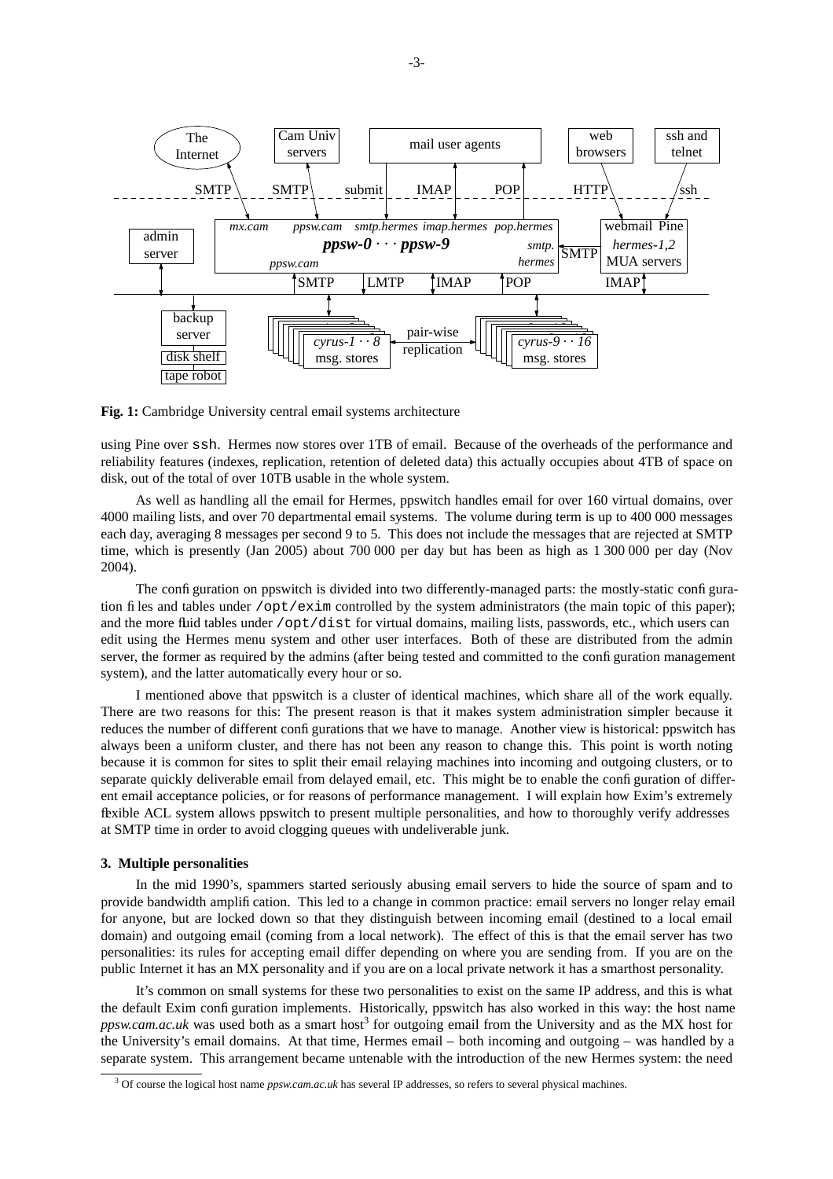**Fig. 1:** Cambridge University central email systems architecture

using Pine over `ssh`. Hermes now stores over 1TB of email. Because of the overheads of the performance and reliability features (indexes, replication, retention of deleted data) this actually occupies about 4TB of space on disk, out of the total of over 10TB usable in the whole system.

As well as handling all the email for Hermes, ppswitch handles email for over 160 virtual domains, over 4000 mailing lists, and over 70 departmental email systems. The volume during term is up to 400 000 messages each day, averaging 8 messages per second 9 to 5. This does not include the messages that are rejected at SMTP time, which is presently (Jan 2005) about 700 000 per day but has been as high as 1 300 000 per day (Nov 2004).

The configuration on ppswitch is divided into two differently-managed parts: the mostly-static configuration files and tables under `/opt/exim` controlled by the system administrators (the main topic of this paper); and the more fluid tables under `/opt/dist` for virtual domains, mailing lists, passwords, etc., which users can edit using the Hermes menu system and other user interfaces. Both of these are distributed from the admin server, the former as required by the admins (after being tested and committed to the configuration management system), and the latter automatically every hour or so.

I mentioned above that ppswitch is a cluster of identical machines, which share all of the work equally. There are two reasons for this: The present reason is that it makes system administration simpler because it reduces the number of different configurations that we have to manage. Another view is historical: ppswitch has always been a uniform cluster, and there has not been any reason to change this. This point is worth noting because it is common for sites to split their email relaying machines into incoming and outgoing clusters, or to separate quickly deliverable email from delayed email, etc. This might be to enable the configuration of different email acceptance policies, or for reasons of performance management. I will explain how Exim's extremely flexible ACL system allows ppswitch to present multiple personalities, and how to thoroughly verify addresses at SMTP time in order to avoid clogging queues with undeliverable junk.

### 3. Multiple personalities

In the mid 1990's, spammers started seriously abusing email servers to hide the source of spam and to provide bandwidth amplification. This led to a change in common practice: email servers no longer relay email for anyone, but are locked down so that they distinguish between incoming email (destined to a local email domain) and outgoing email (coming from a local network). The effect of this is that the email server has two personalities: its rules for accepting email differ depending on where you are sending from. If you are on the public Internet it has an MX personality and if you are on a local private network it has a smarthost personality.

It's common on small systems for these two personalities to exist on the same IP address, and this is what the default Exim configuration implements. Historically, ppswitch has also worked in this way: the host name *ppsw.cam.ac.uk* was used both as a smart host[3] for outgoing email from the University and as the MX host for the University's email domains. At that time, Hermes email – both incoming and outgoing – was handled by a separate system. This arrangement became untenable with the introduction of the new Hermes system: the need

[3] Of course the logical host name *ppsw.cam.ac.uk* has several IP addresses, so refers to several physical machines.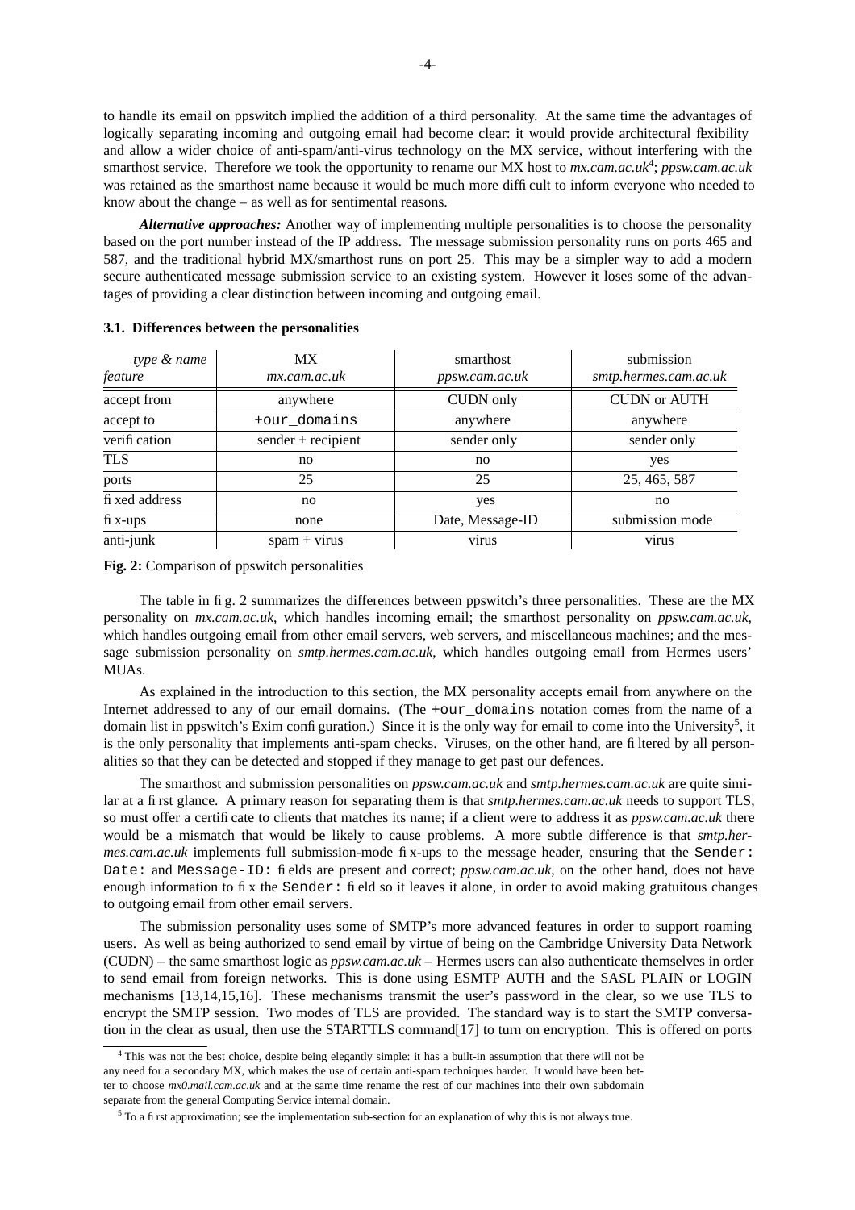to handle its email on ppswitch implied the addition of a third personality. At the same time the advantages of logically separating incoming and outgoing email had become clear: it would provide architectural flexibility and allow a wider choice of anti-spam/anti-virus technology on the MX service, without interfering with the smarthost service. Therefore we took the opportunity to rename our MX host to *mx.cam.ac.uk*[4]; *ppsw.cam.ac.uk* was retained as the smarthost name because it would be much more difficult to inform everyone who needed to know about the change – as well as for sentimental reasons.

***Alternative approaches:*** Another way of implementing multiple personalities is to choose the personality based on the port number instead of the IP address. The message submission personality runs on ports 465 and 587, and the traditional hybrid MX/smarthost runs on port 25. This may be a simpler way to add a modern secure authenticated message submission service to an existing system. However it loses some of the advantages of providing a clear distinction between incoming and outgoing email.

### 3.1. Differences between the personalities

| *type & name* / *feature* | MX *mx.cam.ac.uk* | smarthost *ppsw.cam.ac.uk* | submission *smtp.hermes.cam.ac.uk* |
|---|---|---|---|
| accept from | anywhere | CUDN only | CUDN or AUTH |
| accept to | `+our_domains` | anywhere | anywhere |
| verification | sender + recipient | sender only | sender only |
| TLS | no | no | yes |
| ports | 25 | 25 | 25, 465, 587 |
| fixed address | no | yes | no |
| fix-ups | none | Date, Message-ID | submission mode |
| anti-junk | spam + virus | virus | virus |

**Fig. 2:** Comparison of ppswitch personalities

The table in fig. 2 summarizes the differences between ppswitch's three personalities. These are the MX personality on *mx.cam.ac.uk*, which handles incoming email; the smarthost personality on *ppsw.cam.ac.uk*, which handles outgoing email from other email servers, web servers, and miscellaneous machines; and the message submission personality on *smtp.hermes.cam.ac.uk*, which handles outgoing email from Hermes users' MUAs.

As explained in the introduction to this section, the MX personality accepts email from anywhere on the Internet addressed to any of our email domains. (The `+our_domains` notation comes from the name of a domain list in ppswitch's Exim configuration.) Since it is the only way for email to come into the University[5], it is the only personality that implements anti-spam checks. Viruses, on the other hand, are filtered by all personalities so that they can be detected and stopped if they manage to get past our defences.

The smarthost and submission personalities on *ppsw.cam.ac.uk* and *smtp.hermes.cam.ac.uk* are quite similar at a first glance. A primary reason for separating them is that *smtp.hermes.cam.ac.uk* needs to support TLS, so must offer a certificate to clients that matches its name; if a client were to address it as *ppsw.cam.ac.uk* there would be a mismatch that would be likely to cause problems. A more subtle difference is that *smtp.hermes.cam.ac.uk* implements full submission-mode fix-ups to the message header, ensuring that the `Sender:` `Date:` and `Message-ID:` fields are present and correct; *ppsw.cam.ac.uk*, on the other hand, does not have enough information to fix the `Sender:` field so it leaves it alone, in order to avoid making gratuitous changes to outgoing email from other email servers.

The submission personality uses some of SMTP's more advanced features in order to support roaming users. As well as being authorized to send email by virtue of being on the Cambridge University Data Network (CUDN) – the same smarthost logic as *ppsw.cam.ac.uk* – Hermes users can also authenticate themselves in order to send email from foreign networks. This is done using ESMTP AUTH and the SASL PLAIN or LOGIN mechanisms [13,14,15,16]. These mechanisms transmit the user's password in the clear, so we use TLS to encrypt the SMTP session. Two modes of TLS are provided. The standard way is to start the SMTP conversation in the clear as usual, then use the STARTTLS command[17] to turn on encryption. This is offered on ports

[4] This was not the best choice, despite being elegantly simple: it has a built-in assumption that there will not be any need for a secondary MX, which makes the use of certain anti-spam techniques harder. It would have been better to choose *mx0.mail.cam.ac.uk* and at the same time rename the rest of our machines into their own subdomain separate from the general Computing Service internal domain.

[5] To a first approximation; see the implementation sub-section for an explanation of why this is not always true.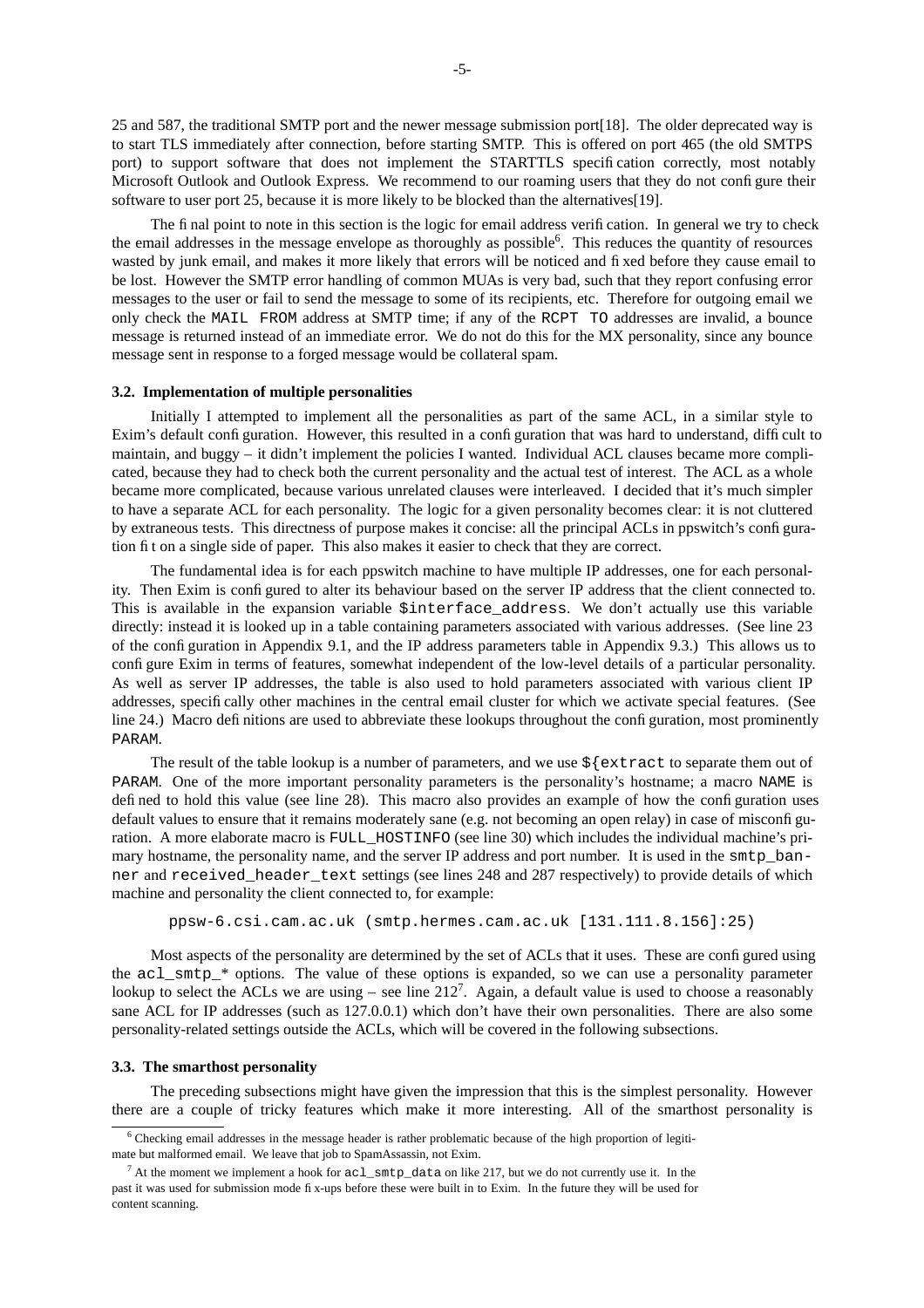25 and 587, the traditional SMTP port and the newer message submission port[18]. The older deprecated way is to start TLS immediately after connection, before starting SMTP. This is offered on port 465 (the old SMTPS port) to support software that does not implement the STARTTLS specification correctly, most notably Microsoft Outlook and Outlook Express. We recommend to our roaming users that they do not configure their software to user port 25, because it is more likely to be blocked than the alternatives[19].

The final point to note in this section is the logic for email address verification. In general we try to check the email addresses in the message envelope as thoroughly as possible[6]. This reduces the quantity of resources wasted by junk email, and makes it more likely that errors will be noticed and fixed before they cause email to be lost. However the SMTP error handling of common MUAs is very bad, such that they report confusing error messages to the user or fail to send the message to some of its recipients, etc. Therefore for outgoing email we only check the `MAIL FROM` address at SMTP time; if any of the `RCPT TO` addresses are invalid, a bounce message is returned instead of an immediate error. We do not do this for the MX personality, since any bounce message sent in response to a forged message would be collateral spam.

### 3.2. Implementation of multiple personalities

Initially I attempted to implement all the personalities as part of the same ACL, in a similar style to Exim's default configuration. However, this resulted in a configuration that was hard to understand, difficult to maintain, and buggy – it didn't implement the policies I wanted. Individual ACL clauses became more complicated, because they had to check both the current personality and the actual test of interest. The ACL as a whole became more complicated, because various unrelated clauses were interleaved. I decided that it's much simpler to have a separate ACL for each personality. The logic for a given personality becomes clear: it is not cluttered by extraneous tests. This directness of purpose makes it concise: all the principal ACLs in ppswitch's configuration fit on a single side of paper. This also makes it easier to check that they are correct.

The fundamental idea is for each ppswitch machine to have multiple IP addresses, one for each personality. Then Exim is configured to alter its behaviour based on the server IP address that the client connected to. This is available in the expansion variable `$interface_address`. We don't actually use this variable directly: instead it is looked up in a table containing parameters associated with various addresses. (See line 23 of the configuration in Appendix 9.1, and the IP address parameters table in Appendix 9.3.) This allows us to configure Exim in terms of features, somewhat independent of the low-level details of a particular personality. As well as server IP addresses, the table is also used to hold parameters associated with various client IP addresses, specifically other machines in the central email cluster for which we activate special features. (See line 24.) Macro definitions are used to abbreviate these lookups throughout the configuration, most prominently `PARAM`.

The result of the table lookup is a number of parameters, and we use `${extract` to separate them out of `PARAM`. One of the more important personality parameters is the personality's hostname; a macro `NAME` is defined to hold this value (see line 28). This macro also provides an example of how the configuration uses default values to ensure that it remains moderately sane (e.g. not becoming an open relay) in case of misconfiguration. A more elaborate macro is `FULL_HOSTINFO` (see line 30) which includes the individual machine's primary hostname, the personality name, and the server IP address and port number. It is used in the `smtp_banner` and `received_header_text` settings (see lines 248 and 287 respectively) to provide details of which machine and personality the client connected to, for example:

```
ppsw-6.csi.cam.ac.uk (smtp.hermes.cam.ac.uk [131.111.8.156]:25)
```

Most aspects of the personality are determined by the set of ACLs that it uses. These are configured using the `acl_smtp_*` options. The value of these options is expanded, so we can use a personality parameter lookup to select the ACLs we are using – see line 212[7]. Again, a default value is used to choose a reasonably sane ACL for IP addresses (such as 127.0.0.1) which don't have their own personalities. There are also some personality-related settings outside the ACLs, which will be covered in the following subsections.

### 3.3. The smarthost personality

The preceding subsections might have given the impression that this is the simplest personality. However there are a couple of tricky features which make it more interesting. All of the smarthost personality is

[6] Checking email addresses in the message header is rather problematic because of the high proportion of legitimate but malformed email. We leave that job to SpamAssassin, not Exim.

[7] At the moment we implement a hook for `acl_smtp_data` on like 217, but we do not currently use it. In the past it was used for submission mode fix-ups before these were built in to Exim. In the future they will be used for content scanning.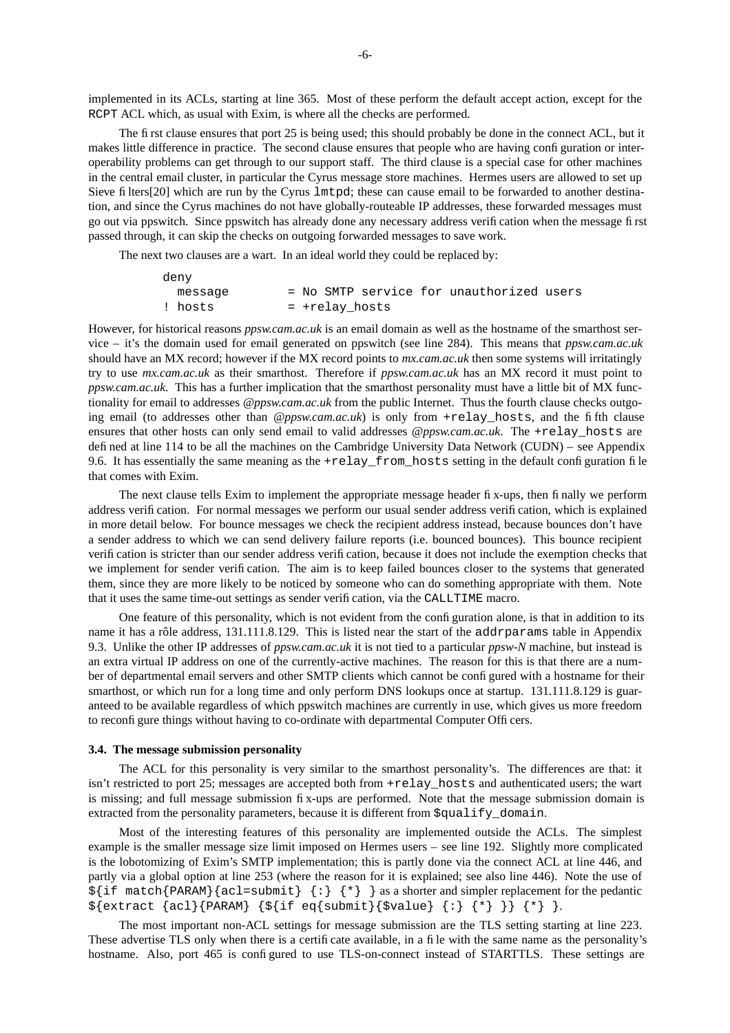implemented in its ACLs, starting at line 365. Most of these perform the default accept action, except for the RCPT ACL which, as usual with Exim, is where all the checks are performed.

The first clause ensures that port 25 is being used; this should probably be done in the connect ACL, but it makes little difference in practice. The second clause ensures that people who are having configuration or interoperability problems can get through to our support staff. The third clause is a special case for other machines in the central email cluster, in particular the Cyrus message store machines. Hermes users are allowed to set up Sieve filters[20] which are run by the Cyrus `lmtpd`; these can cause email to be forwarded to another destination, and since the Cyrus machines do not have globally-routeable IP addresses, these forwarded messages must go out via ppswitch. Since ppswitch has already done any necessary address verification when the message first passed through, it can skip the checks on outgoing forwarded messages to save work.

The next two clauses are a wart. In an ideal world they could be replaced by:

```
deny
  message       = No SMTP service for unauthorized users
! hosts         = +relay_hosts
```

However, for historical reasons *ppsw.cam.ac.uk* is an email domain as well as the hostname of the smarthost service – it's the domain used for email generated on ppswitch (see line 284). This means that *ppsw.cam.ac.uk* should have an MX record; however if the MX record points to *mx.cam.ac.uk* then some systems will irritatingly try to use *mx.cam.ac.uk* as their smarthost. Therefore if *ppsw.cam.ac.uk* has an MX record it must point to *ppsw.cam.ac.uk*. This has a further implication that the smarthost personality must have a little bit of MX functionality for email to addresses *@ppsw.cam.ac.uk* from the public Internet. Thus the fourth clause checks outgoing email (to addresses other than *@ppsw.cam.ac.uk*) is only from `+relay_hosts`, and the fifth clause ensures that other hosts can only send email to valid addresses *@ppsw.cam.ac.uk*. The `+relay_hosts` are defined at line 114 to be all the machines on the Cambridge University Data Network (CUDN) – see Appendix 9.6. It has essentially the same meaning as the `+relay_from_hosts` setting in the default configuration file that comes with Exim.

The next clause tells Exim to implement the appropriate message header fix-ups, then finally we perform address verification. For normal messages we perform our usual sender address verification, which is explained in more detail below. For bounce messages we check the recipient address instead, because bounces don't have a sender address to which we can send delivery failure reports (i.e. bounced bounces). This bounce recipient verification is stricter than our sender address verification, because it does not include the exemption checks that we implement for sender verification. The aim is to keep failed bounces closer to the systems that generated them, since they are more likely to be noticed by someone who can do something appropriate with them. Note that it uses the same time-out settings as sender verification, via the `CALLTIME` macro.

One feature of this personality, which is not evident from the configuration alone, is that in addition to its name it has a rôle address, 131.111.8.129. This is listed near the start of the `addrparams` table in Appendix 9.3. Unlike the other IP addresses of *ppsw.cam.ac.uk* it is not tied to a particular *ppsw-N* machine, but instead is an extra virtual IP address on one of the currently-active machines. The reason for this is that there are a number of departmental email servers and other SMTP clients which cannot be configured with a hostname for their smarthost, or which run for a long time and only perform DNS lookups once at startup. 131.111.8.129 is guaranteed to be available regardless of which ppswitch machines are currently in use, which gives us more freedom to reconfigure things without having to co-ordinate with departmental Computer Officers.

### 3.4. The message submission personality

The ACL for this personality is very similar to the smarthost personality's. The differences are that: it isn't restricted to port 25; messages are accepted both from `+relay_hosts` and authenticated users; the wart is missing; and full message submission fix-ups are performed. Note that the message submission domain is extracted from the personality parameters, because it is different from `$qualify_domain`.

Most of the interesting features of this personality are implemented outside the ACLs. The simplest example is the smaller message size limit imposed on Hermes users – see line 192. Slightly more complicated is the lobotomizing of Exim's SMTP implementation; this is partly done via the connect ACL at line 446, and partly via a global option at line 253 (where the reason for it is explained; see also line 446). Note the use of `${if match{PARAM}{acl=submit} {:} {*} }` as a shorter and simpler replacement for the pedantic `${extract {acl}{PARAM} {${if eq{submit}{$value} {:} {*} }} {*} }`.

The most important non-ACL settings for message submission are the TLS setting starting at line 223. These advertise TLS only when there is a certificate available, in a file with the same name as the personality's hostname. Also, port 465 is configured to use TLS-on-connect instead of STARTTLS. These settings are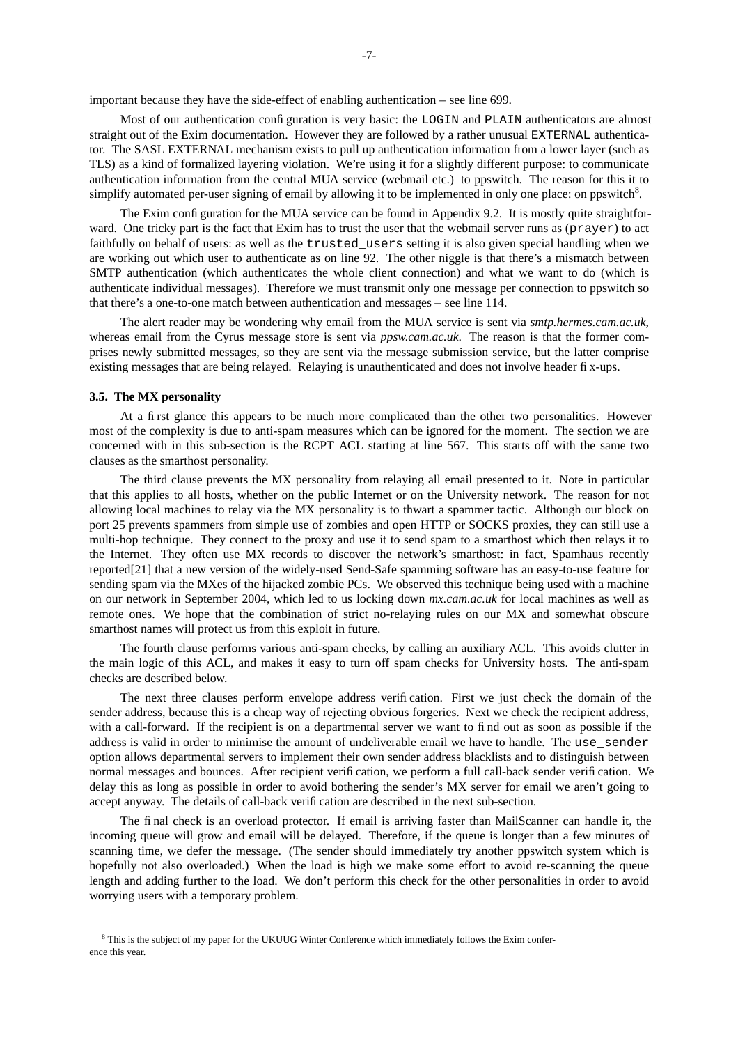important because they have the side-effect of enabling authentication – see line 699.

Most of our authentication configuration is very basic: the `LOGIN` and `PLAIN` authenticators are almost straight out of the Exim documentation. However they are followed by a rather unusual `EXTERNAL` authenticator. The SASL EXTERNAL mechanism exists to pull up authentication information from a lower layer (such as TLS) as a kind of formalized layering violation. We're using it for a slightly different purpose: to communicate authentication information from the central MUA service (webmail etc.) to ppswitch. The reason for this it to simplify automated per-user signing of email by allowing it to be implemented in only one place: on ppswitch[8].

The Exim configuration for the MUA service can be found in Appendix 9.2. It is mostly quite straightforward. One tricky part is the fact that Exim has to trust the user that the webmail server runs as (`prayer`) to act faithfully on behalf of users: as well as the `trusted_users` setting it is also given special handling when we are working out which user to authenticate as on line 92. The other niggle is that there's a mismatch between SMTP authentication (which authenticates the whole client connection) and what we want to do (which is authenticate individual messages). Therefore we must transmit only one message per connection to ppswitch so that there's a one-to-one match between authentication and messages – see line 114.

The alert reader may be wondering why email from the MUA service is sent via *smtp.hermes.cam.ac.uk*, whereas email from the Cyrus message store is sent via *ppsw.cam.ac.uk*. The reason is that the former comprises newly submitted messages, so they are sent via the message submission service, but the latter comprise existing messages that are being relayed. Relaying is unauthenticated and does not involve header fix-ups.

### 3.5. The MX personality

At a first glance this appears to be much more complicated than the other two personalities. However most of the complexity is due to anti-spam measures which can be ignored for the moment. The section we are concerned with in this sub-section is the RCPT ACL starting at line 567. This starts off with the same two clauses as the smarthost personality.

The third clause prevents the MX personality from relaying all email presented to it. Note in particular that this applies to all hosts, whether on the public Internet or on the University network. The reason for not allowing local machines to relay via the MX personality is to thwart a spammer tactic. Although our block on port 25 prevents spammers from simple use of zombies and open HTTP or SOCKS proxies, they can still use a multi-hop technique. They connect to the proxy and use it to send spam to a smarthost which then relays it to the Internet. They often use MX records to discover the network's smarthost: in fact, Spamhaus recently reported[21] that a new version of the widely-used Send-Safe spamming software has an easy-to-use feature for sending spam via the MXes of the hijacked zombie PCs. We observed this technique being used with a machine on our network in September 2004, which led to us locking down *mx.cam.ac.uk* for local machines as well as remote ones. We hope that the combination of strict no-relaying rules on our MX and somewhat obscure smarthost names will protect us from this exploit in future.

The fourth clause performs various anti-spam checks, by calling an auxiliary ACL. This avoids clutter in the main logic of this ACL, and makes it easy to turn off spam checks for University hosts. The anti-spam checks are described below.

The next three clauses perform envelope address verification. First we just check the domain of the sender address, because this is a cheap way of rejecting obvious forgeries. Next we check the recipient address, with a call-forward. If the recipient is on a departmental server we want to find out as soon as possible if the address is valid in order to minimise the amount of undeliverable email we have to handle. The `use_sender` option allows departmental servers to implement their own sender address blacklists and to distinguish between normal messages and bounces. After recipient verification, we perform a full call-back sender verification. We delay this as long as possible in order to avoid bothering the sender's MX server for email we aren't going to accept anyway. The details of call-back verification are described in the next sub-section.

The final check is an overload protector. If email is arriving faster than MailScanner can handle it, the incoming queue will grow and email will be delayed. Therefore, if the queue is longer than a few minutes of scanning time, we defer the message. (The sender should immediately try another ppswitch system which is hopefully not also overloaded.) When the load is high we make some effort to avoid re-scanning the queue length and adding further to the load. We don't perform this check for the other personalities in order to avoid worrying users with a temporary problem.

---

[8] This is the subject of my paper for the UKUUG Winter Conference which immediately follows the Exim conference this year.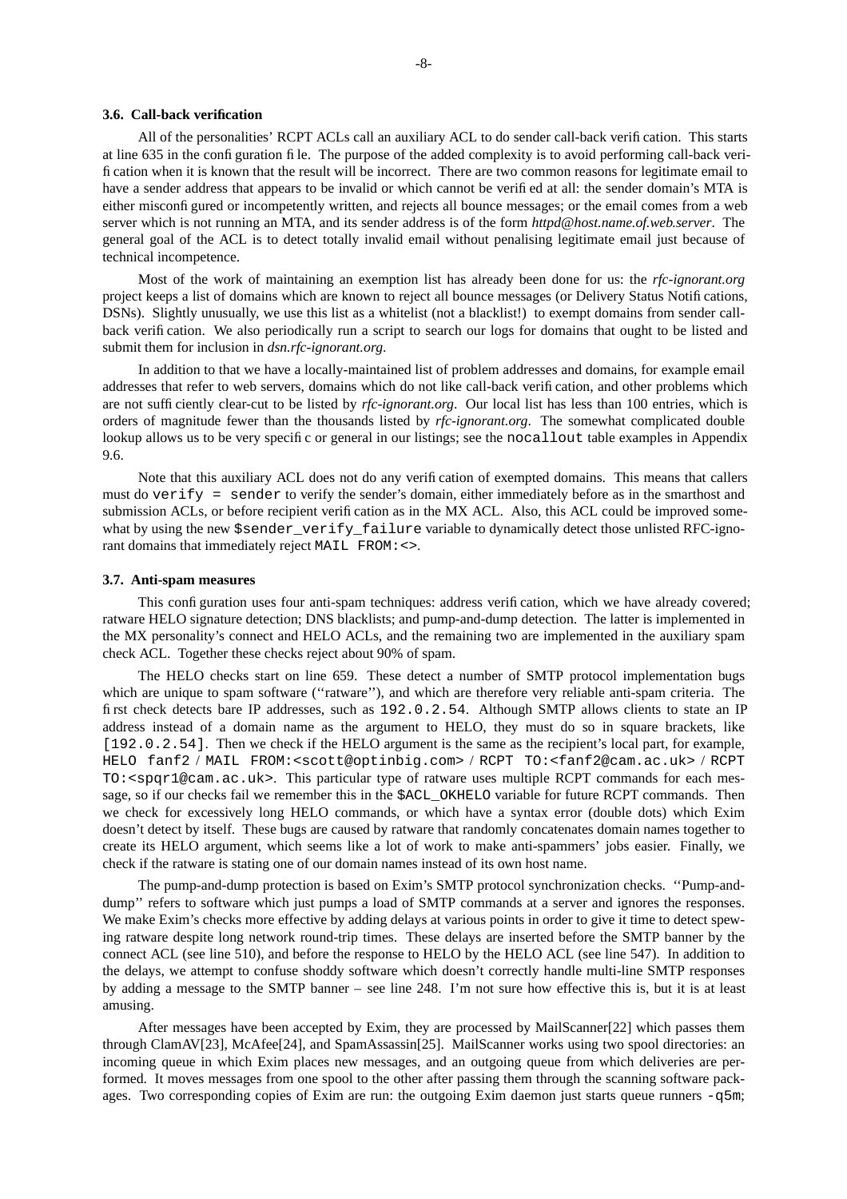### 3.6. Call-back verification

All of the personalities' RCPT ACLs call an auxiliary ACL to do sender call-back verification. This starts at line 635 in the configuration file. The purpose of the added complexity is to avoid performing call-back verification when it is known that the result will be incorrect. There are two common reasons for legitimate email to have a sender address that appears to be invalid or which cannot be verified at all: the sender domain's MTA is either misconfigured or incompetently written, and rejects all bounce messages; or the email comes from a web server which is not running an MTA, and its sender address is of the form *httpd@host.name.of.web.server*. The general goal of the ACL is to detect totally invalid email without penalising legitimate email just because of technical incompetence.

Most of the work of maintaining an exemption list has already been done for us: the *rfc-ignorant.org* project keeps a list of domains which are known to reject all bounce messages (or Delivery Status Notifications, DSNs). Slightly unusually, we use this list as a whitelist (not a blacklist!) to exempt domains from sender call-back verification. We also periodically run a script to search our logs for domains that ought to be listed and submit them for inclusion in *dsn.rfc-ignorant.org*.

In addition to that we have a locally-maintained list of problem addresses and domains, for example email addresses that refer to web servers, domains which do not like call-back verification, and other problems which are not sufficiently clear-cut to be listed by *rfc-ignorant.org*. Our local list has less than 100 entries, which is orders of magnitude fewer than the thousands listed by *rfc-ignorant.org*. The somewhat complicated double lookup allows us to be very specific or general in our listings; see the `nocallout` table examples in Appendix 9.6.

Note that this auxiliary ACL does not do any verification of exempted domains. This means that callers must do `verify = sender` to verify the sender's domain, either immediately before as in the smarthost and submission ACLs, or before recipient verification as in the MX ACL. Also, this ACL could be improved somewhat by using the new `$sender_verify_failure` variable to dynamically detect those unlisted RFC-ignorant domains that immediately reject `MAIL FROM:<>`.

### 3.7. Anti-spam measures

This configuration uses four anti-spam techniques: address verification, which we have already covered; ratware HELO signature detection; DNS blacklists; and pump-and-dump detection. The latter is implemented in the MX personality's connect and HELO ACLs, and the remaining two are implemented in the auxiliary spam check ACL. Together these checks reject about 90% of spam.

The HELO checks start on line 659. These detect a number of SMTP protocol implementation bugs which are unique to spam software (''ratware''), and which are therefore very reliable anti-spam criteria. The first check detects bare IP addresses, such as `192.0.2.54`. Although SMTP allows clients to state an IP address instead of a domain name as the argument to HELO, they must do so in square brackets, like `[192.0.2.54]`. Then we check if the HELO argument is the same as the recipient's local part, for example, `HELO fanf2` / `MAIL FROM:<scott@optinbig.com>` / `RCPT TO:<fanf2@cam.ac.uk>` / `RCPT TO:<spqr1@cam.ac.uk>`. This particular type of ratware uses multiple RCPT commands for each message, so if our checks fail we remember this in the `$ACL_OKHELO` variable for future RCPT commands. Then we check for excessively long HELO commands, or which have a syntax error (double dots) which Exim doesn't detect by itself. These bugs are caused by ratware that randomly concatenates domain names together to create its HELO argument, which seems like a lot of work to make anti-spammers' jobs easier. Finally, we check if the ratware is stating one of our domain names instead of its own host name.

The pump-and-dump protection is based on Exim's SMTP protocol synchronization checks. ''Pump-and-dump'' refers to software which just pumps a load of SMTP commands at a server and ignores the responses. We make Exim's checks more effective by adding delays at various points in order to give it time to detect spewing ratware despite long network round-trip times. These delays are inserted before the SMTP banner by the connect ACL (see line 510), and before the response to HELO by the HELO ACL (see line 547). In addition to the delays, we attempt to confuse shoddy software which doesn't correctly handle multi-line SMTP responses by adding a message to the SMTP banner – see line 248. I'm not sure how effective this is, but it is at least amusing.

After messages have been accepted by Exim, they are processed by MailScanner[22] which passes them through ClamAV[23], McAfee[24], and SpamAssassin[25]. MailScanner works using two spool directories: an incoming queue in which Exim places new messages, and an outgoing queue from which deliveries are performed. It moves messages from one spool to the other after passing them through the scanning software packages. Two corresponding copies of Exim are run: the outgoing Exim daemon just starts queue runners `-q5m`;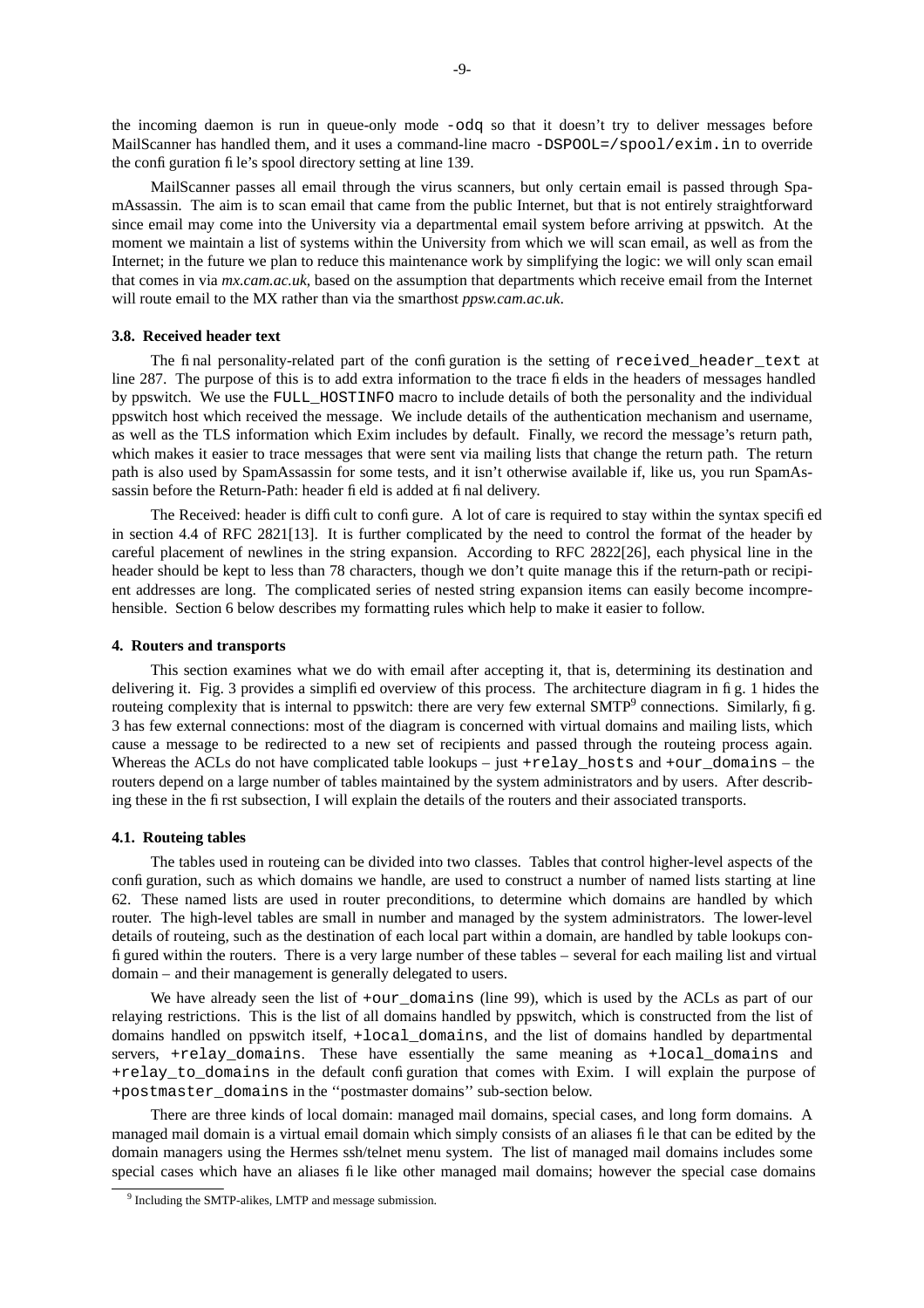the incoming daemon is run in queue-only mode `-odq` so that it doesn't try to deliver messages before MailScanner has handled them, and it uses a command-line macro `-DSPOOL=/spool/exim.in` to override the configuration file's spool directory setting at line 139.

MailScanner passes all email through the virus scanners, but only certain email is passed through SpamAssassin. The aim is to scan email that came from the public Internet, but that is not entirely straightforward since email may come into the University via a departmental email system before arriving at ppswitch. At the moment we maintain a list of systems within the University from which we will scan email, as well as from the Internet; in the future we plan to reduce this maintenance work by simplifying the logic: we will only scan email that comes in via *mx.cam.ac.uk*, based on the assumption that departments which receive email from the Internet will route email to the MX rather than via the smarthost *ppsw.cam.ac.uk*.

### 3.8. Received header text

The final personality-related part of the configuration is the setting of `received_header_text` at line 287. The purpose of this is to add extra information to the trace fields in the headers of messages handled by ppswitch. We use the `FULL_HOSTINFO` macro to include details of both the personality and the individual ppswitch host which received the message. We include details of the authentication mechanism and username, as well as the TLS information which Exim includes by default. Finally, we record the message's return path, which makes it easier to trace messages that were sent via mailing lists that change the return path. The return path is also used by SpamAssassin for some tests, and it isn't otherwise available if, like us, you run SpamAssassin before the Return-Path: header field is added at final delivery.

The Received: header is difficult to configure. A lot of care is required to stay within the syntax specified in section 4.4 of RFC 2821[13]. It is further complicated by the need to control the format of the header by careful placement of newlines in the string expansion. According to RFC 2822[26], each physical line in the header should be kept to less than 78 characters, though we don't quite manage this if the return-path or recipient addresses are long. The complicated series of nested string expansion items can easily become incomprehensible. Section 6 below describes my formatting rules which help to make it easier to follow.

## 4. Routers and transports

This section examines what we do with email after accepting it, that is, determining its destination and delivering it. Fig. 3 provides a simplified overview of this process. The architecture diagram in fig. 1 hides the routeing complexity that is internal to ppswitch: there are very few external SMTP[9] connections. Similarly, fig. 3 has few external connections: most of the diagram is concerned with virtual domains and mailing lists, which cause a message to be redirected to a new set of recipients and passed through the routeing process again. Whereas the ACLs do not have complicated table lookups – just `+relay_hosts` and `+our_domains` – the routers depend on a large number of tables maintained by the system administrators and by users. After describing these in the first subsection, I will explain the details of the routers and their associated transports.

### 4.1. Routeing tables

The tables used in routeing can be divided into two classes. Tables that control higher-level aspects of the configuration, such as which domains we handle, are used to construct a number of named lists starting at line 62. These named lists are used in router preconditions, to determine which domains are handled by which router. The high-level tables are small in number and managed by the system administrators. The lower-level details of routeing, such as the destination of each local part within a domain, are handled by table lookups configured within the routers. There is a very large number of these tables – several for each mailing list and virtual domain – and their management is generally delegated to users.

We have already seen the list of `+our_domains` (line 99), which is used by the ACLs as part of our relaying restrictions. This is the list of all domains handled by ppswitch, which is constructed from the list of domains handled on ppswitch itself, `+local_domains`, and the list of domains handled by departmental servers, `+relay_domains`. These have essentially the same meaning as `+local_domains` and `+relay_to_domains` in the default configuration that comes with Exim. I will explain the purpose of `+postmaster_domains` in the ''postmaster domains'' sub-section below.

There are three kinds of local domain: managed mail domains, special cases, and long form domains. A managed mail domain is a virtual email domain which simply consists of an aliases file that can be edited by the domain managers using the Hermes ssh/telnet menu system. The list of managed mail domains includes some special cases which have an aliases file like other managed mail domains; however the special case domains

[9] Including the SMTP-alikes, LMTP and message submission.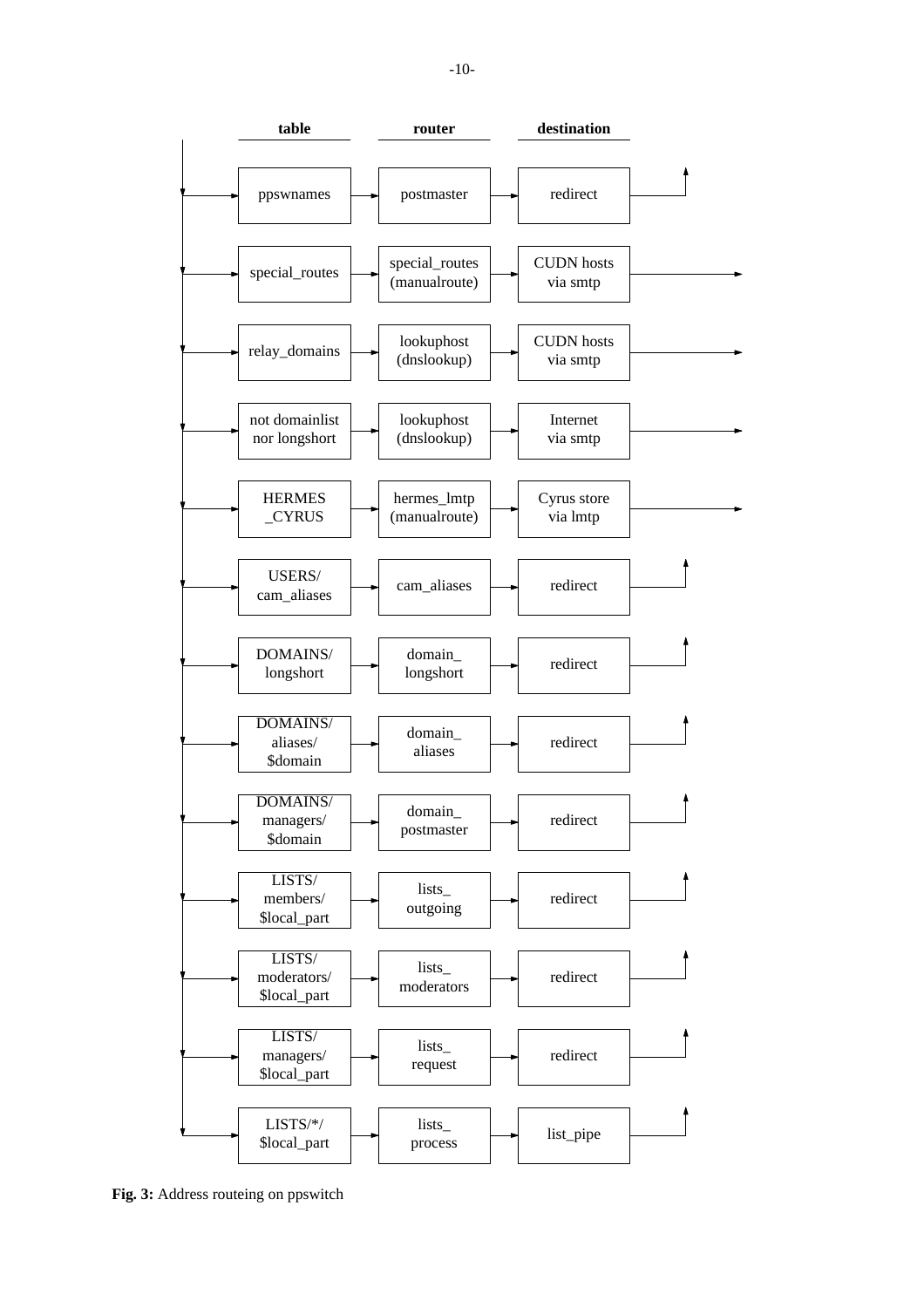| table | router | destination |
| --- | --- | --- |
| ppswnames | postmaster | redirect |
| special_routes | special_routes (manualroute) | CUDN hosts via smtp |
| relay_domains | lookuphost (dnslookup) | CUDN hosts via smtp |
| not domainlist nor longshort | lookuphost (dnslookup) | Internet via smtp |
| HERMES _CYRUS | hermes_lmtp (manualroute) | Cyrus store via lmtp |
| USERS/ cam_aliases | cam_aliases | redirect |
| DOMAINS/ longshort | domain_ longshort | redirect |
| DOMAINS/ aliases/ $domain | domain_ aliases | redirect |
| DOMAINS/ managers/ $domain | domain_ postmaster | redirect |
| LISTS/ members/ $local_part | lists_ outgoing | redirect |
| LISTS/ moderators/ $local_part | lists_ moderators | redirect |
| LISTS/ managers/ $local_part | lists_ request | redirect |
| LISTS/*/ $local_part | lists_ process | list_pipe |

**Fig. 3:** Address routeing on ppswitch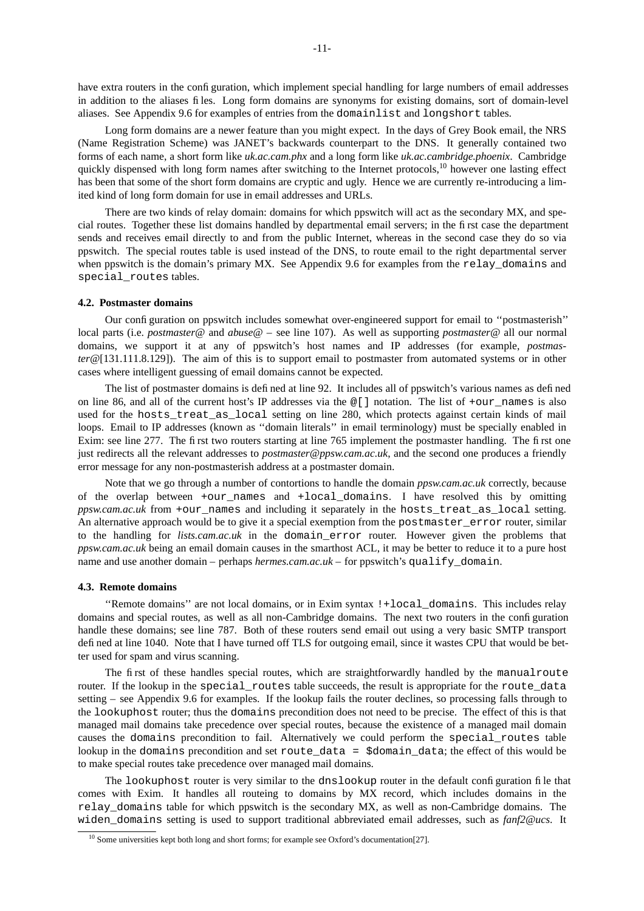have extra routers in the configuration, which implement special handling for large numbers of email addresses in addition to the aliases files. Long form domains are synonyms for existing domains, sort of domain-level aliases. See Appendix 9.6 for examples of entries from the `domainlist` and `longshort` tables.

Long form domains are a newer feature than you might expect. In the days of Grey Book email, the NRS (Name Registration Scheme) was JANET's backwards counterpart to the DNS. It generally contained two forms of each name, a short form like *uk.ac.cam.phx* and a long form like *uk.ac.cambridge.phoenix*. Cambridge quickly dispensed with long form names after switching to the Internet protocols,[10] however one lasting effect has been that some of the short form domains are cryptic and ugly. Hence we are currently re-introducing a limited kind of long form domain for use in email addresses and URLs.

There are two kinds of relay domain: domains for which ppswitch will act as the secondary MX, and special routes. Together these list domains handled by departmental email servers; in the first case the department sends and receives email directly to and from the public Internet, whereas in the second case they do so via ppswitch. The special routes table is used instead of the DNS, to route email to the right departmental server when ppswitch is the domain's primary MX. See Appendix 9.6 for examples from the `relay_domains` and `special_routes` tables.

### 4.2. Postmaster domains

Our configuration on ppswitch includes somewhat over-engineered support for email to "postmasterish" local parts (i.e. *postmaster@* and *abuse@* – see line 107). As well as supporting *postmaster@* all our normal domains, we support it at any of ppswitch's host names and IP addresses (for example, *postmaster@*[131.111.8.129]). The aim of this is to support email to postmaster from automated systems or in other cases where intelligent guessing of email domains cannot be expected.

The list of postmaster domains is defined at line 92. It includes all of ppswitch's various names as defined on line 86, and all of the current host's IP addresses via the `@[]` notation. The list of `+our_names` is also used for the `hosts_treat_as_local` setting on line 280, which protects against certain kinds of mail loops. Email to IP addresses (known as "domain literals" in email terminology) must be specially enabled in Exim: see line 277. The first two routers starting at line 765 implement the postmaster handling. The first one just redirects all the relevant addresses to *postmaster@ppsw.cam.ac.uk*, and the second one produces a friendly error message for any non-postmasterish address at a postmaster domain.

Note that we go through a number of contortions to handle the domain *ppsw.cam.ac.uk* correctly, because of the overlap between `+our_names` and `+local_domains`. I have resolved this by omitting *ppsw.cam.ac.uk* from `+our_names` and including it separately in the `hosts_treat_as_local` setting. An alternative approach would be to give it a special exemption from the `postmaster_error` router, similar to the handling for *lists.cam.ac.uk* in the `domain_error` router. However given the problems that *ppsw.cam.ac.uk* being an email domain causes in the smarthost ACL, it may be better to reduce it to a pure host name and use another domain – perhaps *hermes.cam.ac.uk* – for ppswitch's `qualify_domain`.

### 4.3. Remote domains

"Remote domains" are not local domains, or in Exim syntax `!+local_domains`. This includes relay domains and special routes, as well as all non-Cambridge domains. The next two routers in the configuration handle these domains; see line 787. Both of these routers send email out using a very basic SMTP transport defined at line 1040. Note that I have turned off TLS for outgoing email, since it wastes CPU that would be better used for spam and virus scanning.

The first of these handles special routes, which are straightforwardly handled by the `manualroute` router. If the lookup in the `special_routes` table succeeds, the result is appropriate for the `route_data` setting – see Appendix 9.6 for examples. If the lookup fails the router declines, so processing falls through to the `lookuphost` router; thus the `domains` precondition does not need to be precise. The effect of this is that managed mail domains take precedence over special routes, because the existence of a managed mail domain causes the `domains` precondition to fail. Alternatively we could perform the `special_routes` table lookup in the `domains` precondition and set `route_data = $domain_data`; the effect of this would be to make special routes take precedence over managed mail domains.

The `lookuphost` router is very similar to the `dnslookup` router in the default configuration file that comes with Exim. It handles all routeing to domains by MX record, which includes domains in the `relay_domains` table for which ppswitch is the secondary MX, as well as non-Cambridge domains. The `widen_domains` setting is used to support traditional abbreviated email addresses, such as *fanf2@ucs*. It

[10] Some universities kept both long and short forms; for example see Oxford's documentation[27].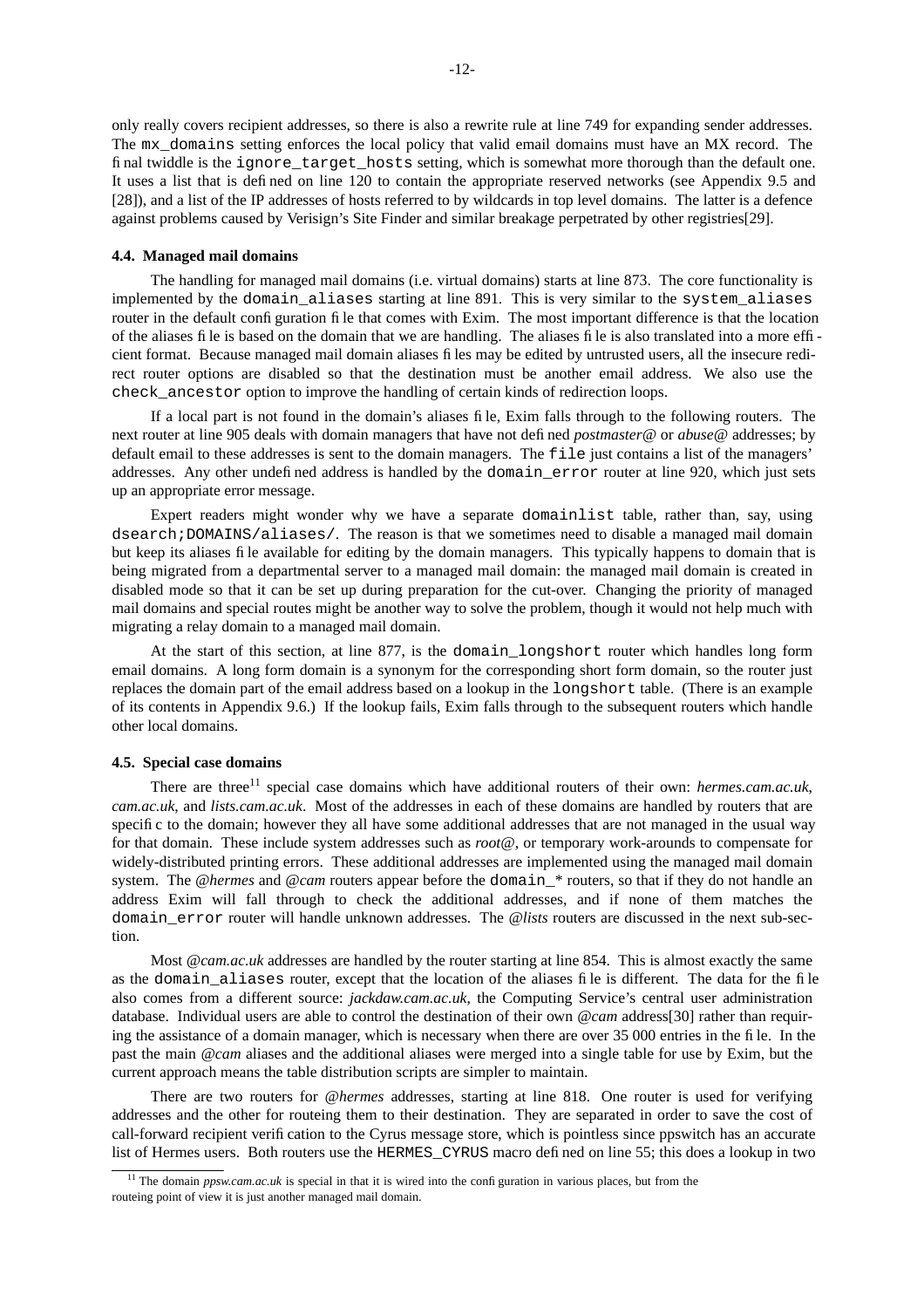only really covers recipient addresses, so there is also a rewrite rule at line 749 for expanding sender addresses. The `mx_domains` setting enforces the local policy that valid email domains must have an MX record. The final twiddle is the `ignore_target_hosts` setting, which is somewhat more thorough than the default one. It uses a list that is defined on line 120 to contain the appropriate reserved networks (see Appendix 9.5 and [28]), and a list of the IP addresses of hosts referred to by wildcards in top level domains. The latter is a defence against problems caused by Verisign's Site Finder and similar breakage perpetrated by other registries[29].

#### 4.4. Managed mail domains

The handling for managed mail domains (i.e. virtual domains) starts at line 873. The core functionality is implemented by the `domain_aliases` starting at line 891. This is very similar to the `system_aliases` router in the default configuration file that comes with Exim. The most important difference is that the location of the aliases file is based on the domain that we are handling. The aliases file is also translated into a more efficient format. Because managed mail domain aliases files may be edited by untrusted users, all the insecure redirect router options are disabled so that the destination must be another email address. We also use the `check_ancestor` option to improve the handling of certain kinds of redirection loops.

If a local part is not found in the domain's aliases file, Exim falls through to the following routers. The next router at line 905 deals with domain managers that have not defined *postmaster@* or *abuse@* addresses; by default email to these addresses is sent to the domain managers. The `file` just contains a list of the managers' addresses. Any other undefined address is handled by the `domain_error` router at line 920, which just sets up an appropriate error message.

Expert readers might wonder why we have a separate `domainlist` table, rather than, say, using `dsearch;DOMAINS/aliases/`. The reason is that we sometimes need to disable a managed mail domain but keep its aliases file available for editing by the domain managers. This typically happens to domain that is being migrated from a departmental server to a managed mail domain: the managed mail domain is created in disabled mode so that it can be set up during preparation for the cut-over. Changing the priority of managed mail domains and special routes might be another way to solve the problem, though it would not help much with migrating a relay domain to a managed mail domain.

At the start of this section, at line 877, is the `domain_longshort` router which handles long form email domains. A long form domain is a synonym for the corresponding short form domain, so the router just replaces the domain part of the email address based on a lookup in the `longshort` table. (There is an example of its contents in Appendix 9.6.) If the lookup fails, Exim falls through to the subsequent routers which handle other local domains.

#### 4.5. Special case domains

There are three[11] special case domains which have additional routers of their own: *hermes.cam.ac.uk*, *cam.ac.uk*, and *lists.cam.ac.uk*. Most of the addresses in each of these domains are handled by routers that are specific to the domain; however they all have some additional addresses that are not managed in the usual way for that domain. These include system addresses such as *root@*, or temporary work-arounds to compensate for widely-distributed printing errors. These additional addresses are implemented using the managed mail domain system. The *@hermes* and *@cam* routers appear before the `domain_*` routers, so that if they do not handle an address Exim will fall through to check the additional addresses, and if none of them matches the `domain_error` router will handle unknown addresses. The *@lists* routers are discussed in the next sub-section.

Most *@cam.ac.uk* addresses are handled by the router starting at line 854. This is almost exactly the same as the `domain_aliases` router, except that the location of the aliases file is different. The data for the file also comes from a different source: *jackdaw.cam.ac.uk*, the Computing Service's central user administration database. Individual users are able to control the destination of their own *@cam* address[30] rather than requiring the assistance of a domain manager, which is necessary when there are over 35 000 entries in the file. In the past the main *@cam* aliases and the additional aliases were merged into a single table for use by Exim, but the current approach means the table distribution scripts are simpler to maintain.

There are two routers for *@hermes* addresses, starting at line 818. One router is used for verifying addresses and the other for routeing them to their destination. They are separated in order to save the cost of call-forward recipient verification to the Cyrus message store, which is pointless since ppswitch has an accurate list of Hermes users. Both routers use the `HERMES_CYRUS` macro defined on line 55; this does a lookup in two

[11] The domain *ppsw.cam.ac.uk* is special in that it is wired into the configuration in various places, but from the routeing point of view it is just another managed mail domain.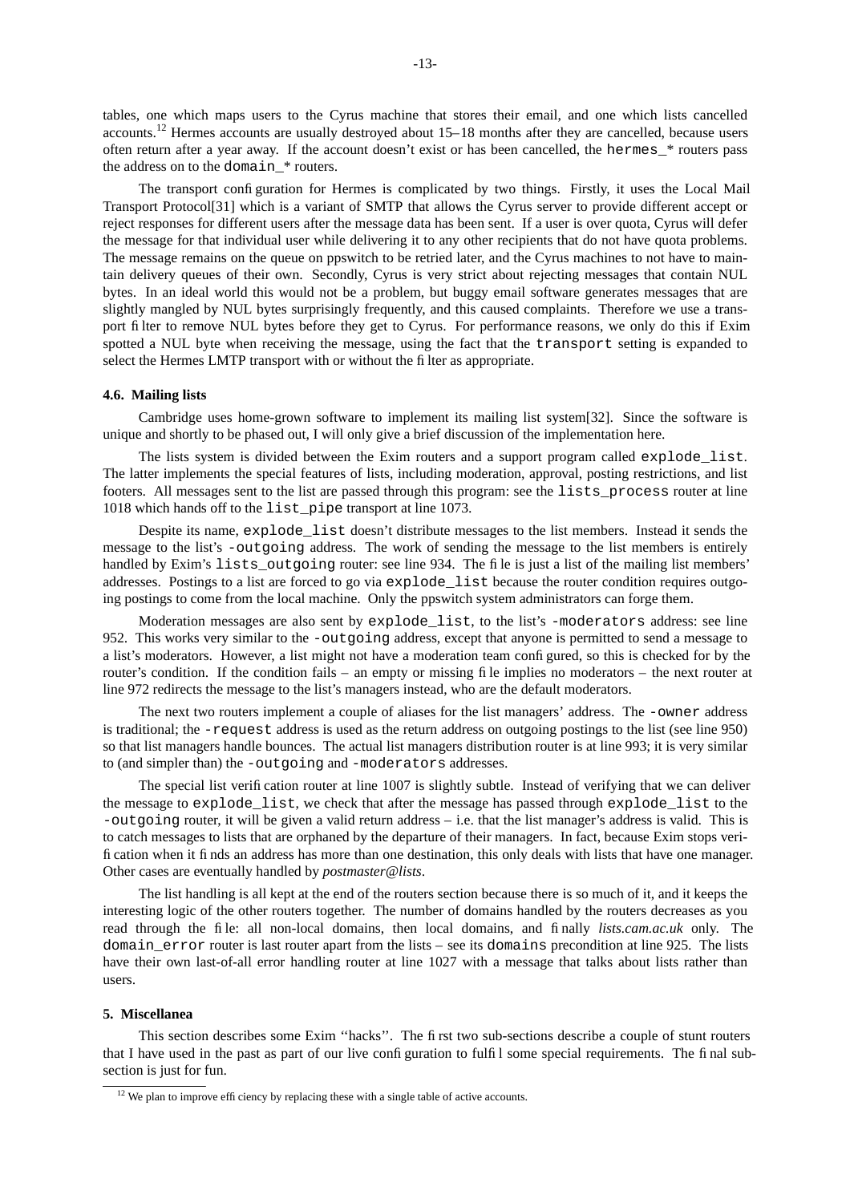tables, one which maps users to the Cyrus machine that stores their email, and one which lists cancelled accounts.[12] Hermes accounts are usually destroyed about 15–18 months after they are cancelled, because users often return after a year away. If the account doesn't exist or has been cancelled, the `hermes_*` routers pass the address on to the `domain_*` routers.

The transport configuration for Hermes is complicated by two things. Firstly, it uses the Local Mail Transport Protocol[31] which is a variant of SMTP that allows the Cyrus server to provide different accept or reject responses for different users after the message data has been sent. If a user is over quota, Cyrus will defer the message for that individual user while delivering it to any other recipients that do not have quota problems. The message remains on the queue on ppswitch to be retried later, and the Cyrus machines to not have to maintain delivery queues of their own. Secondly, Cyrus is very strict about rejecting messages that contain NUL bytes. In an ideal world this would not be a problem, but buggy email software generates messages that are slightly mangled by NUL bytes surprisingly frequently, and this caused complaints. Therefore we use a transport filter to remove NUL bytes before they get to Cyrus. For performance reasons, we only do this if Exim spotted a NUL byte when receiving the message, using the fact that the `transport` setting is expanded to select the Hermes LMTP transport with or without the filter as appropriate.

### 4.6. Mailing lists

Cambridge uses home-grown software to implement its mailing list system[32]. Since the software is unique and shortly to be phased out, I will only give a brief discussion of the implementation here.

The lists system is divided between the Exim routers and a support program called `explode_list`. The latter implements the special features of lists, including moderation, approval, posting restrictions, and list footers. All messages sent to the list are passed through this program: see the `lists_process` router at line 1018 which hands off to the `list_pipe` transport at line 1073.

Despite its name, `explode_list` doesn't distribute messages to the list members. Instead it sends the message to the list's `-outgoing` address. The work of sending the message to the list members is entirely handled by Exim's `lists_outgoing` router: see line 934. The file is just a list of the mailing list members' addresses. Postings to a list are forced to go via `explode_list` because the router condition requires outgoing postings to come from the local machine. Only the ppswitch system administrators can forge them.

Moderation messages are also sent by `explode_list`, to the list's `-moderators` address: see line 952. This works very similar to the `-outgoing` address, except that anyone is permitted to send a message to a list's moderators. However, a list might not have a moderation team configured, so this is checked for by the router's condition. If the condition fails – an empty or missing file implies no moderators – the next router at line 972 redirects the message to the list's managers instead, who are the default moderators.

The next two routers implement a couple of aliases for the list managers' address. The `-owner` address is traditional; the `-request` address is used as the return address on outgoing postings to the list (see line 950) so that list managers handle bounces. The actual list managers distribution router is at line 993; it is very similar to (and simpler than) the `-outgoing` and `-moderators` addresses.

The special list verification router at line 1007 is slightly subtle. Instead of verifying that we can deliver the message to `explode_list`, we check that after the message has passed through `explode_list` to the `-outgoing` router, it will be given a valid return address – i.e. that the list manager's address is valid. This is to catch messages to lists that are orphaned by the departure of their managers. In fact, because Exim stops verification when it finds an address has more than one destination, this only deals with lists that have one manager. Other cases are eventually handled by *postmaster@lists*.

The list handling is all kept at the end of the routers section because there is so much of it, and it keeps the interesting logic of the other routers together. The number of domains handled by the routers decreases as you read through the file: all non-local domains, then local domains, and finally *lists.cam.ac.uk* only. The `domain_error` router is last router apart from the lists – see its `domains` precondition at line 925. The lists have their own last-of-all error handling router at line 1027 with a message that talks about lists rather than users.

## 5. Miscellanea

This section describes some Exim ''hacks''. The first two sub-sections describe a couple of stunt routers that I have used in the past as part of our live configuration to fulfil some special requirements. The final sub-section is just for fun.

---

[12] We plan to improve efficiency by replacing these with a single table of active accounts.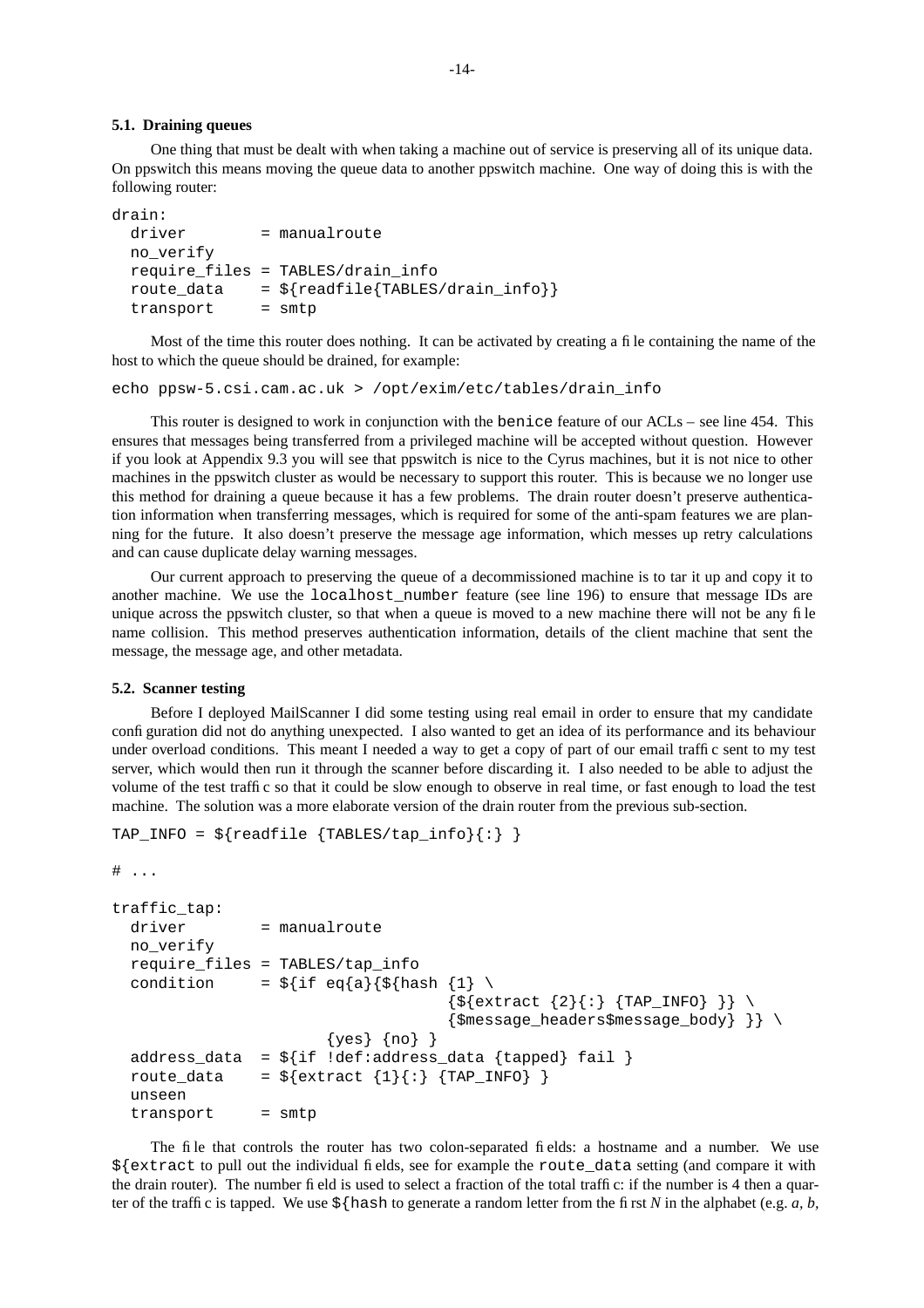### 5.1. Draining queues

One thing that must be dealt with when taking a machine out of service is preserving all of its unique data. On ppswitch this means moving the queue data to another ppswitch machine. One way of doing this is with the following router:

```
drain:
  driver        = manualroute
  no_verify
  require_files = TABLES/drain_info
  route_data    = ${readfile{TABLES/drain_info}}
  transport     = smtp
```

Most of the time this router does nothing. It can be activated by creating a file containing the name of the host to which the queue should be drained, for example:

```
echo ppsw-5.csi.cam.ac.uk > /opt/exim/etc/tables/drain_info
```

This router is designed to work in conjunction with the `benice` feature of our ACLs – see line 454. This ensures that messages being transferred from a privileged machine will be accepted without question. However if you look at Appendix 9.3 you will see that ppswitch is nice to the Cyrus machines, but it is not nice to other machines in the ppswitch cluster as would be necessary to support this router. This is because we no longer use this method for draining a queue because it has a few problems. The drain router doesn't preserve authentication information when transferring messages, which is required for some of the anti-spam features we are planning for the future. It also doesn't preserve the message age information, which messes up retry calculations and can cause duplicate delay warning messages.

Our current approach to preserving the queue of a decommissioned machine is to tar it up and copy it to another machine. We use the `localhost_number` feature (see line 196) to ensure that message IDs are unique across the ppswitch cluster, so that when a queue is moved to a new machine there will not be any file name collision. This method preserves authentication information, details of the client machine that sent the message, the message age, and other metadata.

### 5.2. Scanner testing

Before I deployed MailScanner I did some testing using real email in order to ensure that my candidate configuration did not do anything unexpected. I also wanted to get an idea of its performance and its behaviour under overload conditions. This meant I needed a way to get a copy of part of our email traffic sent to my test server, which would then run it through the scanner before discarding it. I also needed to be able to adjust the volume of the test traffic so that it could be slow enough to observe in real time, or fast enough to load the test machine. The solution was a more elaborate version of the drain router from the previous sub-section.

```
TAP_INFO = ${readfile {TABLES/tap_info}{:} }

# ...

traffic_tap:
  driver        = manualroute
  no_verify
  require_files = TABLES/tap_info
  condition     = ${if eq{a}{${hash {1} \
                                {${extract {2}{:} {TAP_INFO} }} \
                                {$message_headers$message_body} }} \
                      {yes} {no} }
  address_data  = ${if !def:address_data {tapped} fail }
  route_data    = ${extract {1}{:} {TAP_INFO} }
  unseen
  transport     = smtp
```

The file that controls the router has two colon-separated fields: a hostname and a number. We use `${extract` to pull out the individual fields, see for example the `route_data` setting (and compare it with the drain router). The number field is used to select a fraction of the total traffic: if the number is 4 then a quarter of the traffic is tapped. We use `${hash` to generate a random letter from the first *N* in the alphabet (e.g. *a*, *b*,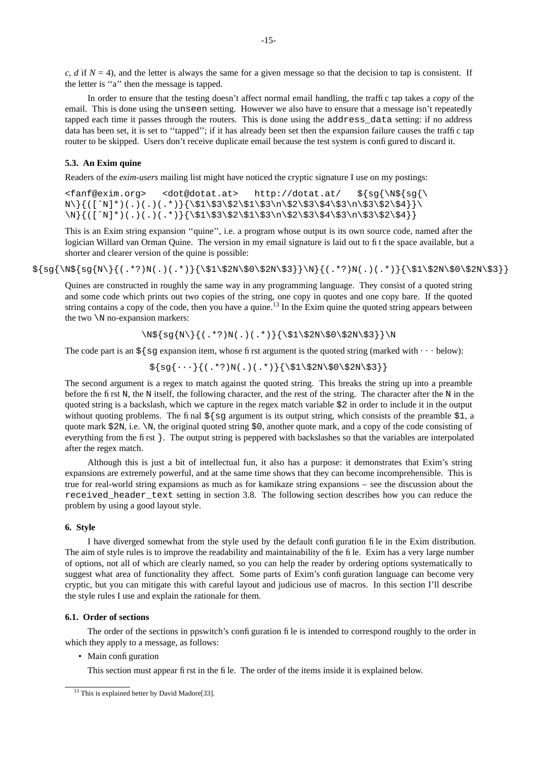*c*, *d* if $N = 4$), and the letter is always the same for a given message so that the decision to tap is consistent. If the letter is ''a'' then the message is tapped.

In order to ensure that the testing doesn't affect normal email handling, the traffic tap takes a *copy* of the email. This is done using the `unseen` setting. However we also have to ensure that a message isn't repeatedly tapped each time it passes through the routers. This is done using the `address_data` setting: if no address data has been set, it is set to ''tapped''; if it has already been set then the expansion failure causes the traffic tap router to be skipped. Users don't receive duplicate email because the test system is configured to discard it.

### 5.3. An Exim quine

Readers of the *exim-users* mailing list might have noticed the cryptic signature I use on my postings:

```
<fanf@exim.org>   <dot@dotat.at>   http://dotat.at/   ${sg{\N${sg{\
N\}{([^N]*)(.)(.)(.*)}{\$1\$3\$2\$1\$3\n\$2\$3\$4\$3\n\$3\$2\$4}}\
\N}{([^N]*)(.)(.)(.*)}{\$1\$3\$2\$1\$3\n\$2\$3\$4\$3\n\$3\$2\$4}}
```

This is an Exim string expansion ''quine'', i.e. a program whose output is its own source code, named after the logician Willard van Orman Quine. The version in my email signature is laid out to fit the space available, but a shorter and clearer version of the quine is possible:

```
${sg{\N${sg{N\}{(.*?)N(.)(.*)}{\$1\$2N\$0\$2N\$3}}\N}{(.*?)N(.)(.*)}{\$1\$2N\$0\$2N\$3}}
```

Quines are constructed in roughly the same way in any programming language. They consist of a quoted string and some code which prints out two copies of the string, one copy in quotes and one copy bare. If the quoted string contains a copy of the code, then you have a quine.[13] In the Exim quine the quoted string appears between the two `\N` no-expansion markers:

```
\N${sg{N\}{(.*?)N(.)(.*)}{\$1\$2N\$0\$2N\$3}}\N
```

The code part is an `${sg` expansion item, whose first argument is the quoted string (marked with ··· below):

```
${sg{···}{(.*?)N(.)(.*)}{\$1\$2N\$0\$2N\$3}}
```

The second argument is a regex to match against the quoted string. This breaks the string up into a preamble before the first `N`, the `N` itself, the following character, and the rest of the string. The character after the `N` in the quoted string is a backslash, which we capture in the regex match variable `$2` in order to include it in the output without quoting problems. The final `${sg` argument is its output string, which consists of the preamble `$1`, a quote mark `$2N`, i.e. `\N`, the original quoted string `$0`, another quote mark, and a copy of the code consisting of everything from the first `}`. The output string is peppered with backslashes so that the variables are interpolated after the regex match.

Although this is just a bit of intellectual fun, it also has a purpose: it demonstrates that Exim's string expansions are extremely powerful, and at the same time shows that they can become incomprehensible. This is true for real-world string expansions as much as for kamikaze string expansions – see the discussion about the `received_header_text` setting in section 3.8. The following section describes how you can reduce the problem by using a good layout style.

## 6. Style

I have diverged somewhat from the style used by the default configuration file in the Exim distribution. The aim of style rules is to improve the readability and maintainability of the file. Exim has a very large number of options, not all of which are clearly named, so you can help the reader by ordering options systematically to suggest what area of functionality they affect. Some parts of Exim's configuration language can become very cryptic, but you can mitigate this with careful layout and judicious use of macros. In this section I'll describe the style rules I use and explain the rationale for them.

### 6.1. Order of sections

The order of the sections in ppswitch's configuration file is intended to correspond roughly to the order in which they apply to a message, as follows:

- Main configuration

  This section must appear first in the file. The order of the items inside it is explained below.

[13] This is explained better by David Madore[33].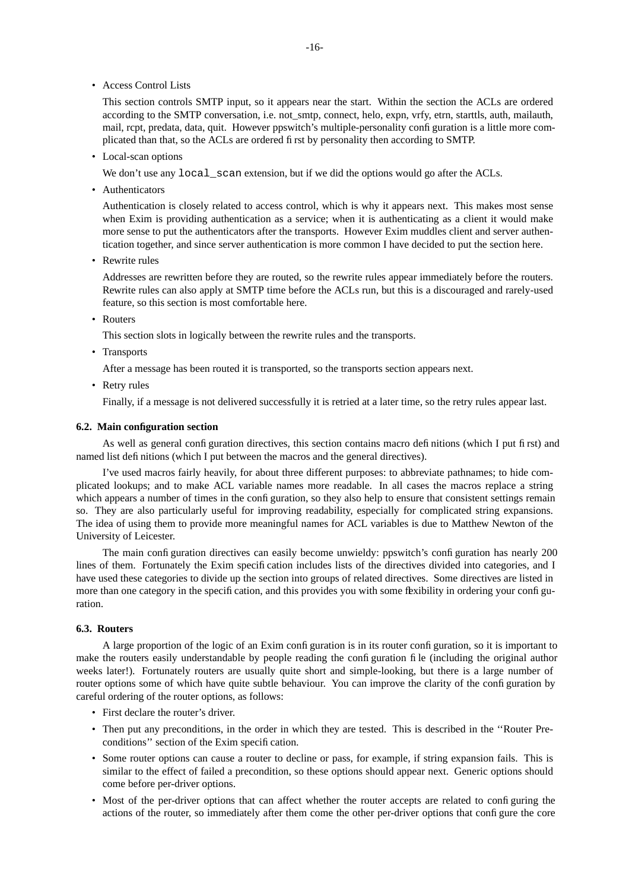- Access Control Lists

  This section controls SMTP input, so it appears near the start. Within the section the ACLs are ordered according to the SMTP conversation, i.e. not_smtp, connect, helo, expn, vrfy, etrn, starttls, auth, mailauth, mail, rcpt, predata, data, quit. However ppswitch's multiple-personality configuration is a little more complicated than that, so the ACLs are ordered first by personality then according to SMTP.

- Local-scan options

  We don't use any `local_scan` extension, but if we did the options would go after the ACLs.

- Authenticators

  Authentication is closely related to access control, which is why it appears next. This makes most sense when Exim is providing authentication as a service; when it is authenticating as a client it would make more sense to put the authenticators after the transports. However Exim muddles client and server authentication together, and since server authentication is more common I have decided to put the section here.

- Rewrite rules

  Addresses are rewritten before they are routed, so the rewrite rules appear immediately before the routers. Rewrite rules can also apply at SMTP time before the ACLs run, but this is a discouraged and rarely-used feature, so this section is most comfortable here.

- Routers

  This section slots in logically between the rewrite rules and the transports.

- Transports

  After a message has been routed it is transported, so the transports section appears next.

- Retry rules

  Finally, if a message is not delivered successfully it is retried at a later time, so the retry rules appear last.

### 6.2. Main configuration section

As well as general configuration directives, this section contains macro definitions (which I put first) and named list definitions (which I put between the macros and the general directives).

I've used macros fairly heavily, for about three different purposes: to abbreviate pathnames; to hide complicated lookups; and to make ACL variable names more readable. In all cases the macros replace a string which appears a number of times in the configuration, so they also help to ensure that consistent settings remain so. They are also particularly useful for improving readability, especially for complicated string expansions. The idea of using them to provide more meaningful names for ACL variables is due to Matthew Newton of the University of Leicester.

The main configuration directives can easily become unwieldy: ppswitch's configuration has nearly 200 lines of them. Fortunately the Exim specification includes lists of the directives divided into categories, and I have used these categories to divide up the section into groups of related directives. Some directives are listed in more than one category in the specification, and this provides you with some flexibility in ordering your configuration.

### 6.3. Routers

A large proportion of the logic of an Exim configuration is in its router configuration, so it is important to make the routers easily understandable by people reading the configuration file (including the original author weeks later!). Fortunately routers are usually quite short and simple-looking, but there is a large number of router options some of which have quite subtle behaviour. You can improve the clarity of the configuration by careful ordering of the router options, as follows:

- First declare the router's driver.
- Then put any preconditions, in the order in which they are tested. This is described in the ''Router Preconditions'' section of the Exim specification.
- Some router options can cause a router to decline or pass, for example, if string expansion fails. This is similar to the effect of failed a precondition, so these options should appear next. Generic options should come before per-driver options.
- Most of the per-driver options that can affect whether the router accepts are related to configuring the actions of the router, so immediately after them come the other per-driver options that configure the core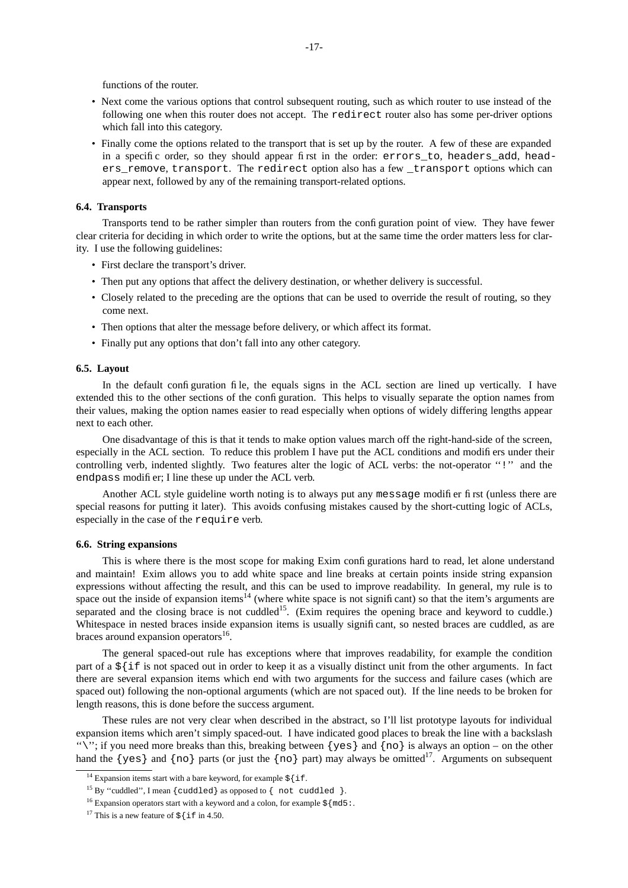functions of the router.

- Next come the various options that control subsequent routing, such as which router to use instead of the following one when this router does not accept. The `redirect` router also has some per-driver options which fall into this category.
- Finally come the options related to the transport that is set up by the router. A few of these are expanded in a specific order, so they should appear first in the order: `errors_to`, `headers_add`, `headers_remove`, `transport`. The `redirect` option also has a few `_transport` options which can appear next, followed by any of the remaining transport-related options.

### 6.4. Transports

Transports tend to be rather simpler than routers from the configuration point of view. They have fewer clear criteria for deciding in which order to write the options, but at the same time the order matters less for clarity. I use the following guidelines:

- First declare the transport's driver.
- Then put any options that affect the delivery destination, or whether delivery is successful.
- Closely related to the preceding are the options that can be used to override the result of routing, so they come next.
- Then options that alter the message before delivery, or which affect its format.
- Finally put any options that don't fall into any other category.

### 6.5. Layout

In the default configuration file, the equals signs in the ACL section are lined up vertically. I have extended this to the other sections of the configuration. This helps to visually separate the option names from their values, making the option names easier to read especially when options of widely differing lengths appear next to each other.

One disadvantage of this is that it tends to make option values march off the right-hand-side of the screen, especially in the ACL section. To reduce this problem I have put the ACL conditions and modifiers under their controlling verb, indented slightly. Two features alter the logic of ACL verbs: the not-operator ``!'' and the `endpass` modifier; I line these up under the ACL verb.

Another ACL style guideline worth noting is to always put any `message` modifier first (unless there are special reasons for putting it later). This avoids confusing mistakes caused by the short-cutting logic of ACLs, especially in the case of the `require` verb.

### 6.6. String expansions

This is where there is the most scope for making Exim configurations hard to read, let alone understand and maintain! Exim allows you to add white space and line breaks at certain points inside string expansion expressions without affecting the result, and this can be used to improve readability. In general, my rule is to space out the inside of expansion items[14] (where white space is not significant) so that the item's arguments are separated and the closing brace is not cuddled[15]. (Exim requires the opening brace and keyword to cuddle.) Whitespace in nested braces inside expansion items is usually significant, so nested braces are cuddled, as are braces around expansion operators[16].

The general spaced-out rule has exceptions where that improves readability, for example the condition part of a `${if` is not spaced out in order to keep it as a visually distinct unit from the other arguments. In fact there are several expansion items which end with two arguments for the success and failure cases (which are spaced out) following the non-optional arguments (which are not spaced out). If the line needs to be broken for length reasons, this is done before the success argument.

These rules are not very clear when described in the abstract, so I'll list prototype layouts for individual expansion items which aren't simply spaced-out. I have indicated good places to break the line with a backslash ``\''; if you need more breaks than this, breaking between `{yes}` and `{no}` is always an option – on the other hand the `{yes}` and `{no}` parts (or just the `{no}` part) may always be omitted[17]. Arguments on subsequent

---

[14] Expansion items start with a bare keyword, for example `${if`.

[15] By ``cuddled'', I mean `{cuddled}` as opposed to `{ not cuddled }`.

[16] Expansion operators start with a keyword and a colon, for example `${md5:`.

[17] This is a new feature of `${if` in 4.50.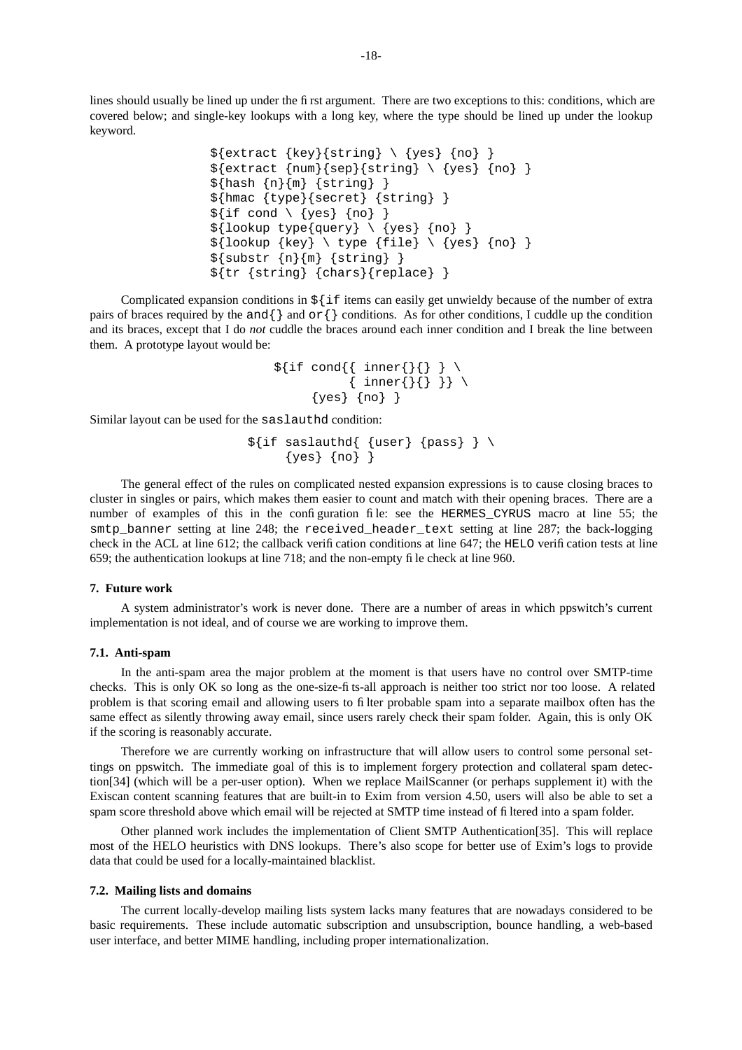lines should usually be lined up under the first argument. There are two exceptions to this: conditions, which are covered below; and single-key lookups with a long key, where the type should be lined up under the lookup keyword.

```
${extract {key}{string} \ {yes} {no} }
${extract {num}{sep}{string} \ {yes} {no} }
${hash {n}{m} {string} }
${hmac {type}{secret} {string} }
${if cond \ {yes} {no} }
${lookup type{query} \ {yes} {no} }
${lookup {key} \ type {file} \ {yes} {no} }
${substr {n}{m} {string} }
${tr {string} {chars}{replace} }
```

Complicated expansion conditions in `${if` items can easily get unwieldy because of the number of extra pairs of braces required by the `and{}` and `or{}` conditions. As for other conditions, I cuddle up the condition and its braces, except that I do *not* cuddle the braces around each inner condition and I break the line between them. A prototype layout would be:

```
${if cond{{ inner{}{} } \
          { inner{}{} }} \
     {yes} {no} }
```

Similar layout can be used for the `saslauthd` condition:

```
${if saslauthd{ {user} {pass} } \
     {yes} {no} }
```

The general effect of the rules on complicated nested expansion expressions is to cause closing braces to cluster in singles or pairs, which makes them easier to count and match with their opening braces. There are a number of examples of this in the configuration file: see the `HERMES_CYRUS` macro at line 55; the `smtp_banner` setting at line 248; the `received_header_text` setting at line 287; the back-logging check in the ACL at line 612; the callback verification conditions at line 647; the `HELO` verification tests at line 659; the authentication lookups at line 718; and the non-empty file check at line 960.

## 7. Future work

A system administrator's work is never done. There are a number of areas in which ppswitch's current implementation is not ideal, and of course we are working to improve them.

### 7.1. Anti-spam

In the anti-spam area the major problem at the moment is that users have no control over SMTP-time checks. This is only OK so long as the one-size-fits-all approach is neither too strict nor too loose. A related problem is that scoring email and allowing users to filter probable spam into a separate mailbox often has the same effect as silently throwing away email, since users rarely check their spam folder. Again, this is only OK if the scoring is reasonably accurate.

Therefore we are currently working on infrastructure that will allow users to control some personal settings on ppswitch. The immediate goal of this is to implement forgery protection and collateral spam detection[34] (which will be a per-user option). When we replace MailScanner (or perhaps supplement it) with the Exiscan content scanning features that are built-in to Exim from version 4.50, users will also be able to set a spam score threshold above which email will be rejected at SMTP time instead of filtered into a spam folder.

Other planned work includes the implementation of Client SMTP Authentication[35]. This will replace most of the HELO heuristics with DNS lookups. There's also scope for better use of Exim's logs to provide data that could be used for a locally-maintained blacklist.

### 7.2. Mailing lists and domains

The current locally-develop mailing lists system lacks many features that are nowadays considered to be basic requirements. These include automatic subscription and unsubscription, bounce handling, a web-based user interface, and better MIME handling, including proper internationalization.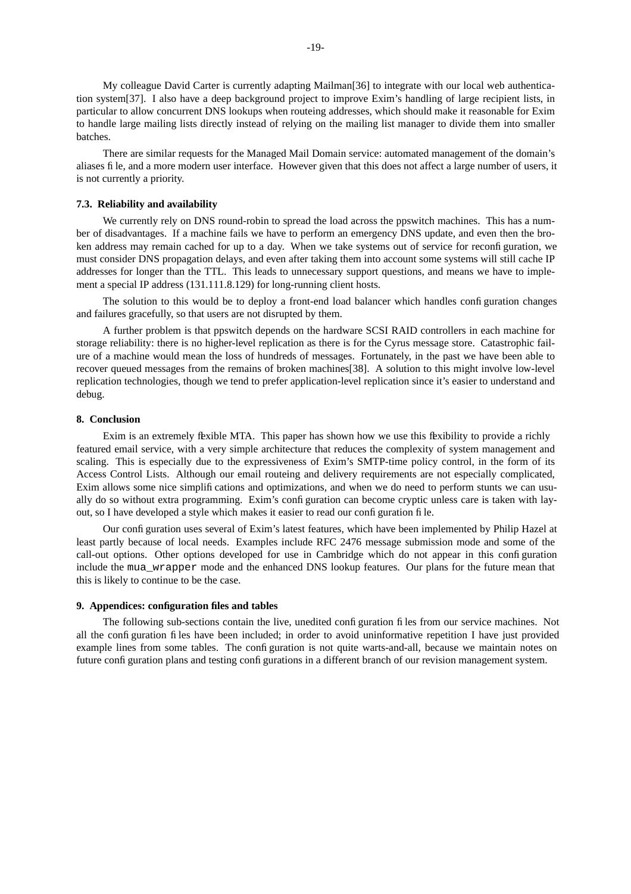My colleague David Carter is currently adapting Mailman[36] to integrate with our local web authentication system[37]. I also have a deep background project to improve Exim's handling of large recipient lists, in particular to allow concurrent DNS lookups when routeing addresses, which should make it reasonable for Exim to handle large mailing lists directly instead of relying on the mailing list manager to divide them into smaller batches.

There are similar requests for the Managed Mail Domain service: automated management of the domain's aliases file, and a more modern user interface. However given that this does not affect a large number of users, it is not currently a priority.

### 7.3. Reliability and availability

We currently rely on DNS round-robin to spread the load across the ppswitch machines. This has a number of disadvantages. If a machine fails we have to perform an emergency DNS update, and even then the broken address may remain cached for up to a day. When we take systems out of service for reconfiguration, we must consider DNS propagation delays, and even after taking them into account some systems will still cache IP addresses for longer than the TTL. This leads to unnecessary support questions, and means we have to implement a special IP address (131.111.8.129) for long-running client hosts.

The solution to this would be to deploy a front-end load balancer which handles configuration changes and failures gracefully, so that users are not disrupted by them.

A further problem is that ppswitch depends on the hardware SCSI RAID controllers in each machine for storage reliability: there is no higher-level replication as there is for the Cyrus message store. Catastrophic failure of a machine would mean the loss of hundreds of messages. Fortunately, in the past we have been able to recover queued messages from the remains of broken machines[38]. A solution to this might involve low-level replication technologies, though we tend to prefer application-level replication since it's easier to understand and debug.

## 8. Conclusion

Exim is an extremely flexible MTA. This paper has shown how we use this flexibility to provide a richly featured email service, with a very simple architecture that reduces the complexity of system management and scaling. This is especially due to the expressiveness of Exim's SMTP-time policy control, in the form of its Access Control Lists. Although our email routeing and delivery requirements are not especially complicated, Exim allows some nice simplifications and optimizations, and when we do need to perform stunts we can usually do so without extra programming. Exim's configuration can become cryptic unless care is taken with layout, so I have developed a style which makes it easier to read our configuration file.

Our configuration uses several of Exim's latest features, which have been implemented by Philip Hazel at least partly because of local needs. Examples include RFC 2476 message submission mode and some of the call-out options. Other options developed for use in Cambridge which do not appear in this configuration include the `mua_wrapper` mode and the enhanced DNS lookup features. Our plans for the future mean that this is likely to continue to be the case.

## 9. Appendices: configuration files and tables

The following sub-sections contain the live, unedited configuration files from our service machines. Not all the configuration files have been included; in order to avoid uninformative repetition I have just provided example lines from some tables. The configuration is not quite warts-and-all, because we maintain notes on future configuration plans and testing configurations in a different branch of our revision management system.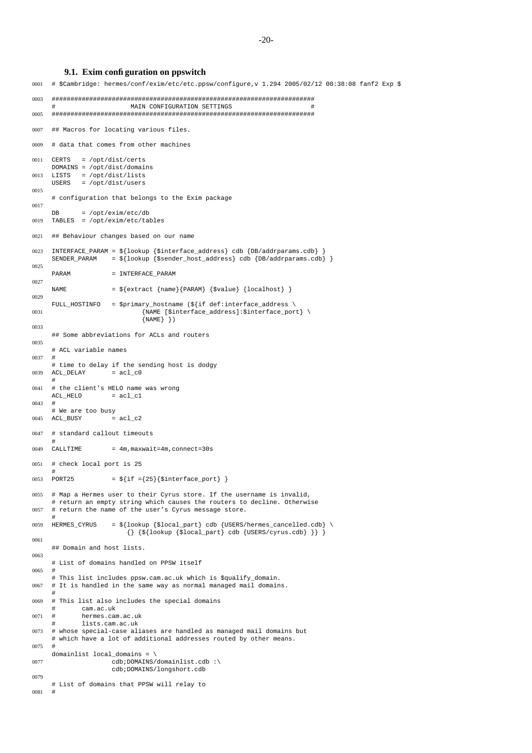### 9.1. Exim configuration on ppswitch

```
0001 # $Cambridge: hermes/conf/exim/etc/etc.ppsw/configure,v 1.294 2005/02/12 00:38:08 fanf2 Exp $

0003 ######################################################################
     #                     MAIN CONFIGURATION SETTINGS                      #
0005 ######################################################################

0007 ## Macros for locating various files.

0009 # data that comes from other machines

0011 CERTS   = /opt/dist/certs
     DOMAINS = /opt/dist/domains
0013 LISTS   = /opt/dist/lists
     USERS   = /opt/dist/users
0015
     # configuration that belongs to the Exim package
0017
     DB      = /opt/exim/etc/db
0019 TABLES  = /opt/exim/etc/tables

0021 ## Behaviour changes based on our name

0023 INTERFACE_PARAM = ${lookup {$interface_address} cdb {DB/addrparams.cdb} }
     SENDER_PARAM    = ${lookup {$sender_host_address} cdb {DB/addrparams.cdb} }
0025
     PARAM           = INTERFACE_PARAM
0027
     NAME            = ${extract {name}{PARAM} {$value} {localhost} }
0029
     FULL_HOSTINFO   = $primary_hostname (${if def:interface_address \
0031                           {NAME [$interface_address]:$interface_port} \
                           {NAME} })
0033
     ## Some abbreviations for ACLs and routers
0035
     # ACL variable names
0037 #
     # time to delay if the sending host is dodgy
0039 ACL_DELAY       = acl_c0
     #
0041 # the client's HELO name was wrong
     ACL_HELO        = acl_c1
0043 #
     # We are too busy
0045 ACL_BUSY        = acl_c2

0047 # standard callout timeouts
     #
0049 CALLTIME        = 4m,maxwait=4m,connect=30s

0051 # check local port is 25
     #
0053 PORT25          = ${if ={25}{$interface_port} }

0055 # Map a Hermes user to their Cyrus store. If the username is invalid,
     # return an empty string which causes the routers to decline. Otherwise
0057 # return the name of the user's Cyrus message store.
     #
0059 HERMES_CYRUS    = ${lookup {$local_part} cdb {USERS/hermes_cancelled.cdb} \
                       {} {${lookup {$local_part} cdb {USERS/cyrus.cdb} }} }
0061
     ## Domain and host lists.
0063
     # List of domains handled on PPSW itself
0065 #
     # This list includes ppsw.cam.ac.uk which is $qualify_domain.
0067 # It is handled in the same way as normal managed mail domains.
     #
0069 # This list also includes the special domains
     #       cam.ac.uk
0071 #       hermes.cam.ac.uk
     #       lists.cam.ac.uk
0073 # whose special-case aliases are handled as managed mail domains but
     # which have a lot of additional addresses routed by other means.
0075 #
     domainlist local_domains = \
0077                 cdb;DOMAINS/domainlist.cdb :\
                     cdb;DOMAINS/longshort.cdb
0079
     # List of domains that PPSW will relay to
0081 #
```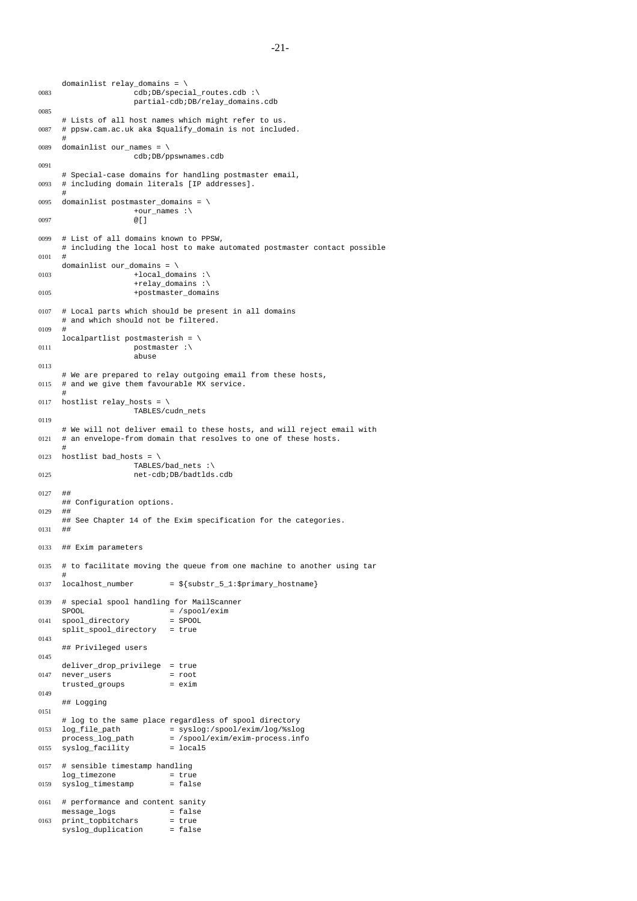```
    domainlist relay_domains = \
0083                cdb;DB/special_routes.cdb :\
                    partial-cdb;DB/relay_domains.cdb
0085
    # Lists of all host names which might refer to us.
0087 # ppsw.cam.ac.uk aka $qualify_domain is not included.
    #
0089 domainlist our_names = \
                    cdb;DB/ppswnames.cdb
0091
    # Special-case domains for handling postmaster email,
0093 # including domain literals [IP addresses].
    #
0095 domainlist postmaster_domains = \
                    +our_names :\
0097                @[]

0099 # List of all domains known to PPSW,
    # including the local host to make automated postmaster contact possible
0101 #
    domainlist our_domains = \
0103                +local_domains :\
                    +relay_domains :\
0105                +postmaster_domains

0107 # Local parts which should be present in all domains
    # and which should not be filtered.
0109 #
    localpartlist postmasterish = \
0111                postmaster :\
                    abuse
0113
    # We are prepared to relay outgoing email from these hosts,
0115 # and we give them favourable MX service.
    #
0117 hostlist relay_hosts = \
                    TABLES/cudn_nets
0119
    # We will not deliver email to these hosts, and will reject email with
0121 # an envelope-from domain that resolves to one of these hosts.
    #
0123 hostlist bad_hosts = \
                    TABLES/bad_nets :\
0125                net-cdb;DB/badtlds.cdb

0127 ##
    ## Configuration options.
0129 ##
    ## See Chapter 14 of the Exim specification for the categories.
0131 ##

0133 ## Exim parameters

0135 # to facilitate moving the queue from one machine to another using tar
    #
0137 localhost_number        = ${substr_5_1:$primary_hostname}

0139 # special spool handling for MailScanner
    SPOOL                   = /spool/exim
0141 spool_directory         = SPOOL
    split_spool_directory   = true
0143
    ## Privileged users
0145
    deliver_drop_privilege  = true
0147 never_users             = root
    trusted_groups          = exim
0149
    ## Logging
0151
    # log to the same place regardless of spool directory
0153 log_file_path           = syslog:/spool/exim/log/%slog
    process_log_path        = /spool/exim/exim-process.info
0155 syslog_facility         = local5

0157 # sensible timestamp handling
    log_timezone            = true
0159 syslog_timestamp        = false

0161 # performance and content sanity
    message_logs            = false
0163 print_topbitchars       = true
    syslog_duplication      = false
```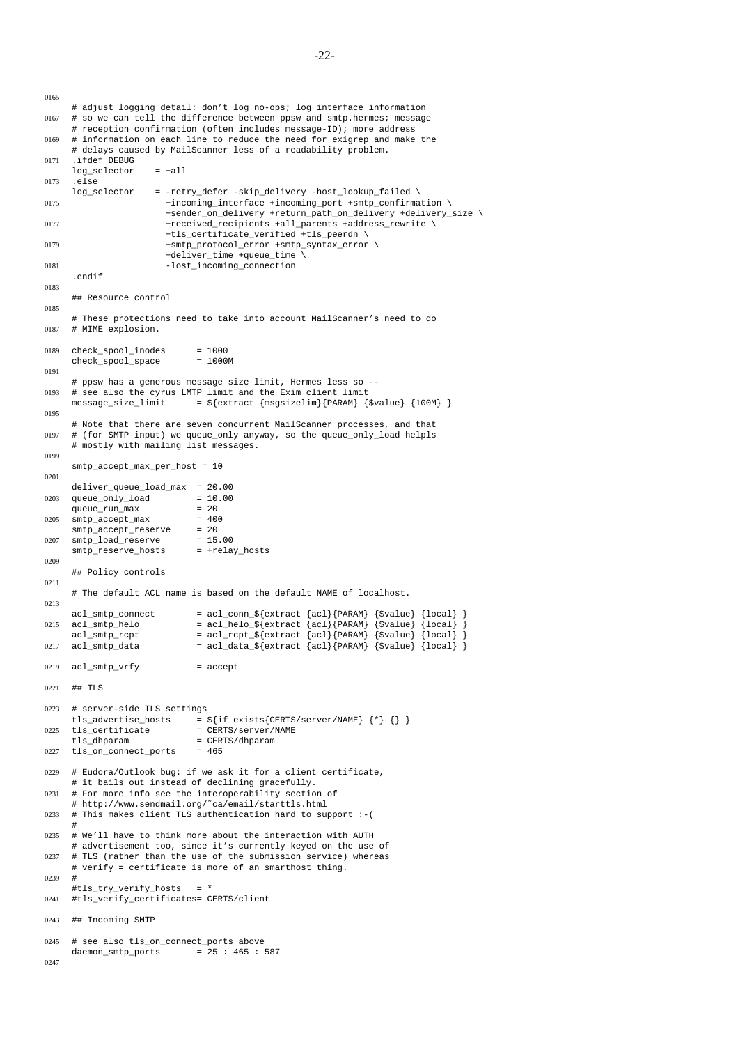```
# adjust logging detail: don't log no-ops; log interface information
# so we can tell the difference between ppsw and smtp.hermes; message
# reception confirmation (often includes message-ID); more address
# information on each line to reduce the need for exigrep and make the
# delays caused by MailScanner less of a readability problem.
.ifdef DEBUG
log_selector    = +all
.else
log_selector    = -retry_defer -skip_delivery -host_lookup_failed \
                  +incoming_interface +incoming_port +smtp_confirmation \
                  +sender_on_delivery +return_path_on_delivery +delivery_size \
                  +received_recipients +all_parents +address_rewrite \
                  +tls_certificate_verified +tls_peerdn \
                  +smtp_protocol_error +smtp_syntax_error \
                  +deliver_time +queue_time \
                  -lost_incoming_connection
.endif

## Resource control

# These protections need to take into account MailScanner's need to do
# MIME explosion.

check_spool_inodes      = 1000
check_spool_space       = 1000M

# ppsw has a generous message size limit, Hermes less so --
# see also the cyrus LMTP limit and the Exim client limit
message_size_limit      = ${extract {msgsizelim}{PARAM} {$value} {100M} }

# Note that there are seven concurrent MailScanner processes, and that
# (for SMTP input) we queue_only anyway, so the queue_only_load helpls
# mostly with mailing list messages.

smtp_accept_max_per_host = 10

deliver_queue_load_max  = 20.00
queue_only_load         = 10.00
queue_run_max           = 20
smtp_accept_max         = 400
smtp_accept_reserve     = 20
smtp_load_reserve       = 15.00
smtp_reserve_hosts      = +relay_hosts

## Policy controls

# The default ACL name is based on the default NAME of localhost.

acl_smtp_connect        = acl_conn_${extract {acl}{PARAM} {$value} {local} }
acl_smtp_helo           = acl_helo_${extract {acl}{PARAM} {$value} {local} }
acl_smtp_rcpt           = acl_rcpt_${extract {acl}{PARAM} {$value} {local} }
acl_smtp_data           = acl_data_${extract {acl}{PARAM} {$value} {local} }

acl_smtp_vrfy           = accept

## TLS

# server-side TLS settings
tls_advertise_hosts     = ${if exists{CERTS/server/NAME} {*} {} }
tls_certificate         = CERTS/server/NAME
tls_dhparam             = CERTS/dhparam
tls_on_connect_ports    = 465

# Eudora/Outlook bug: if we ask it for a client certificate,
# it bails out instead of declining gracefully.
# For more info see the interoperability section of
# http://www.sendmail.org/~ca/email/starttls.html
# This makes client TLS authentication hard to support :-(
#
# We'll have to think more about the interaction with AUTH
# advertisement too, since it's currently keyed on the use of
# TLS (rather than the use of the submission service) whereas
# verify = certificate is more of an smarthost thing.
#
#tls_try_verify_hosts   = *
#tls_verify_certificates= CERTS/client

## Incoming SMTP

# see also tls_on_connect_ports above
daemon_smtp_ports       = 25 : 465 : 587
```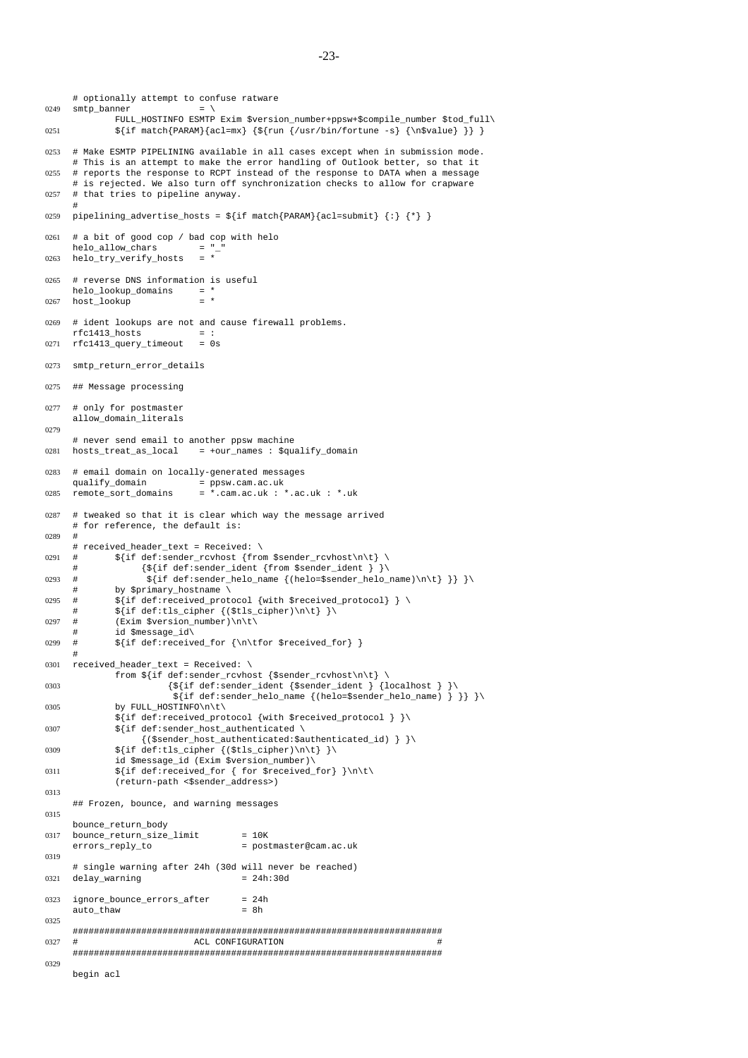```
    # optionally attempt to confuse ratware
0249 smtp_banner             = \
         FULL_HOSTINFO ESMTP Exim $version_number+ppsw+$compile_number $tod_full\
0251     ${if match{PARAM}{acl=mx} {${run {/usr/bin/fortune -s} {\n$value} }} }

0253 # Make ESMTP PIPELINING available in all cases except when in submission mode.
     # This is an attempt to make the error handling of Outlook better, so that it
0255 # reports the response to RCPT instead of the response to DATA when a message
     # is rejected. We also turn off synchronization checks to allow for crapware
0257 # that tries to pipeline anyway.
     #
0259 pipelining_advertise_hosts = ${if match{PARAM}{acl=submit} {:} {*} }

0261 # a bit of good cop / bad cop with helo
     helo_allow_chars        = "_"
0263 helo_try_verify_hosts   = *

0265 # reverse DNS information is useful
     helo_lookup_domains     = *
0267 host_lookup             = *

0269 # ident lookups are not and cause firewall problems.
     rfc1413_hosts           = :
0271 rfc1413_query_timeout   = 0s

0273 smtp_return_error_details

0275 ## Message processing

0277 # only for postmaster
     allow_domain_literals
0279
     # never send email to another ppsw machine
0281 hosts_treat_as_local    = +our_names : $qualify_domain

0283 # email domain on locally-generated messages
     qualify_domain          = ppsw.cam.ac.uk
0285 remote_sort_domains     = *.cam.ac.uk : *.ac.uk : *.uk

0287 # tweaked so that it is clear which way the message arrived
     # for reference, the default is:
0289 #
     # received_header_text = Received: \
0291 #       ${if def:sender_rcvhost {from $sender_rcvhost\n\t} \
     #            {${if def:sender_ident {from $sender_ident } }\
0293 #             ${if def:sender_helo_name {(helo=$sender_helo_name)\n\t} }} }\
     #       by $primary_hostname \
0295 #       ${if def:received_protocol {with $received_protocol} } \
     #       ${if def:tls_cipher {($tls_cipher)\n\t} }\
0297 #       (Exim $version_number)\n\t\
     #       id $message_id\
0299 #       ${if def:received_for {\n\tfor $received_for} }
     #
0301 received_header_text = Received: \
         from ${if def:sender_rcvhost {$sender_rcvhost\n\t} \
0303              {${if def:sender_ident {$sender_ident } {localhost } }\
                  ${if def:sender_helo_name {(helo=$sender_helo_name) } }} }\
0305     by FULL_HOSTINFO\n\t\
         ${if def:received_protocol {with $received_protocol } }\
0307     ${if def:sender_host_authenticated \
             {($sender_host_authenticated:$authenticated_id) } }\
0309     ${if def:tls_cipher {($tls_cipher)\n\t} }\
         id $message_id (Exim $version_number)\
0311     ${if def:received_for { for $received_for} }\n\t\
         (return-path <$sender_address>)
0313
     ## Frozen, bounce, and warning messages
0315
     bounce_return_body
0317 bounce_return_size_limit        = 10K
     errors_reply_to                 = postmaster@cam.ac.uk
0319
     # single warning after 24h (30d will never be reached)
0321 delay_warning                   = 24h:30d

0323 ignore_bounce_errors_after      = 24h
     auto_thaw                       = 8h
0325
     ######################################################################
0327 #                       ACL CONFIGURATION                            #
     ######################################################################
0329
     begin acl
```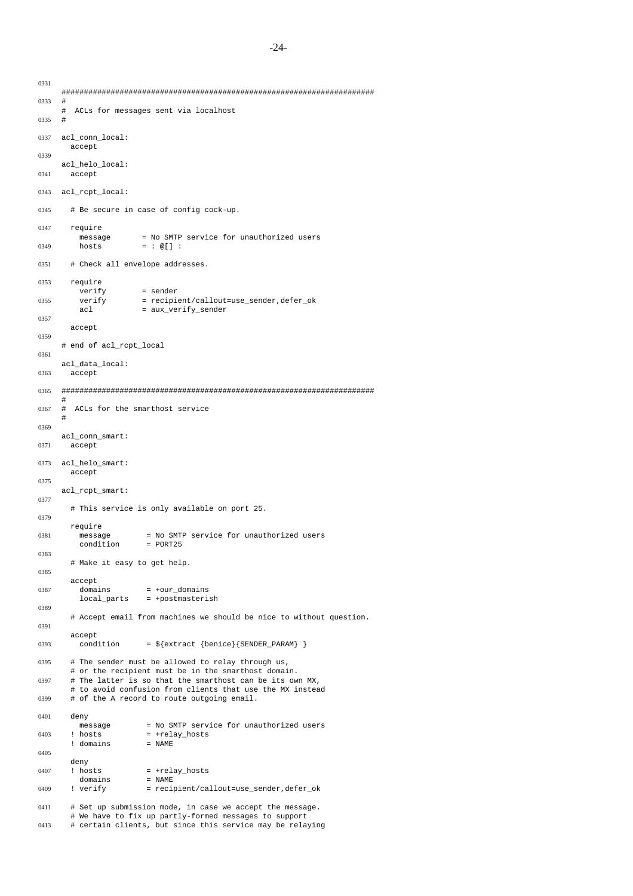```
0331
    ######################################################################
0333 #
    #  ACLs for messages sent via localhost
0335 #

0337 acl_conn_local:
      accept
0339
    acl_helo_local:
0341   accept

0343 acl_rcpt_local:

0345   # Be secure in case of config cock-up.

0347   require
        message       = No SMTP service for unauthorized users
0349     hosts         = : @[] :

0351   # Check all envelope addresses.

0353   require
        verify        = sender
0355     verify        = recipient/callout=use_sender,defer_ok
        acl           = aux_verify_sender
0357
      accept
0359
    # end of acl_rcpt_local
0361
    acl_data_local:
0363   accept

0365 ######################################################################
    #
0367 #  ACLs for the smarthost service
    #
0369
    acl_conn_smart:
0371   accept

0373 acl_helo_smart:
      accept
0375
    acl_rcpt_smart:
0377
      # This service is only available on port 25.
0379
      require
0381     message        = No SMTP service for unauthorized users
        condition      = PORT25
0383
      # Make it easy to get help.
0385
      accept
0387     domains        = +our_domains
        local_parts    = +postmasterish
0389
      # Accept email from machines we should be nice to without question.
0391
      accept
0393     condition      = ${extract {benice}{SENDER_PARAM} }

0395   # The sender must be allowed to relay through us,
      # or the recipient must be in the smarthost domain.
0397   # The latter is so that the smarthost can be its own MX,
      # to avoid confusion from clients that use the MX instead
0399   # of the A record to route outgoing email.

0401   deny
        message        = No SMTP service for unauthorized users
0403   ! hosts          = +relay_hosts
      ! domains        = NAME
0405
      deny
0407   ! hosts          = +relay_hosts
        domains        = NAME
0409   ! verify         = recipient/callout=use_sender,defer_ok

0411   # Set up submission mode, in case we accept the message.
      # We have to fix up partly-formed messages to support
0413   # certain clients, but since this service may be relaying
```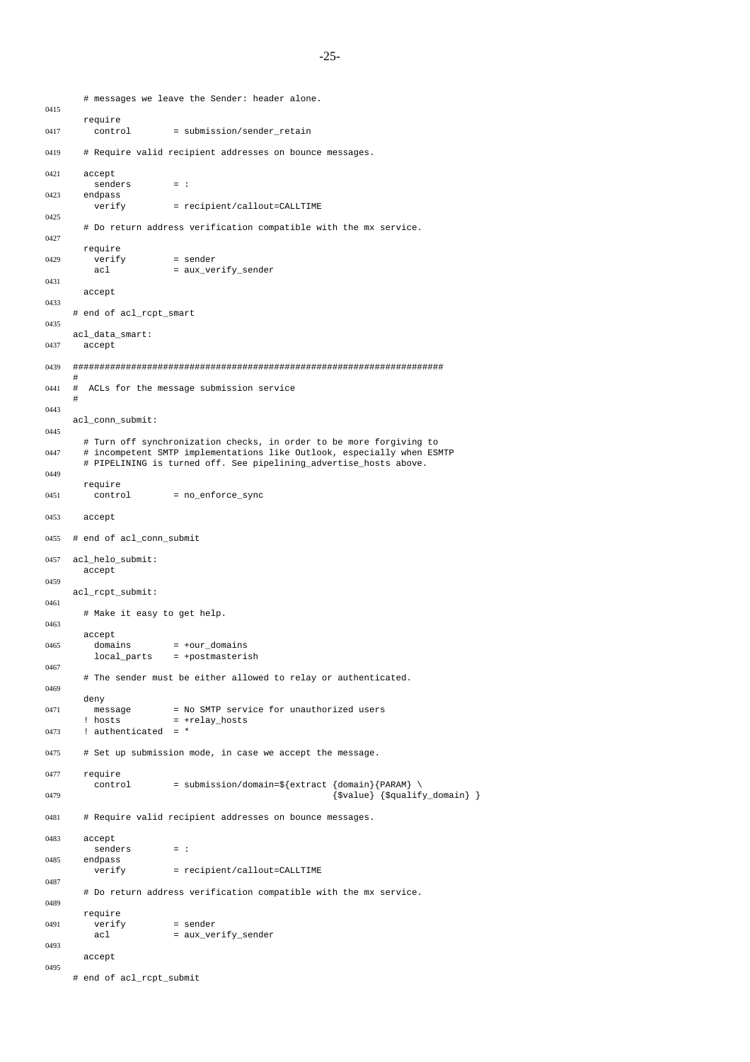```
  # messages we leave the Sender: header alone.

  require
    control        = submission/sender_retain

  # Require valid recipient addresses on bounce messages.

  accept
    senders        = :
  endpass
    verify         = recipient/callout=CALLTIME

  # Do return address verification compatible with the mx service.

  require
    verify         = sender
    acl            = aux_verify_sender

  accept

# end of acl_rcpt_smart

acl_data_smart:
  accept

######################################################################
#
#  ACLs for the message submission service
#

acl_conn_submit:

  # Turn off synchronization checks, in order to be more forgiving to
  # incompetent SMTP implementations like Outlook, especially when ESMTP
  # PIPELINING is turned off. See pipelining_advertise_hosts above.

  require
    control        = no_enforce_sync

  accept

# end of acl_conn_submit

acl_helo_submit:
  accept

acl_rcpt_submit:

  # Make it easy to get help.

  accept
    domains        = +our_domains
    local_parts    = +postmasterish

  # The sender must be either allowed to relay or authenticated.

  deny
    message        = No SMTP service for unauthorized users
   ! hosts         = +relay_hosts
   ! authenticated  = *

  # Set up submission mode, in case we accept the message.

  require
    control        = submission/domain=${extract {domain}{PARAM} \
                                          {$value} {$qualify_domain} }

  # Require valid recipient addresses on bounce messages.

  accept
    senders        = :
  endpass
    verify         = recipient/callout=CALLTIME

  # Do return address verification compatible with the mx service.

  require
    verify         = sender
    acl            = aux_verify_sender

  accept

# end of acl_rcpt_submit
```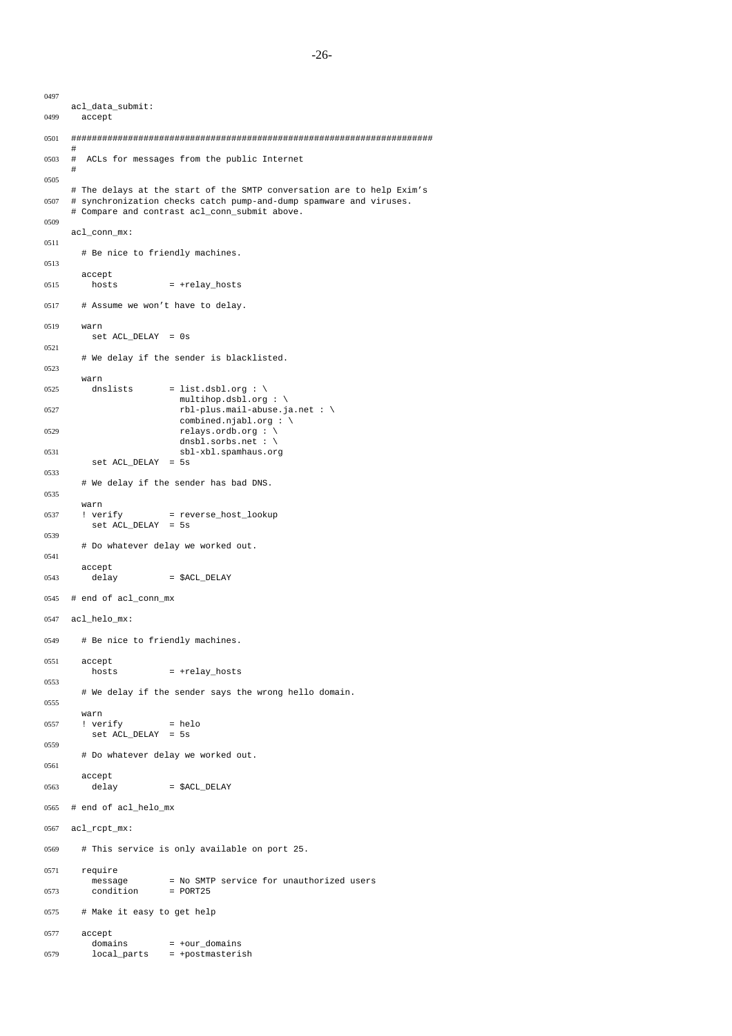```
acl_data_submit:
  accept

######################################################################
#
#  ACLs for messages from the public Internet
#

# The delays at the start of the SMTP conversation are to help Exim's
# synchronization checks catch pump-and-dump spamware and viruses.
# Compare and contrast acl_conn_submit above.

acl_conn_mx:

  # Be nice to friendly machines.

  accept
    hosts          = +relay_hosts

  # Assume we won't have to delay.

  warn
    set ACL_DELAY  = 0s

  # We delay if the sender is blacklisted.

  warn
    dnslists       = list.dsbl.org : \
                     multihop.dsbl.org : \
                     rbl-plus.mail-abuse.ja.net : \
                     combined.njabl.org : \
                     relays.ordb.org : \
                     dnsbl.sorbs.net : \
                     sbl-xbl.spamhaus.org
    set ACL_DELAY  = 5s

  # We delay if the sender has bad DNS.

  warn
   ! verify        = reverse_host_lookup
    set ACL_DELAY  = 5s

  # Do whatever delay we worked out.

  accept
    delay          = $ACL_DELAY

# end of acl_conn_mx

acl_helo_mx:

  # Be nice to friendly machines.

  accept
    hosts          = +relay_hosts

  # We delay if the sender says the wrong hello domain.

  warn
   ! verify        = helo
    set ACL_DELAY  = 5s

  # Do whatever delay we worked out.

  accept
    delay          = $ACL_DELAY

# end of acl_helo_mx

acl_rcpt_mx:

  # This service is only available on port 25.

  require
    message        = No SMTP service for unauthorized users
    condition      = PORT25

  # Make it easy to get help

  accept
    domains        = +our_domains
    local_parts    = +postmasterish
```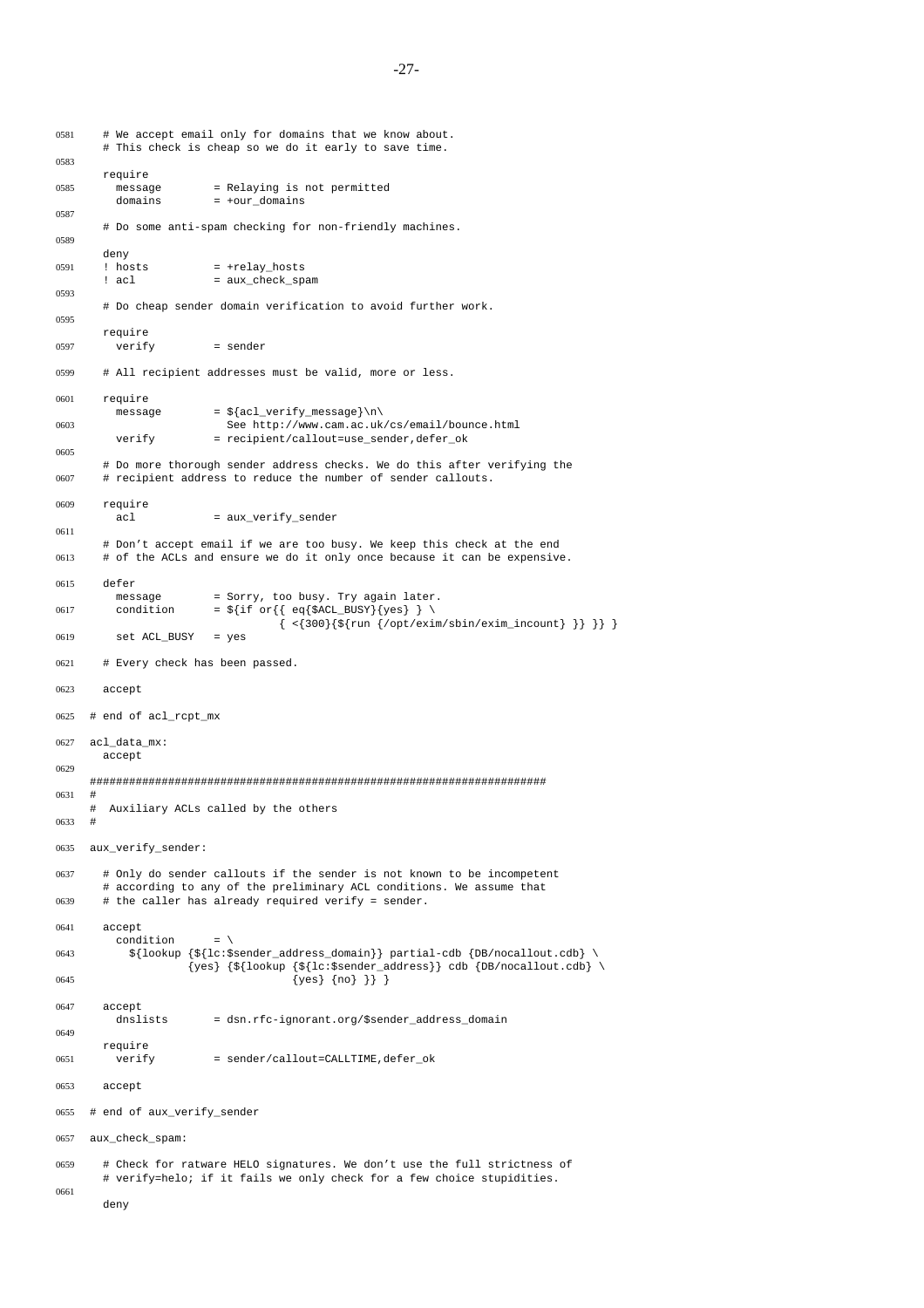```
0581   # We accept email only for domains that we know about.
       # This check is cheap so we do it early to save time.
0583
       require
0585     message        = Relaying is not permitted
         domains        = +our_domains
0587
       # Do some anti-spam checking for non-friendly machines.
0589
       deny
0591   ! hosts          = +relay_hosts
       ! acl            = aux_check_spam
0593
       # Do cheap sender domain verification to avoid further work.
0595
       require
0597     verify         = sender

0599   # All recipient addresses must be valid, more or less.

0601   require
         message        = ${acl_verify_message}\n\
0603                      See http://www.cam.ac.uk/cs/email/bounce.html
         verify         = recipient/callout=use_sender,defer_ok
0605
       # Do more thorough sender address checks. We do this after verifying the
0607   # recipient address to reduce the number of sender callouts.

0609   require
         acl            = aux_verify_sender
0611
       # Don't accept email if we are too busy. We keep this check at the end
0613   # of the ACLs and ensure we do it only once because it can be expensive.

0615   defer
         message        = Sorry, too busy. Try again later.
0617     condition      = ${if or{{ eq{$ACL_BUSY}{yes} } \
                                  { <{300}{${run {/opt/exim/sbin/exim_incount} }} }} }
0619     set ACL_BUSY   = yes

0621   # Every check has been passed.

0623   accept

0625 # end of acl_rcpt_mx

0627 acl_data_mx:
       accept
0629
     ######################################################################
0631 #
     #  Auxiliary ACLs called by the others
0633 #

0635 aux_verify_sender:

0637   # Only do sender callouts if the sender is not known to be incompetent
       # according to any of the preliminary ACL conditions. We assume that
0639   # the caller has already required verify = sender.

0641   accept
         condition      = \
0643       ${lookup {${lc:$sender_address_domain}} partial-cdb {DB/nocallout.cdb} \
                {yes} {${lookup {${lc:$sender_address}} cdb {DB/nocallout.cdb} \
0645                              {yes} {no} }} }

0647   accept
         dnslists       = dsn.rfc-ignorant.org/$sender_address_domain
0649
       require
0651     verify         = sender/callout=CALLTIME,defer_ok

0653   accept

0655 # end of aux_verify_sender

0657 aux_check_spam:

0659   # Check for ratware HELO signatures. We don't use the full strictness of
       # verify=helo; if it fails we only check for a few choice stupidities.
0661
       deny
```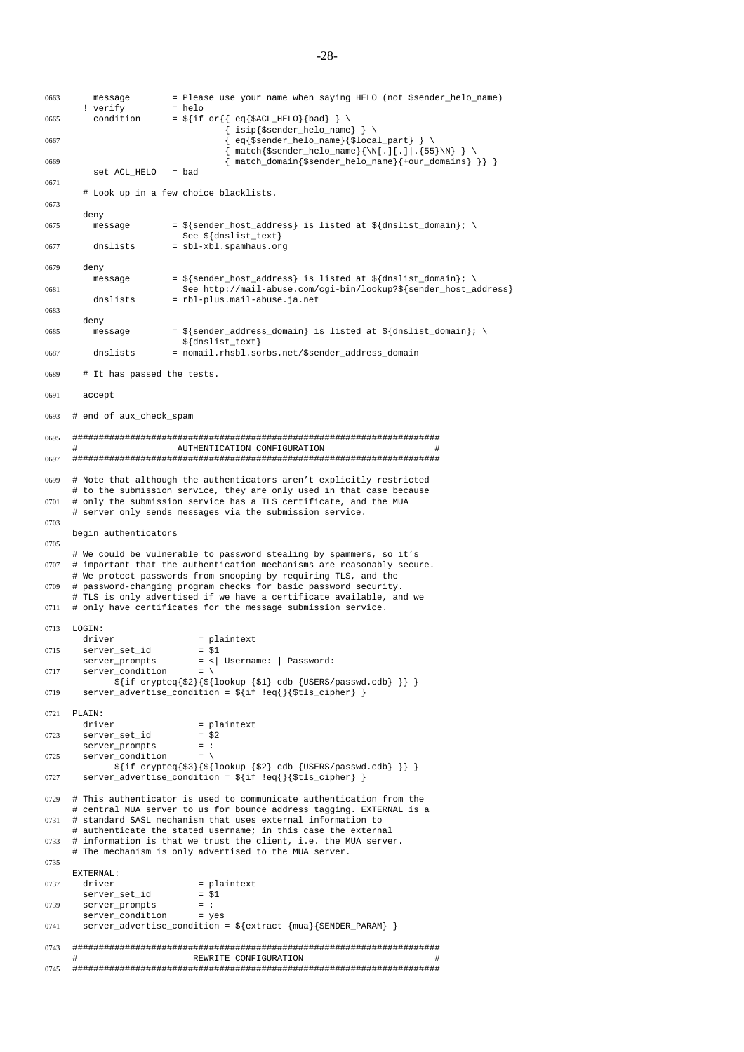```
0663     message        = Please use your name when saying HELO (not $sender_helo_name)
       ! verify         = helo
0665     condition      = ${if or{{ eq{$ACL_HELO}{bad} } \
                                  { isip{$sender_helo_name} } \
0667                              { eq{$sender_helo_name}{$local_part} } \
                                  { match{$sender_helo_name}{\N[.][.]|.{55}\N} } \
0669                              { match_domain{$sender_helo_name}{+our_domains} }} }
         set ACL_HELO   = bad
0671
       # Look up in a few choice blacklists.
0673
       deny
0675     message        = ${sender_host_address} is listed at ${dnslist_domain}; \
                          See ${dnslist_text}
0677     dnslists       = sbl-xbl.spamhaus.org

0679   deny
         message        = ${sender_host_address} is listed at ${dnslist_domain}; \
0681                      See http://mail-abuse.com/cgi-bin/lookup?${sender_host_address}
         dnslists       = rbl-plus.mail-abuse.ja.net
0683
       deny
0685     message        = ${sender_address_domain} is listed at ${dnslist_domain}; \
                          ${dnslist_text}
0687     dnslists       = nomail.rhsbl.sorbs.net/$sender_address_domain

0689   # It has passed the tests.

0691   accept

0693 # end of aux_check_spam

0695 ######################################################################
     #                  AUTHENTICATION CONFIGURATION                      #
0697 ######################################################################

0699 # Note that although the authenticators aren't explicitly restricted
     # to the submission service, they are only used in that case because
0701 # only the submission service has a TLS certificate, and the MUA
     # server only sends messages via the submission service.
0703
     begin authenticators
0705
     # We could be vulnerable to password stealing by spammers, so it's
0707 # important that the authentication mechanisms are reasonably secure.
     # We protect passwords from snooping by requiring TLS, and the
0709 # password-changing program checks for basic password security.
     # TLS is only advertised if we have a certificate available, and we
0711 # only have certificates for the message submission service.

0713 LOGIN:
       driver                = plaintext
0715   server_set_id         = $1
       server_prompts        = <| Username: | Password:
0717   server_condition      = \
             ${if crypteq{$2}{${lookup {$1} cdb {USERS/passwd.cdb} }} }
0719   server_advertise_condition = ${if !eq{}{$tls_cipher} }

0721 PLAIN:
       driver                = plaintext
0723   server_set_id         = $2
       server_prompts        = :
0725   server_condition      = \
             ${if crypteq{$3}{${lookup {$2} cdb {USERS/passwd.cdb} }} }
0727   server_advertise_condition = ${if !eq{}{$tls_cipher} }

0729 # This authenticator is used to communicate authentication from the
     # central MUA server to us for bounce address tagging. EXTERNAL is a
0731 # standard SASL mechanism that uses external information to
     # authenticate the stated username; in this case the external
0733 # information is that we trust the client, i.e. the MUA server.
     # The mechanism is only advertised to the MUA server.
0735
     EXTERNAL:
0737   driver                = plaintext
       server_set_id         = $1
0739   server_prompts        = :
       server_condition      = yes
0741   server_advertise_condition = ${extract {mua}{SENDER_PARAM} }

0743 ######################################################################
     #                      REWRITE CONFIGURATION                         #
0745 ######################################################################
```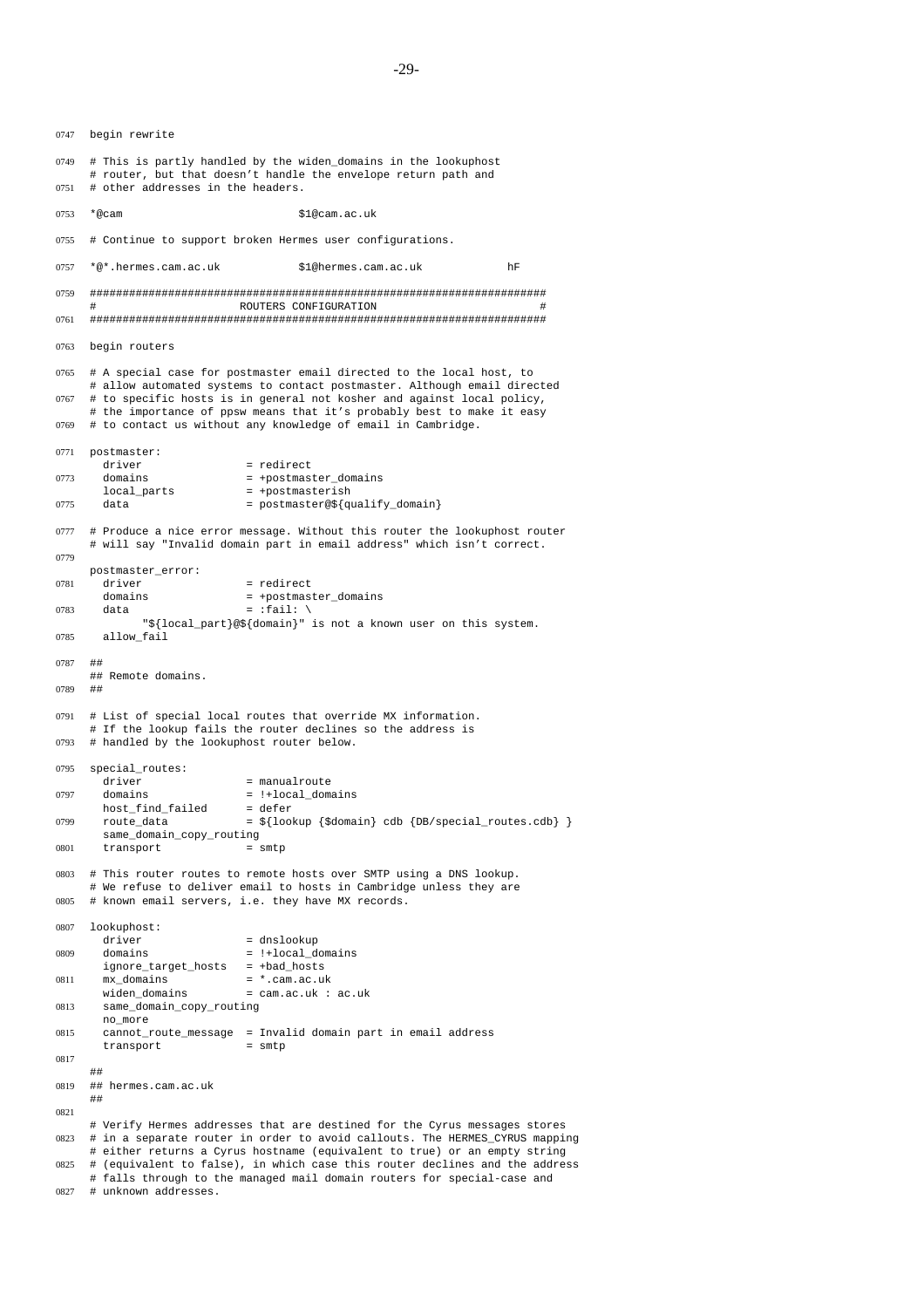```
0747  begin rewrite

0749  # This is partly handled by the widen_domains in the lookuphost
      # router, but that doesn't handle the envelope return path and
0751  # other addresses in the headers.

0753  *@cam                           $1@cam.ac.uk

0755  # Continue to support broken Hermes user configurations.

0757  *@*.hermes.cam.ac.uk            $1@hermes.cam.ac.uk             hF

0759  ######################################################################
      #                      ROUTERS CONFIGURATION                         #
0761  ######################################################################

0763  begin routers

0765  # A special case for postmaster email directed to the local host, to
      # allow automated systems to contact postmaster. Although email directed
0767  # to specific hosts is in general not kosher and against local policy,
      # the importance of ppsw means that it's probably best to make it easy
0769  # to contact us without any knowledge of email in Cambridge.

0771  postmaster:
        driver                = redirect
0773    domains               = +postmaster_domains
        local_parts           = +postmasterish
0775    data                  = postmaster@${qualify_domain}

0777  # Produce a nice error message. Without this router the lookuphost router
      # will say "Invalid domain part in email address" which isn't correct.
0779
      postmaster_error:
0781    driver                = redirect
        domains               = +postmaster_domains
0783    data                  = :fail: \
              "${local_part}@${domain}" is not a known user on this system.
0785    allow_fail

0787  ##
      ## Remote domains.
0789  ##

0791  # List of special local routes that override MX information.
      # If the lookup fails the router declines so the address is
0793  # handled by the lookuphost router below.

0795  special_routes:
        driver                = manualroute
0797    domains               = !+local_domains
        host_find_failed      = defer
0799    route_data            = ${lookup {$domain} cdb {DB/special_routes.cdb} }
        same_domain_copy_routing
0801    transport             = smtp

0803  # This router routes to remote hosts over SMTP using a DNS lookup.
      # We refuse to deliver email to hosts in Cambridge unless they are
0805  # known email servers, i.e. they have MX records.

0807  lookuphost:
        driver                = dnslookup
0809    domains               = !+local_domains
        ignore_target_hosts   = +bad_hosts
0811    mx_domains            = *.cam.ac.uk
        widen_domains         = cam.ac.uk : ac.uk
0813    same_domain_copy_routing
        no_more
0815    cannot_route_message  = Invalid domain part in email address
        transport             = smtp
0817
      ##
0819  ## hermes.cam.ac.uk
      ##
0821
      # Verify Hermes addresses that are destined for the Cyrus messages stores
0823  # in a separate router in order to avoid callouts. The HERMES_CYRUS mapping
      # either returns a Cyrus hostname (equivalent to true) or an empty string
0825  # (equivalent to false), in which case this router declines and the address
      # falls through to the managed mail domain routers for special-case and
0827  # unknown addresses.
```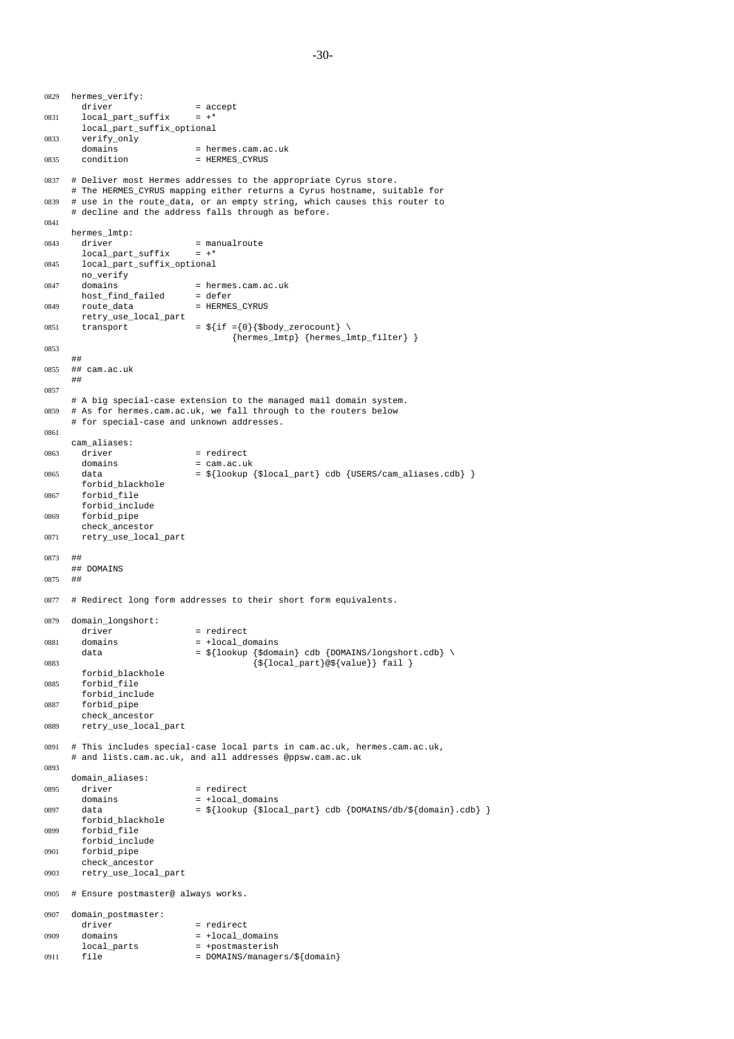```
0829  hermes_verify:
        driver                = accept
0831    local_part_suffix     = +*
        local_part_suffix_optional
0833    verify_only
        domains               = hermes.cam.ac.uk
0835    condition             = HERMES_CYRUS

0837  # Deliver most Hermes addresses to the appropriate Cyrus store.
      # The HERMES_CYRUS mapping either returns a Cyrus hostname, suitable for
0839  # use in the route_data, or an empty string, which causes this router to
      # decline and the address falls through as before.
0841
      hermes_lmtp:
0843    driver                = manualroute
        local_part_suffix     = +*
0845    local_part_suffix_optional
        no_verify
0847    domains               = hermes.cam.ac.uk
        host_find_failed      = defer
0849    route_data            = HERMES_CYRUS
        retry_use_local_part
0851    transport             = ${if ={0}{$body_zerocount} \
                                     {hermes_lmtp} {hermes_lmtp_filter} }
0853
      ##
0855  ## cam.ac.uk
      ##
0857
      # A big special-case extension to the managed mail domain system.
0859  # As for hermes.cam.ac.uk, we fall through to the routers below
      # for special-case and unknown addresses.
0861
      cam_aliases:
0863    driver                = redirect
        domains               = cam.ac.uk
0865    data                  = ${lookup {$local_part} cdb {USERS/cam_aliases.cdb} }
        forbid_blackhole
0867    forbid_file
        forbid_include
0869    forbid_pipe
        check_ancestor
0871    retry_use_local_part

0873  ##
      ## DOMAINS
0875  ##

0877  # Redirect long form addresses to their short form equivalents.

0879  domain_longshort:
        driver                = redirect
0881    domains               = +local_domains
        data                  = ${lookup {$domain} cdb {DOMAINS/longshort.cdb} \
0883                                     {${local_part}@${value}} fail }
        forbid_blackhole
0885    forbid_file
        forbid_include
0887    forbid_pipe
        check_ancestor
0889    retry_use_local_part

0891  # This includes special-case local parts in cam.ac.uk, hermes.cam.ac.uk,
      # and lists.cam.ac.uk, and all addresses @ppsw.cam.ac.uk
0893
      domain_aliases:
0895    driver                = redirect
        domains               = +local_domains
0897    data                  = ${lookup {$local_part} cdb {DOMAINS/db/${domain}.cdb} }
        forbid_blackhole
0899    forbid_file
        forbid_include
0901    forbid_pipe
        check_ancestor
0903    retry_use_local_part

0905  # Ensure postmaster@ always works.

0907  domain_postmaster:
        driver                = redirect
0909    domains               = +local_domains
        local_parts           = +postmasterish
0911    file                  = DOMAINS/managers/${domain}
```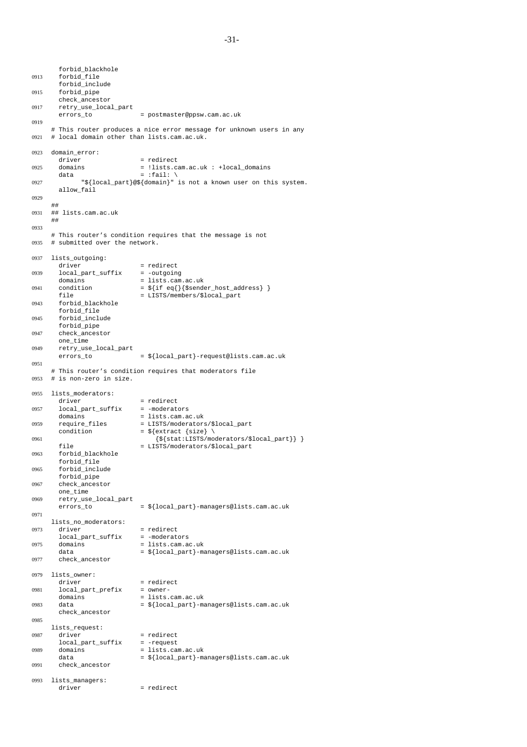```
      forbid_blackhole
0913  forbid_file
      forbid_include
0915  forbid_pipe
      check_ancestor
0917  retry_use_local_part
      errors_to             = postmaster@ppsw.cam.ac.uk
0919
    # This router produces a nice error message for unknown users in any
0921 # local domain other than lists.cam.ac.uk.

0923 domain_error:
      driver                = redirect
0925  domains               = !lists.cam.ac.uk : +local_domains
      data                  = :fail: \
0927        "${local_part}@${domain}" is not a known user on this system.
      allow_fail
0929
    ##
0931 ## lists.cam.ac.uk
    ##
0933
    # This router's condition requires that the message is not
0935 # submitted over the network.

0937 lists_outgoing:
      driver                = redirect
0939  local_part_suffix     = -outgoing
      domains               = lists.cam.ac.uk
0941  condition             = ${if eq{}{$sender_host_address} }
      file                  = LISTS/members/$local_part
0943  forbid_blackhole
      forbid_file
0945  forbid_include
      forbid_pipe
0947  check_ancestor
      one_time
0949  retry_use_local_part
      errors_to             = ${local_part}-request@lists.cam.ac.uk
0951
    # This router's condition requires that moderators file
0953 # is non-zero in size.

0955 lists_moderators:
      driver                = redirect
0957  local_part_suffix     = -moderators
      domains               = lists.cam.ac.uk
0959  require_files         = LISTS/moderators/$local_part
      condition             = ${extract {size} \
0961                            {${stat:LISTS/moderators/$local_part}} }
      file                  = LISTS/moderators/$local_part
0963  forbid_blackhole
      forbid_file
0965  forbid_include
      forbid_pipe
0967  check_ancestor
      one_time
0969  retry_use_local_part
      errors_to             = ${local_part}-managers@lists.cam.ac.uk
0971
    lists_no_moderators:
0973  driver                = redirect
      local_part_suffix     = -moderators
0975  domains               = lists.cam.ac.uk
      data                  = ${local_part}-managers@lists.cam.ac.uk
0977  check_ancestor

0979 lists_owner:
      driver                = redirect
0981  local_part_prefix     = owner-
      domains               = lists.cam.ac.uk
0983  data                  = ${local_part}-managers@lists.cam.ac.uk
      check_ancestor
0985
    lists_request:
0987  driver                = redirect
      local_part_suffix     = -request
0989  domains               = lists.cam.ac.uk
      data                  = ${local_part}-managers@lists.cam.ac.uk
0991  check_ancestor

0993 lists_managers:
      driver                = redirect
```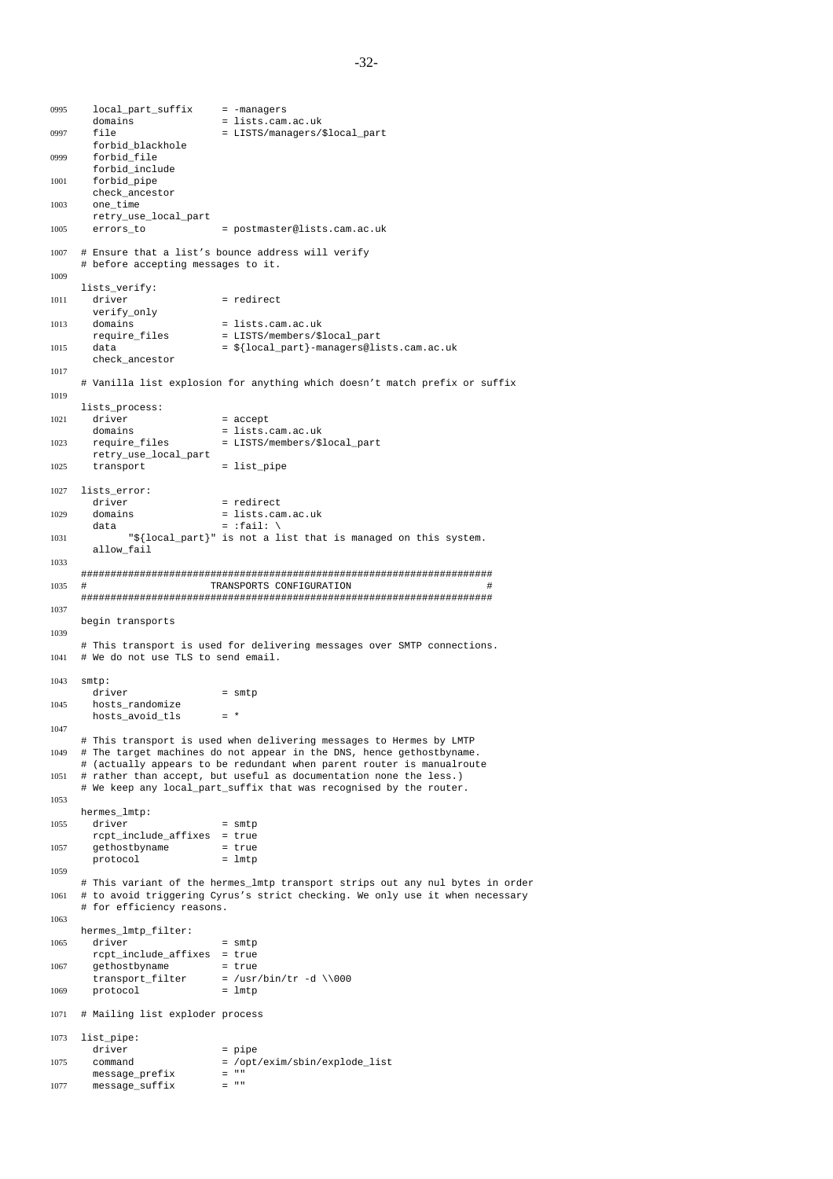```
  local_part_suffix     = -managers
  domains               = lists.cam.ac.uk
  file                  = LISTS/managers/$local_part
  forbid_blackhole
  forbid_file
  forbid_include
  forbid_pipe
  check_ancestor
  one_time
  retry_use_local_part
  errors_to             = postmaster@lists.cam.ac.uk

# Ensure that a list's bounce address will verify
# before accepting messages to it.

lists_verify:
  driver                = redirect
  verify_only
  domains               = lists.cam.ac.uk
  require_files         = LISTS/members/$local_part
  data                  = ${local_part}-managers@lists.cam.ac.uk
  check_ancestor

# Vanilla list explosion for anything which doesn't match prefix or suffix

lists_process:
  driver                = accept
  domains               = lists.cam.ac.uk
  require_files         = LISTS/members/$local_part
  retry_use_local_part
  transport             = list_pipe

lists_error:
  driver                = redirect
  domains               = lists.cam.ac.uk
  data                  = :fail: \
        "${local_part}" is not a list that is managed on this system.
  allow_fail

######################################################################
#                    TRANSPORTS CONFIGURATION                        #
######################################################################

begin transports

# This transport is used for delivering messages over SMTP connections.
# We do not use TLS to send email.

smtp:
  driver                = smtp
  hosts_randomize
  hosts_avoid_tls       = *

# This transport is used when delivering messages to Hermes by LMTP
# The target machines do not appear in the DNS, hence gethostbyname.
# (actually appears to be redundant when parent router is manualroute
# rather than accept, but useful as documentation none the less.)
# We keep any local_part_suffix that was recognised by the router.

hermes_lmtp:
  driver                = smtp
  rcpt_include_affixes  = true
  gethostbyname         = true
  protocol              = lmtp

# This variant of the hermes_lmtp transport strips out any nul bytes in order
# to avoid triggering Cyrus's strict checking. We only use it when necessary
# for efficiency reasons.

hermes_lmtp_filter:
  driver                = smtp
  rcpt_include_affixes  = true
  gethostbyname         = true
  transport_filter      = /usr/bin/tr -d \\000
  protocol              = lmtp

# Mailing list exploder process

list_pipe:
  driver                = pipe
  command               = /opt/exim/sbin/explode_list
  message_prefix        = ""
  message_suffix        = ""
```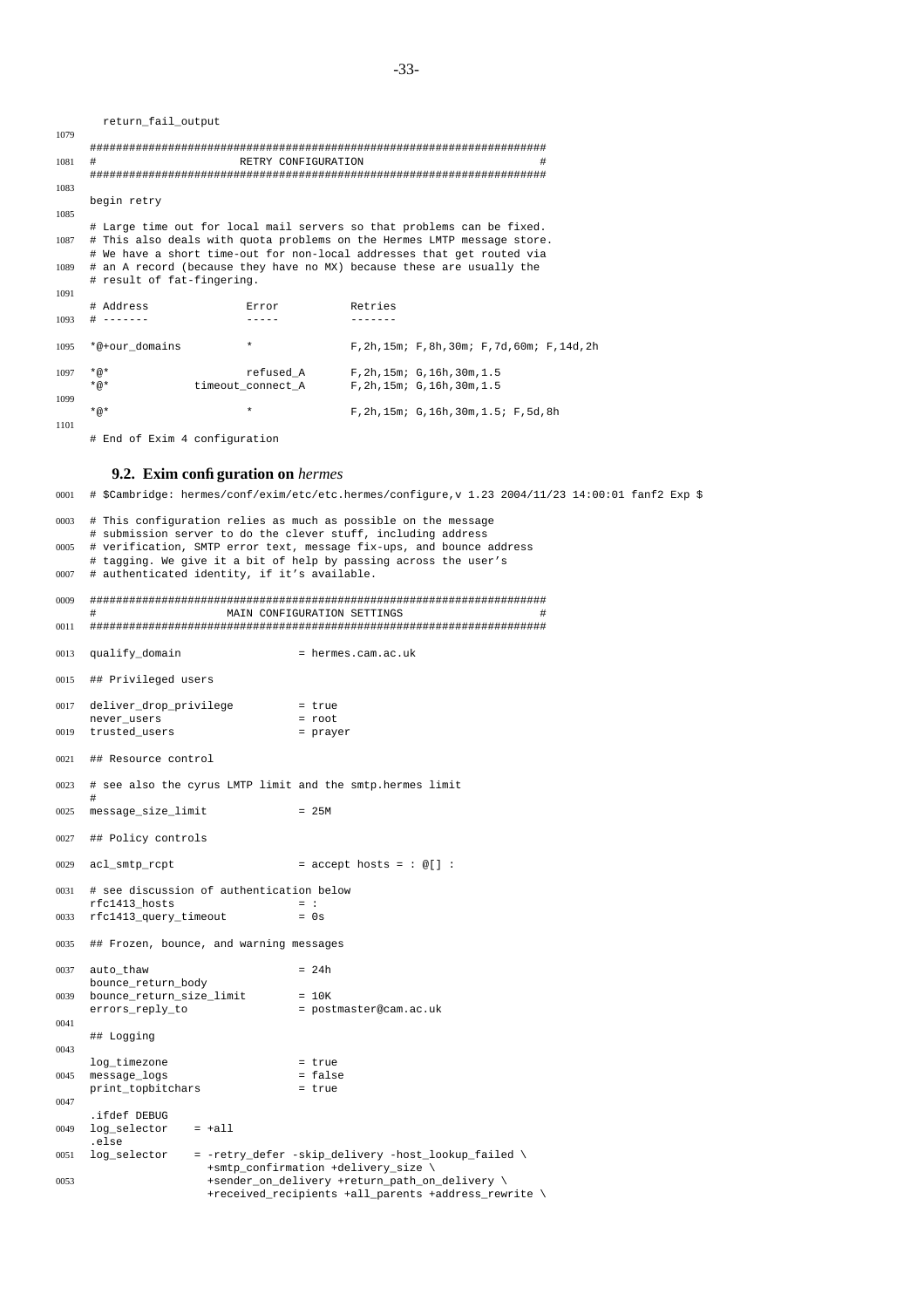```
  return_fail_output

######################################################################
#                     RETRY CONFIGURATION                            #
######################################################################

begin retry

# Large time out for local mail servers so that problems can be fixed.
# This also deals with quota problems on the Hermes LMTP message store.
# We have a short time-out for non-local addresses that get routed via
# an A record (because they have no MX) because these are usually the
# result of fat-fingering.

# Address               Error           Retries
# -------               -----           -------

*@+our_domains          *               F,2h,15m; F,8h,30m; F,7d,60m; F,14d,2h

*@*                     refused_A       F,2h,15m; G,16h,30m,1.5
*@*             timeout_connect_A       F,2h,15m; G,16h,30m,1.5

*@*                     *               F,2h,15m; G,16h,30m,1.5; F,5d,8h

# End of Exim 4 configuration
```

### 9.2. Exim configuration on *hermes*

```
# $Cambridge: hermes/conf/exim/etc/etc.hermes/configure,v 1.23 2004/11/23 14:00:01 fanf2 Exp $

# This configuration relies as much as possible on the message
# submission server to do the clever stuff, including address
# verification, SMTP error text, message fix-ups, and bounce address
# tagging. We give it a bit of help by passing across the user's
# authenticated identity, if it's available.

######################################################################
#                  MAIN CONFIGURATION SETTINGS                       #
######################################################################

qualify_domain                  = hermes.cam.ac.uk

## Privileged users

deliver_drop_privilege          = true
never_users                     = root
trusted_users                   = prayer

## Resource control

# see also the cyrus LMTP limit and the smtp.hermes limit
#
message_size_limit              = 25M

## Policy controls

acl_smtp_rcpt                   = accept hosts = : @[] :

# see discussion of authentication below
rfc1413_hosts                   = :
rfc1413_query_timeout           = 0s

## Frozen, bounce, and warning messages

auto_thaw                       = 24h
bounce_return_body
bounce_return_size_limit        = 10K
errors_reply_to                 = postmaster@cam.ac.uk

## Logging

log_timezone                    = true
message_logs                    = false
print_topbitchars               = true

.ifdef DEBUG
log_selector    = +all
.else
log_selector    = -retry_defer -skip_delivery -host_lookup_failed \
                  +smtp_confirmation +delivery_size \
                  +sender_on_delivery +return_path_on_delivery \
                  +received_recipients +all_parents +address_rewrite \
```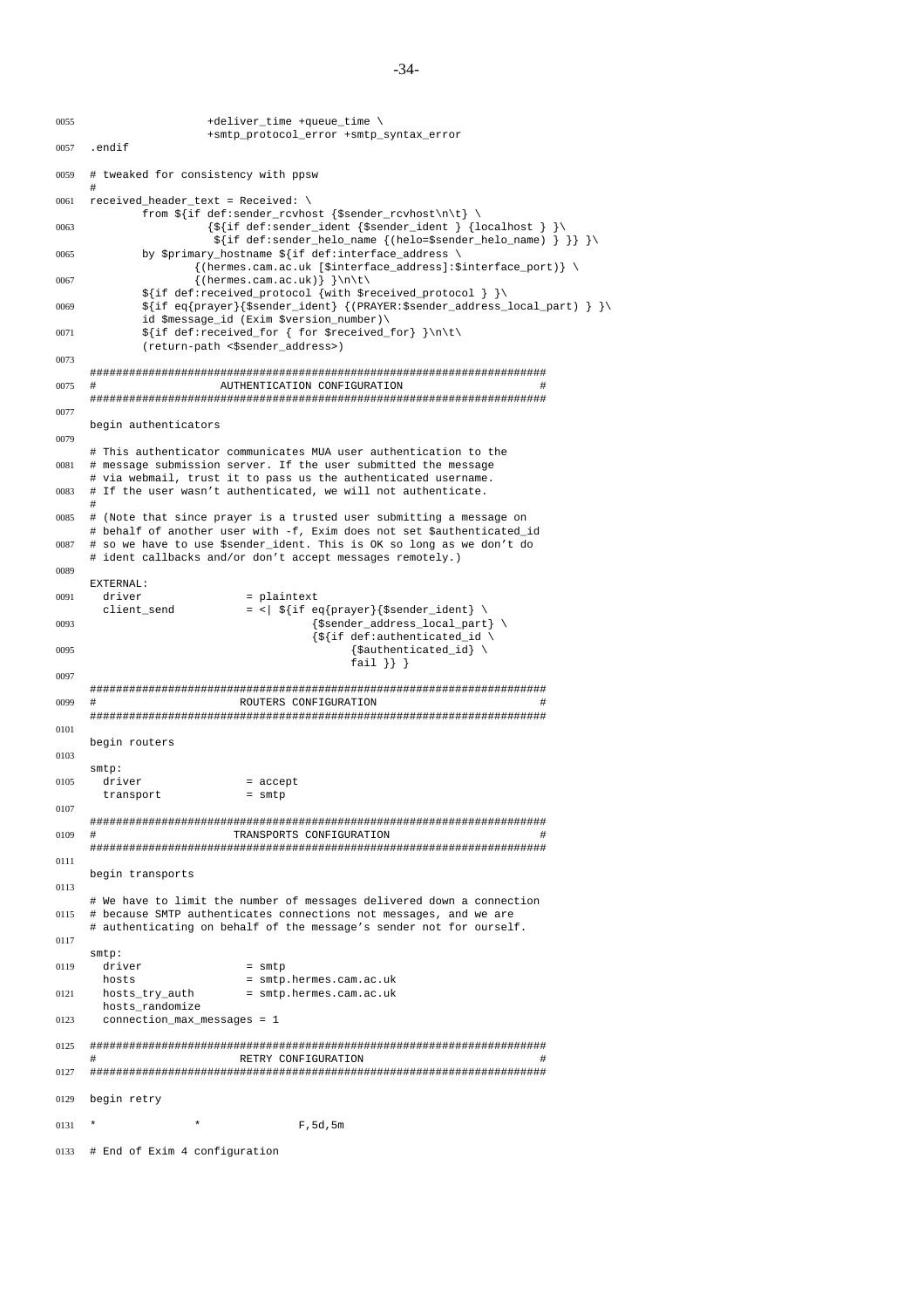```
0055                  +deliver_time +queue_time \
                      +smtp_protocol_error +smtp_syntax_error
0057  .endif

0059  # tweaked for consistency with ppsw
      #
0061  received_header_text = Received: \
              from ${if def:sender_rcvhost {$sender_rcvhost\n\t} \
0063                    {${if def:sender_ident {$sender_ident } {localhost } }\
                         ${if def:sender_helo_name {(helo=$sender_helo_name) } }} }\
0065          by $primary_hostname ${if def:interface_address \
                    {(hermes.cam.ac.uk [$interface_address]:$interface_port)} \
0067                {(hermes.cam.ac.uk)} }\n\t\
              ${if def:received_protocol {with $received_protocol } }\
0069          ${if eq{prayer}{$sender_ident} {(PRAYER:$sender_address_local_part) } }\
              id $message_id (Exim $version_number)\
0071          ${if def:received_for { for $received_for} }\n\t\
              (return-path <$sender_address>)
0073
      ######################################################################
0075  #                   AUTHENTICATION CONFIGURATION                     #
      ######################################################################
0077
      begin authenticators
0079
      # This authenticator communicates MUA user authentication to the
0081  # message submission server. If the user submitted the message
      # via webmail, trust it to pass us the authenticated username.
0083  # If the user wasn't authenticated, we will not authenticate.
      #
0085  # (Note that since prayer is a trusted user submitting a message on
      # behalf of another user with -f, Exim does not set $authenticated_id
0087  # so we have to use $sender_ident. This is OK so long as we don't do
      # ident callbacks and/or don't accept messages remotely.)
0089
      EXTERNAL:
0091    driver                = plaintext
        client_send           = <| ${if eq{prayer}{$sender_ident} \
0093                                  {$sender_address_local_part} \
                                      {${if def:authenticated_id \
0095                                        {$authenticated_id} \
                                            fail }} }
0097
      ######################################################################
0099  #                     ROUTERS CONFIGURATION                          #
      ######################################################################
0101
      begin routers
0103
      smtp:
0105    driver                = accept
        transport             = smtp
0107
      ######################################################################
0109  #                     TRANSPORTS CONFIGURATION                       #
      ######################################################################
0111
      begin transports
0113
      # We have to limit the number of messages delivered down a connection
0115  # because SMTP authenticates connections not messages, and we are
      # authenticating on behalf of the message's sender not for ourself.
0117
      smtp:
0119    driver                = smtp
        hosts                 = smtp.hermes.cam.ac.uk
0121    hosts_try_auth        = smtp.hermes.cam.ac.uk
        hosts_randomize
0123    connection_max_messages = 1

0125  ######################################################################
      #                     RETRY CONFIGURATION                            #
0127  ######################################################################

0129  begin retry

0131  *               *               F,5d,5m

0133  # End of Exim 4 configuration
```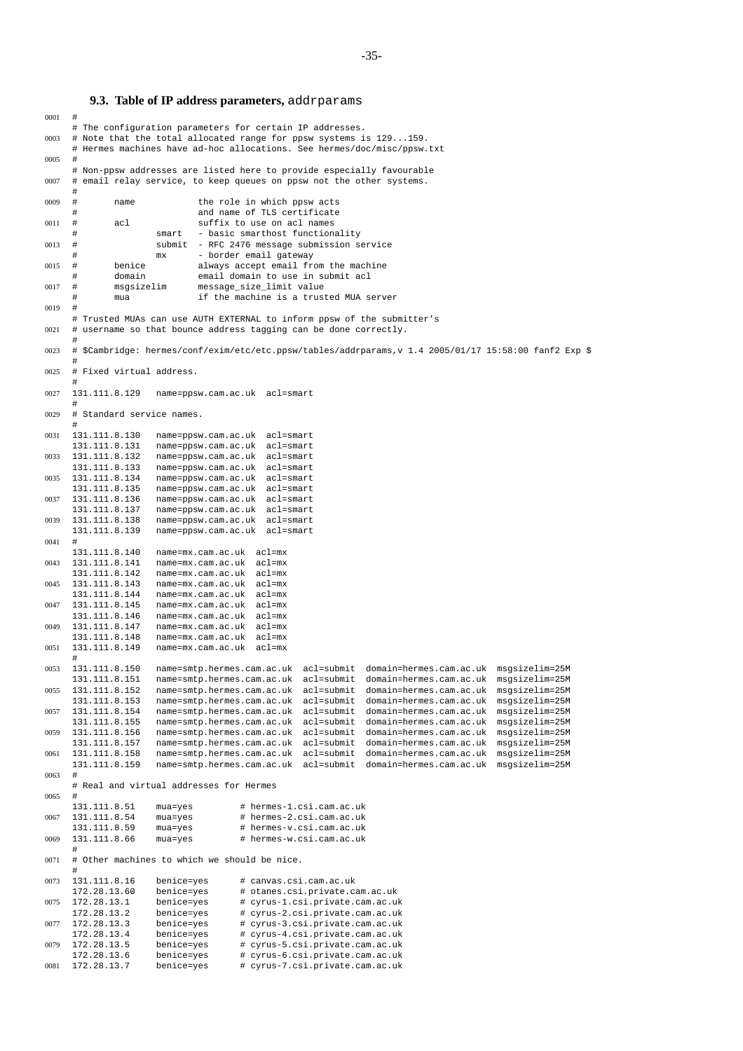### 9.3. Table of IP address parameters, addrparams

```
0001  #
      # The configuration parameters for certain IP addresses.
0003  # Note that the total allocated range for ppsw systems is 129...159.
      # Hermes machines have ad-hoc allocations. See hermes/doc/misc/ppsw.txt
0005  #
      # Non-ppsw addresses are listed here to provide especially favourable
0007  # email relay service, to keep queues on ppsw not the other systems.
      #
0009  #       name            the role in which ppsw acts
      #                       and name of TLS certificate
0011  #       acl             suffix to use on acl names
      #               smart   - basic smarthost functionality
0013  #               submit  - RFC 2476 message submission service
      #               mx      - border email gateway
0015  #       benice          always accept email from the machine
      #       domain          email domain to use in submit acl
0017  #       msgsizelim      message_size_limit value
      #       mua             if the machine is a trusted MUA server
0019  #
      # Trusted MUAs can use AUTH EXTERNAL to inform ppsw of the submitter's
0021  # username so that bounce address tagging can be done correctly.
      #
0023  # $Cambridge: hermes/conf/exim/etc/etc.ppsw/tables/addrparams,v 1.4 2005/01/17 15:58:00 fanf2 Exp $
      #
0025  # Fixed virtual address.
      #
0027  131.111.8.129   name=ppsw.cam.ac.uk  acl=smart
      #
0029  # Standard service names.
      #
0031  131.111.8.130   name=ppsw.cam.ac.uk  acl=smart
      131.111.8.131   name=ppsw.cam.ac.uk  acl=smart
0033  131.111.8.132   name=ppsw.cam.ac.uk  acl=smart
      131.111.8.133   name=ppsw.cam.ac.uk  acl=smart
0035  131.111.8.134   name=ppsw.cam.ac.uk  acl=smart
      131.111.8.135   name=ppsw.cam.ac.uk  acl=smart
0037  131.111.8.136   name=ppsw.cam.ac.uk  acl=smart
      131.111.8.137   name=ppsw.cam.ac.uk  acl=smart
0039  131.111.8.138   name=ppsw.cam.ac.uk  acl=smart
      131.111.8.139   name=ppsw.cam.ac.uk  acl=smart
0041  #
      131.111.8.140   name=mx.cam.ac.uk  acl=mx
0043  131.111.8.141   name=mx.cam.ac.uk  acl=mx
      131.111.8.142   name=mx.cam.ac.uk  acl=mx
0045  131.111.8.143   name=mx.cam.ac.uk  acl=mx
      131.111.8.144   name=mx.cam.ac.uk  acl=mx
0047  131.111.8.145   name=mx.cam.ac.uk  acl=mx
      131.111.8.146   name=mx.cam.ac.uk  acl=mx
0049  131.111.8.147   name=mx.cam.ac.uk  acl=mx
      131.111.8.148   name=mx.cam.ac.uk  acl=mx
0051  131.111.8.149   name=mx.cam.ac.uk  acl=mx
      #
0053  131.111.8.150   name=smtp.hermes.cam.ac.uk  acl=submit  domain=hermes.cam.ac.uk  msgsizelim=25M
      131.111.8.151   name=smtp.hermes.cam.ac.uk  acl=submit  domain=hermes.cam.ac.uk  msgsizelim=25M
0055  131.111.8.152   name=smtp.hermes.cam.ac.uk  acl=submit  domain=hermes.cam.ac.uk  msgsizelim=25M
      131.111.8.153   name=smtp.hermes.cam.ac.uk  acl=submit  domain=hermes.cam.ac.uk  msgsizelim=25M
0057  131.111.8.154   name=smtp.hermes.cam.ac.uk  acl=submit  domain=hermes.cam.ac.uk  msgsizelim=25M
      131.111.8.155   name=smtp.hermes.cam.ac.uk  acl=submit  domain=hermes.cam.ac.uk  msgsizelim=25M
0059  131.111.8.156   name=smtp.hermes.cam.ac.uk  acl=submit  domain=hermes.cam.ac.uk  msgsizelim=25M
      131.111.8.157   name=smtp.hermes.cam.ac.uk  acl=submit  domain=hermes.cam.ac.uk  msgsizelim=25M
0061  131.111.8.158   name=smtp.hermes.cam.ac.uk  acl=submit  domain=hermes.cam.ac.uk  msgsizelim=25M
      131.111.8.159   name=smtp.hermes.cam.ac.uk  acl=submit  domain=hermes.cam.ac.uk  msgsizelim=25M
0063  #
      # Real and virtual addresses for Hermes
0065  #
      131.111.8.51    mua=yes         # hermes-1.csi.cam.ac.uk
0067  131.111.8.54    mua=yes         # hermes-2.csi.cam.ac.uk
      131.111.8.59    mua=yes         # hermes-v.csi.cam.ac.uk
0069  131.111.8.66    mua=yes         # hermes-w.csi.cam.ac.uk
      #
0071  # Other machines to which we should be nice.
      #
0073  131.111.8.16    benice=yes      # canvas.csi.cam.ac.uk
      172.28.13.60    benice=yes      # otanes.csi.private.cam.ac.uk
0075  172.28.13.1     benice=yes      # cyrus-1.csi.private.cam.ac.uk
      172.28.13.2     benice=yes      # cyrus-2.csi.private.cam.ac.uk
0077  172.28.13.3     benice=yes      # cyrus-3.csi.private.cam.ac.uk
      172.28.13.4     benice=yes      # cyrus-4.csi.private.cam.ac.uk
0079  172.28.13.5     benice=yes      # cyrus-5.csi.private.cam.ac.uk
      172.28.13.6     benice=yes      # cyrus-6.csi.private.cam.ac.uk
0081  172.28.13.7     benice=yes      # cyrus-7.csi.private.cam.ac.uk
```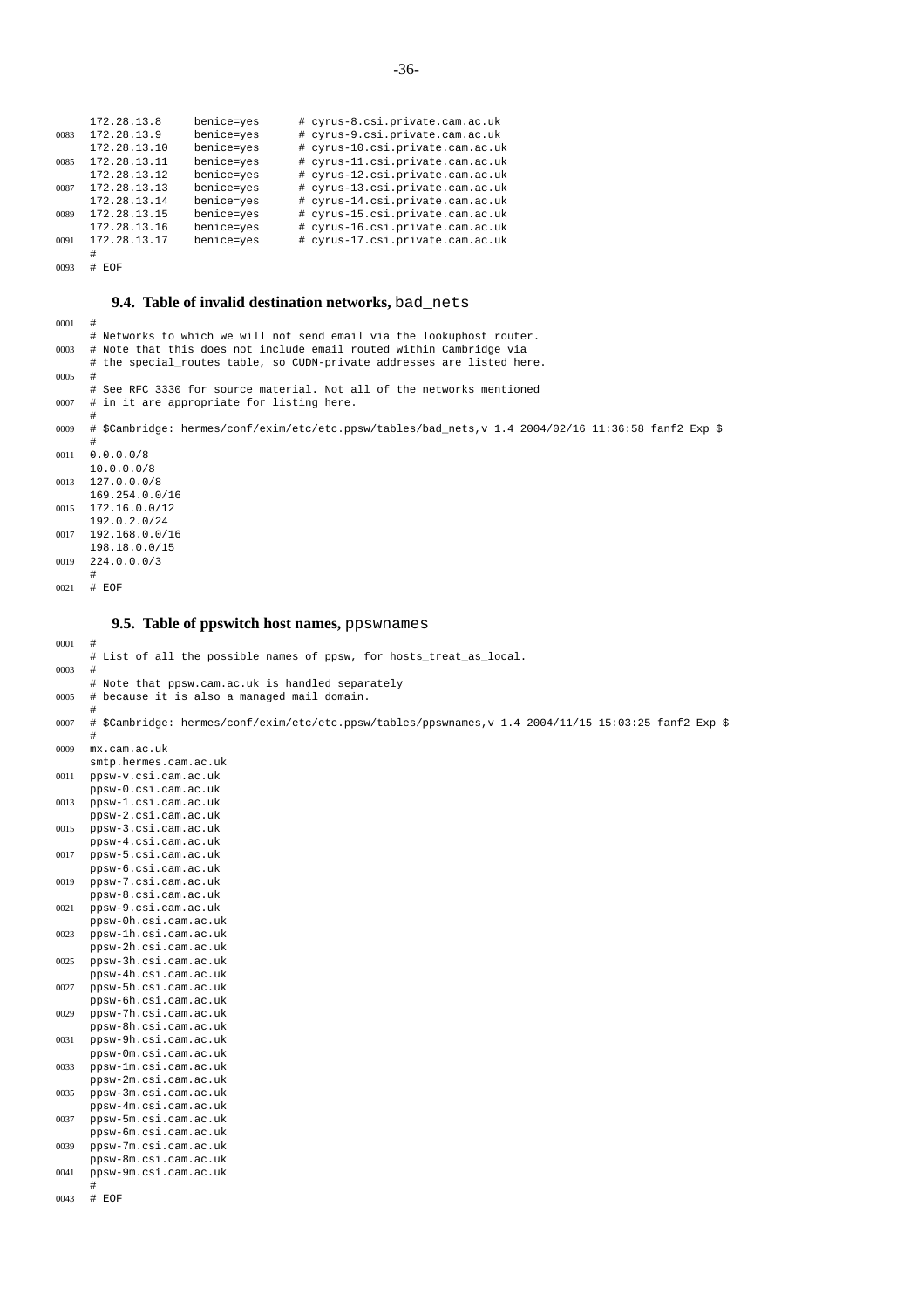```
172.28.13.8     benice=yes      # cyrus-8.csi.private.cam.ac.uk
172.28.13.9     benice=yes      # cyrus-9.csi.private.cam.ac.uk
172.28.13.10    benice=yes      # cyrus-10.csi.private.cam.ac.uk
172.28.13.11    benice=yes      # cyrus-11.csi.private.cam.ac.uk
172.28.13.12    benice=yes      # cyrus-12.csi.private.cam.ac.uk
172.28.13.13    benice=yes      # cyrus-13.csi.private.cam.ac.uk
172.28.13.14    benice=yes      # cyrus-14.csi.private.cam.ac.uk
172.28.13.15    benice=yes      # cyrus-15.csi.private.cam.ac.uk
172.28.13.16    benice=yes      # cyrus-16.csi.private.cam.ac.uk
172.28.13.17    benice=yes      # cyrus-17.csi.private.cam.ac.uk
#
# EOF
```

### 9.4. Table of invalid destination networks, bad_nets

```
#
# Networks to which we will not send email via the lookuphost router.
# Note that this does not include email routed within Cambridge via
# the special_routes table, so CUDN-private addresses are listed here.
#
# See RFC 3330 for source material. Not all of the networks mentioned
# in it are appropriate for listing here.
#
# $Cambridge: hermes/conf/exim/etc/etc.ppsw/tables/bad_nets,v 1.4 2004/02/16 11:36:58 fanf2 Exp $
#
0.0.0.0/8
10.0.0.0/8
127.0.0.0/8
169.254.0.0/16
172.16.0.0/12
192.0.2.0/24
192.168.0.0/16
198.18.0.0/15
224.0.0.0/3
#
# EOF
```

### 9.5. Table of ppswitch host names, ppswnames

```
#
# List of all the possible names of ppsw, for hosts_treat_as_local.
#
# Note that ppsw.cam.ac.uk is handled separately
# because it is also a managed mail domain.
#
# $Cambridge: hermes/conf/exim/etc/etc.ppsw/tables/ppswnames,v 1.4 2004/11/15 15:03:25 fanf2 Exp $
#
mx.cam.ac.uk
smtp.hermes.cam.ac.uk
ppsw-v.csi.cam.ac.uk
ppsw-0.csi.cam.ac.uk
ppsw-1.csi.cam.ac.uk
ppsw-2.csi.cam.ac.uk
ppsw-3.csi.cam.ac.uk
ppsw-4.csi.cam.ac.uk
ppsw-5.csi.cam.ac.uk
ppsw-6.csi.cam.ac.uk
ppsw-7.csi.cam.ac.uk
ppsw-8.csi.cam.ac.uk
ppsw-9.csi.cam.ac.uk
ppsw-0h.csi.cam.ac.uk
ppsw-1h.csi.cam.ac.uk
ppsw-2h.csi.cam.ac.uk
ppsw-3h.csi.cam.ac.uk
ppsw-4h.csi.cam.ac.uk
ppsw-5h.csi.cam.ac.uk
ppsw-6h.csi.cam.ac.uk
ppsw-7h.csi.cam.ac.uk
ppsw-8h.csi.cam.ac.uk
ppsw-9h.csi.cam.ac.uk
ppsw-0m.csi.cam.ac.uk
ppsw-1m.csi.cam.ac.uk
ppsw-2m.csi.cam.ac.uk
ppsw-3m.csi.cam.ac.uk
ppsw-4m.csi.cam.ac.uk
ppsw-5m.csi.cam.ac.uk
ppsw-6m.csi.cam.ac.uk
ppsw-7m.csi.cam.ac.uk
ppsw-8m.csi.cam.ac.uk
ppsw-9m.csi.cam.ac.uk
#
# EOF
```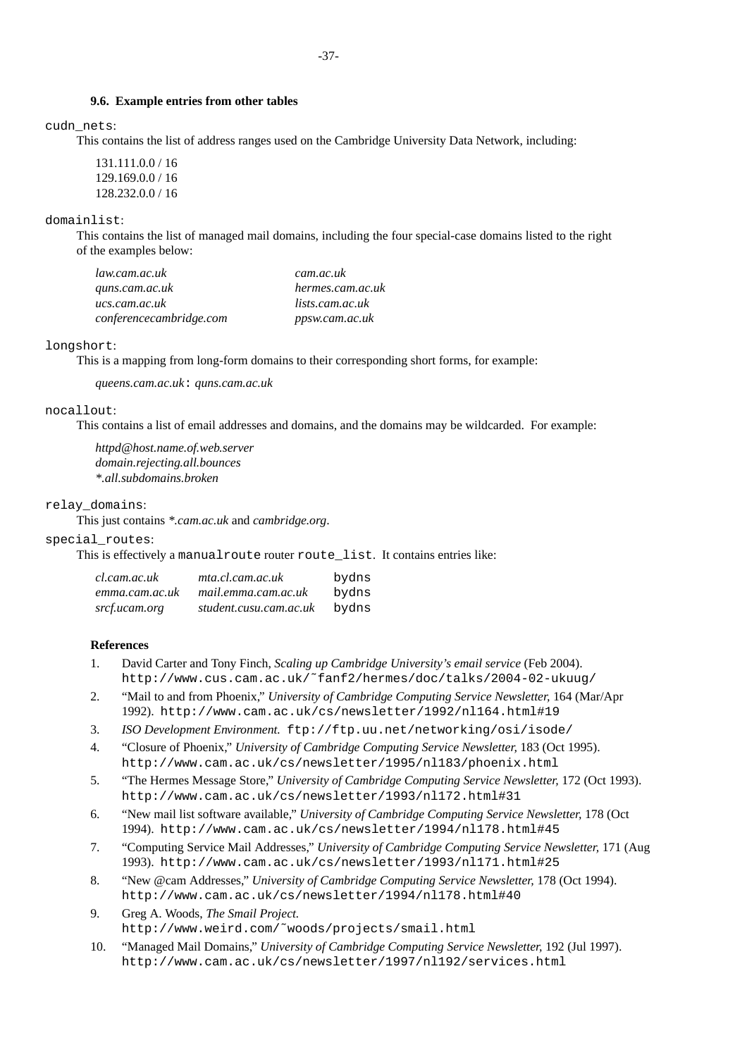### 9.6. Example entries from other tables

`cudn_nets`:

This contains the list of address ranges used on the Cambridge University Data Network, including:

131.111.0.0 / 16
129.169.0.0 / 16
128.232.0.0 / 16

`domainlist`:

This contains the list of managed mail domains, including the four special-case domains listed to the right of the examples below:

| | |
|---|---|
| *law.cam.ac.uk* | *cam.ac.uk* |
| *quns.cam.ac.uk* | *hermes.cam.ac.uk* |
| *ucs.cam.ac.uk* | *lists.cam.ac.uk* |
| *conferencecambridge.com* | *ppsw.cam.ac.uk* |

`longshort`:

This is a mapping from long-form domains to their corresponding short forms, for example:

*queens.cam.ac.uk*`:` *quns.cam.ac.uk*

`nocallout`:

This contains a list of email addresses and domains, and the domains may be wildcarded. For example:

*httpd@host.name.of.web.server*
*domain.rejecting.all.bounces*
*\*.all.subdomains.broken*

`relay_domains`:

This just contains *\*.cam.ac.uk* and *cambridge.org*.

`special_routes`:

This is effectively a `manualroute` router `route_list`. It contains entries like:

| | | |
|---|---|---|
| *cl.cam.ac.uk* | *mta.cl.cam.ac.uk* | `bydns` |
| *emma.cam.ac.uk* | *mail.emma.cam.ac.uk* | `bydns` |
| *srcf.ucam.org* | *student.cusu.cam.ac.uk* | `bydns` |

### References

1. David Carter and Tony Finch, *Scaling up Cambridge University's email service* (Feb 2004). `http://www.cus.cam.ac.uk/~fanf2/hermes/doc/talks/2004-02-ukuug/`
2. "Mail to and from Phoenix," *University of Cambridge Computing Service Newsletter,* 164 (Mar/Apr 1992). `http://www.cam.ac.uk/cs/newsletter/1992/nl164.html#19`
3. *ISO Development Environment.* `ftp://ftp.uu.net/networking/osi/isode/`
4. "Closure of Phoenix," *University of Cambridge Computing Service Newsletter,* 183 (Oct 1995). `http://www.cam.ac.uk/cs/newsletter/1995/nl183/phoenix.html`
5. "The Hermes Message Store," *University of Cambridge Computing Service Newsletter,* 172 (Oct 1993). `http://www.cam.ac.uk/cs/newsletter/1993/nl172.html#31`
6. "New mail list software available," *University of Cambridge Computing Service Newsletter,* 178 (Oct 1994). `http://www.cam.ac.uk/cs/newsletter/1994/nl178.html#45`
7. "Computing Service Mail Addresses," *University of Cambridge Computing Service Newsletter,* 171 (Aug 1993). `http://www.cam.ac.uk/cs/newsletter/1993/nl171.html#25`
8. "New @cam Addresses," *University of Cambridge Computing Service Newsletter,* 178 (Oct 1994). `http://www.cam.ac.uk/cs/newsletter/1994/nl178.html#40`
9. Greg A. Woods, *The Smail Project.* `http://www.weird.com/~woods/projects/smail.html`
10. "Managed Mail Domains," *University of Cambridge Computing Service Newsletter,* 192 (Jul 1997). `http://www.cam.ac.uk/cs/newsletter/1997/nl192/services.html`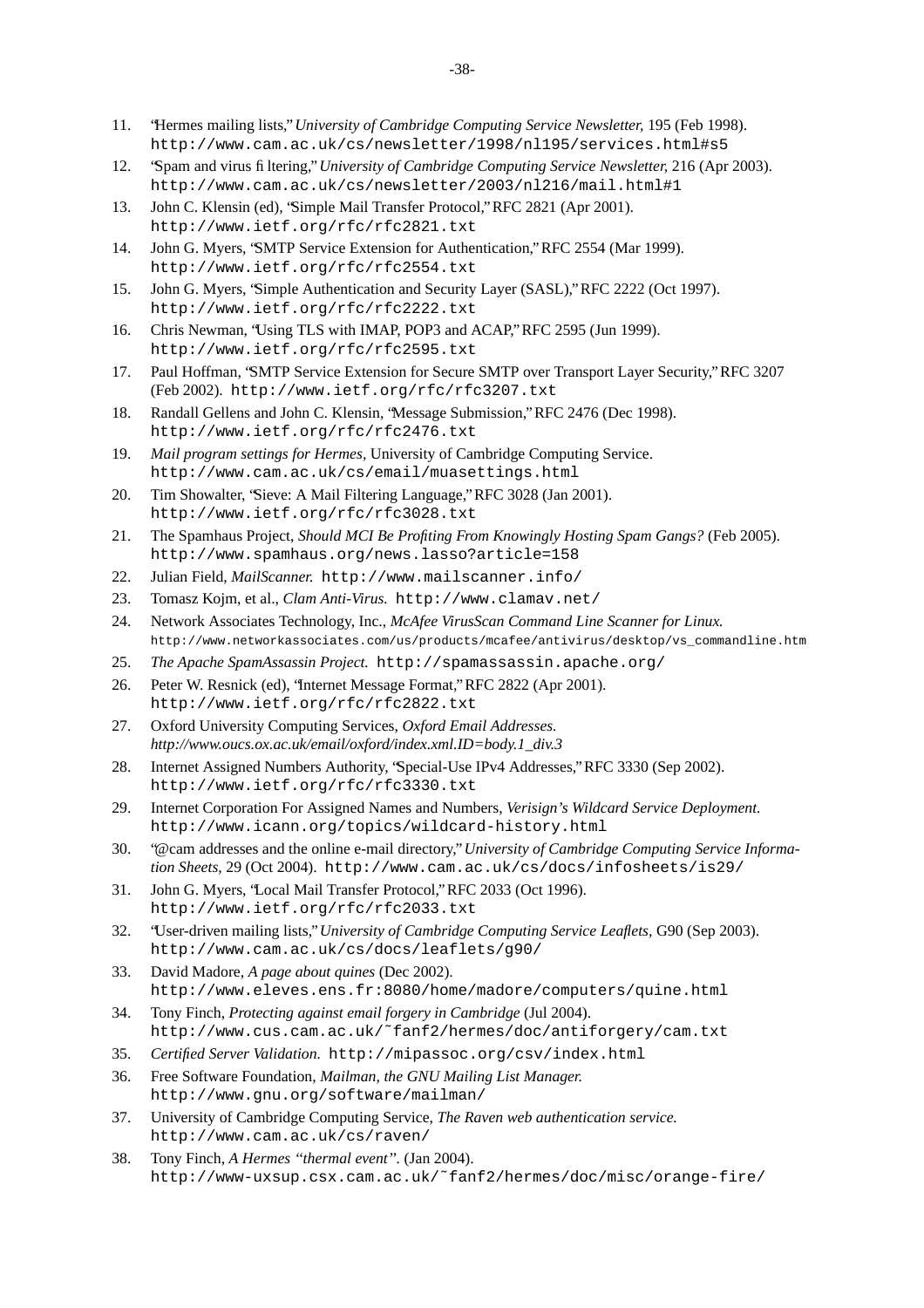11. "Hermes mailing lists," *University of Cambridge Computing Service Newsletter,* 195 (Feb 1998). `http://www.cam.ac.uk/cs/newsletter/1998/nl195/services.html#s5`
12. "Spam and virus filtering," *University of Cambridge Computing Service Newsletter,* 216 (Apr 2003). `http://www.cam.ac.uk/cs/newsletter/2003/nl216/mail.html#1`
13. John C. Klensin (ed), "Simple Mail Transfer Protocol," RFC 2821 (Apr 2001). `http://www.ietf.org/rfc/rfc2821.txt`
14. John G. Myers, "SMTP Service Extension for Authentication," RFC 2554 (Mar 1999). `http://www.ietf.org/rfc/rfc2554.txt`
15. John G. Myers, "Simple Authentication and Security Layer (SASL)," RFC 2222 (Oct 1997). `http://www.ietf.org/rfc/rfc2222.txt`
16. Chris Newman, "Using TLS with IMAP, POP3 and ACAP," RFC 2595 (Jun 1999). `http://www.ietf.org/rfc/rfc2595.txt`
17. Paul Hoffman, "SMTP Service Extension for Secure SMTP over Transport Layer Security," RFC 3207 (Feb 2002). `http://www.ietf.org/rfc/rfc3207.txt`
18. Randall Gellens and John C. Klensin, "Message Submission," RFC 2476 (Dec 1998). `http://www.ietf.org/rfc/rfc2476.txt`
19. *Mail program settings for Hermes,* University of Cambridge Computing Service. `http://www.cam.ac.uk/cs/email/muasettings.html`
20. Tim Showalter, "Sieve: A Mail Filtering Language," RFC 3028 (Jan 2001). `http://www.ietf.org/rfc/rfc3028.txt`
21. The Spamhaus Project, *Should MCI Be Profiting From Knowingly Hosting Spam Gangs?* (Feb 2005). `http://www.spamhaus.org/news.lasso?article=158`
22. Julian Field, *MailScanner.* `http://www.mailscanner.info/`
23. Tomasz Kojm, et al., *Clam Anti-Virus.* `http://www.clamav.net/`
24. Network Associates Technology, Inc., *McAfee VirusScan Command Line Scanner for Linux.* `http://www.networkassociates.com/us/products/mcafee/antivirus/desktop/vs_commandline.htm`
25. *The Apache SpamAssassin Project.* `http://spamassassin.apache.org/`
26. Peter W. Resnick (ed), "Internet Message Format," RFC 2822 (Apr 2001). `http://www.ietf.org/rfc/rfc2822.txt`
27. Oxford University Computing Services, *Oxford Email Addresses. http://www.oucs.ox.ac.uk/email/oxford/index.xml.ID=body.1_div.3*
28. Internet Assigned Numbers Authority, "Special-Use IPv4 Addresses," RFC 3330 (Sep 2002). `http://www.ietf.org/rfc/rfc3330.txt`
29. Internet Corporation For Assigned Names and Numbers, *Verisign's Wildcard Service Deployment.* `http://www.icann.org/topics/wildcard-history.html`
30. "@cam addresses and the online e-mail directory," *University of Cambridge Computing Service Information Sheets,* 29 (Oct 2004). `http://www.cam.ac.uk/cs/docs/infosheets/is29/`
31. John G. Myers, "Local Mail Transfer Protocol," RFC 2033 (Oct 1996). `http://www.ietf.org/rfc/rfc2033.txt`
32. "User-driven mailing lists," *University of Cambridge Computing Service Leaflets,* G90 (Sep 2003). `http://www.cam.ac.uk/cs/docs/leaflets/g90/`
33. David Madore, *A page about quines* (Dec 2002). `http://www.eleves.ens.fr:8080/home/madore/computers/quine.html`
34. Tony Finch, *Protecting against email forgery in Cambridge* (Jul 2004). `http://www.cus.cam.ac.uk/~fanf2/hermes/doc/antiforgery/cam.txt`
35. *Certified Server Validation.* `http://mipassoc.org/csv/index.html`
36. Free Software Foundation, *Mailman, the GNU Mailing List Manager.* `http://www.gnu.org/software/mailman/`
37. University of Cambridge Computing Service, *The Raven web authentication service.* `http://www.cam.ac.uk/cs/raven/`
38. Tony Finch, *A Hermes "thermal event".* (Jan 2004). `http://www-uxsup.csx.cam.ac.uk/~fanf2/hermes/doc/misc/orange-fire/`